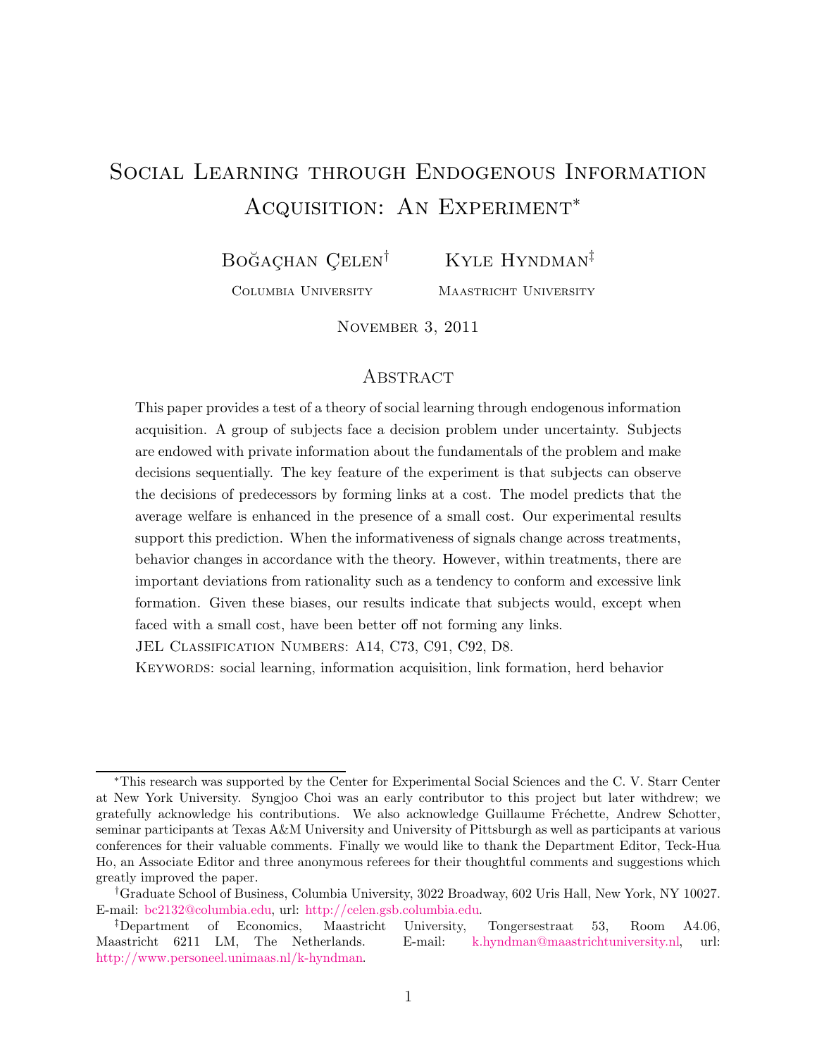# Social Learning through Endogenous Information Acquisition: An Experiment[*]

**Boğaçhan Çelen**[†] — Columbia University

**Kyle Hyndman**[‡] — Maastricht University

November 3, 2011

## Abstract

This paper provides a test of a theory of social learning through endogenous information acquisition. A group of subjects face a decision problem under uncertainty. Subjects are endowed with private information about the fundamentals of the problem and make decisions sequentially. The key feature of the experiment is that subjects can observe the decisions of predecessors by forming links at a cost. The model predicts that the average welfare is enhanced in the presence of a small cost. Our experimental results support this prediction. When the informativeness of signals change across treatments, behavior changes in accordance with the theory. However, within treatments, there are important deviations from rationality such as a tendency to conform and excessive link formation. Given these biases, our results indicate that subjects would, except when faced with a small cost, have been better off not forming any links.

JEL Classification Numbers: A14, C73, C91, C92, D8.

Keywords: social learning, information acquisition, link formation, herd behavior

---

[*] This research was supported by the Center for Experimental Social Sciences and the C. V. Starr Center at New York University. Syngjoo Choi was an early contributor to this project but later withdrew; we gratefully acknowledge his contributions. We also acknowledge Guillaume Fréchette, Andrew Schotter, seminar participants at Texas A&M University and University of Pittsburgh as well as participants at various conferences for their valuable comments. Finally we would like to thank the Department Editor, Teck-Hua Ho, an Associate Editor and three anonymous referees for their thoughtful comments and suggestions which greatly improved the paper.

[†] Graduate School of Business, Columbia University, 3022 Broadway, 602 Uris Hall, New York, NY 10027. E-mail: bc2132@columbia.edu, url: http://celen.gsb.columbia.edu.

[‡] Department of Economics, Maastricht University, Tongersestraat 53, Room A4.06, Maastricht 6211 LM, The Netherlands. E-mail: k.hyndman@maastrichtuniversity.nl, url: http://www.personeel.unimaas.nl/k-hyndman.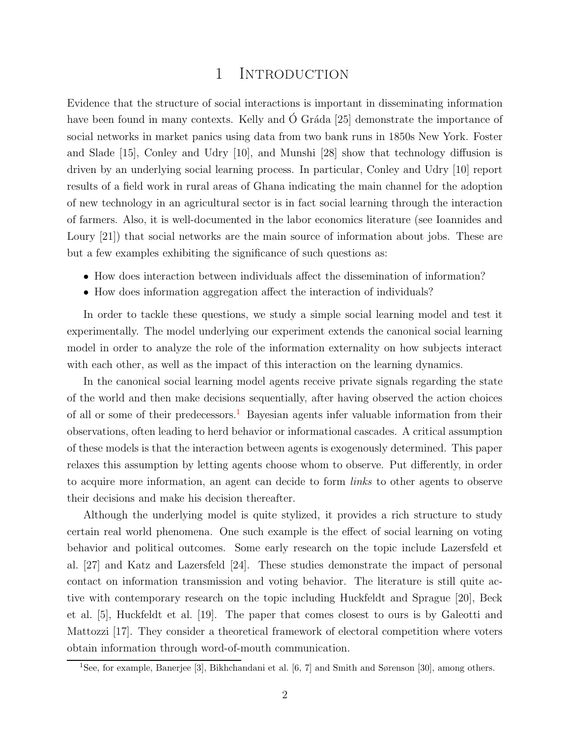# 1 Introduction

Evidence that the structure of social interactions is important in disseminating information have been found in many contexts. Kelly and Ó Gráda [25] demonstrate the importance of social networks in market panics using data from two bank runs in 1850s New York. Foster and Slade [15], Conley and Udry [10], and Munshi [28] show that technology diffusion is driven by an underlying social learning process. In particular, Conley and Udry [10] report results of a field work in rural areas of Ghana indicating the main channel for the adoption of new technology in an agricultural sector is in fact social learning through the interaction of farmers. Also, it is well-documented in the labor economics literature (see Ioannides and Loury [21]) that social networks are the main source of information about jobs. These are but a few examples exhibiting the significance of such questions as:

- How does interaction between individuals affect the dissemination of information?
- How does information aggregation affect the interaction of individuals?

In order to tackle these questions, we study a simple social learning model and test it experimentally. The model underlying our experiment extends the canonical social learning model in order to analyze the role of the information externality on how subjects interact with each other, as well as the impact of this interaction on the learning dynamics.

In the canonical social learning model agents receive private signals regarding the state of the world and then make decisions sequentially, after having observed the action choices of all or some of their predecessors.[1] Bayesian agents infer valuable information from their observations, often leading to herd behavior or informational cascades. A critical assumption of these models is that the interaction between agents is exogenously determined. This paper relaxes this assumption by letting agents choose whom to observe. Put differently, in order to acquire more information, an agent can decide to form *links* to other agents to observe their decisions and make his decision thereafter.

Although the underlying model is quite stylized, it provides a rich structure to study certain real world phenomena. One such example is the effect of social learning on voting behavior and political outcomes. Some early research on the topic include Lazersfeld et al. [27] and Katz and Lazersfeld [24]. These studies demonstrate the impact of personal contact on information transmission and voting behavior. The literature is still quite active with contemporary research on the topic including Huckfeldt and Sprague [20], Beck et al. [5], Huckfeldt et al. [19]. The paper that comes closest to ours is by Galeotti and Mattozzi [17]. They consider a theoretical framework of electoral competition where voters obtain information through word-of-mouth communication.

[1] See, for example, Banerjee [3], Bikhchandani et al. [6, 7] and Smith and Sørenson [30], among others.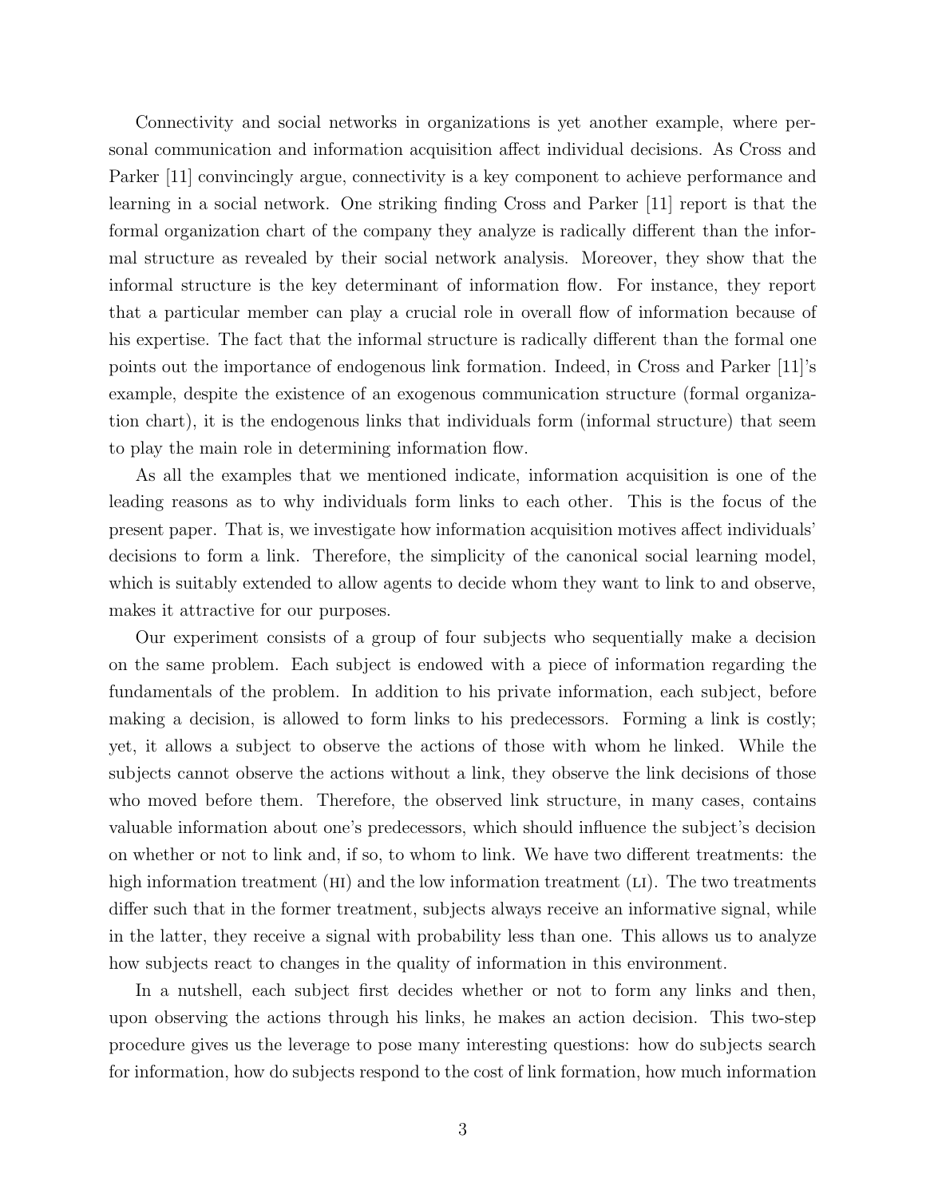Connectivity and social networks in organizations is yet another example, where personal communication and information acquisition affect individual decisions. As Cross and Parker [11] convincingly argue, connectivity is a key component to achieve performance and learning in a social network. One striking finding Cross and Parker [11] report is that the formal organization chart of the company they analyze is radically different than the informal structure as revealed by their social network analysis. Moreover, they show that the informal structure is the key determinant of information flow. For instance, they report that a particular member can play a crucial role in overall flow of information because of his expertise. The fact that the informal structure is radically different than the formal one points out the importance of endogenous link formation. Indeed, in Cross and Parker [11]'s example, despite the existence of an exogenous communication structure (formal organization chart), it is the endogenous links that individuals form (informal structure) that seem to play the main role in determining information flow.

As all the examples that we mentioned indicate, information acquisition is one of the leading reasons as to why individuals form links to each other. This is the focus of the present paper. That is, we investigate how information acquisition motives affect individuals' decisions to form a link. Therefore, the simplicity of the canonical social learning model, which is suitably extended to allow agents to decide whom they want to link to and observe, makes it attractive for our purposes.

Our experiment consists of a group of four subjects who sequentially make a decision on the same problem. Each subject is endowed with a piece of information regarding the fundamentals of the problem. In addition to his private information, each subject, before making a decision, is allowed to form links to his predecessors. Forming a link is costly; yet, it allows a subject to observe the actions of those with whom he linked. While the subjects cannot observe the actions without a link, they observe the link decisions of those who moved before them. Therefore, the observed link structure, in many cases, contains valuable information about one's predecessors, which should influence the subject's decision on whether or not to link and, if so, to whom to link. We have two different treatments: the high information treatment (HI) and the low information treatment (LI). The two treatments differ such that in the former treatment, subjects always receive an informative signal, while in the latter, they receive a signal with probability less than one. This allows us to analyze how subjects react to changes in the quality of information in this environment.

In a nutshell, each subject first decides whether or not to form any links and then, upon observing the actions through his links, he makes an action decision. This two-step procedure gives us the leverage to pose many interesting questions: how do subjects search for information, how do subjects respond to the cost of link formation, how much information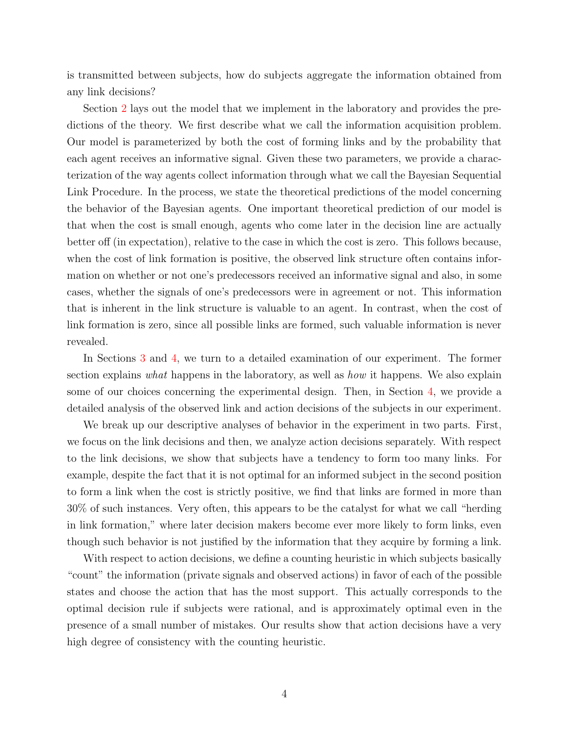is transmitted between subjects, how do subjects aggregate the information obtained from any link decisions?

Section 2 lays out the model that we implement in the laboratory and provides the predictions of the theory. We first describe what we call the information acquisition problem. Our model is parameterized by both the cost of forming links and by the probability that each agent receives an informative signal. Given these two parameters, we provide a characterization of the way agents collect information through what we call the Bayesian Sequential Link Procedure. In the process, we state the theoretical predictions of the model concerning the behavior of the Bayesian agents. One important theoretical prediction of our model is that when the cost is small enough, agents who come later in the decision line are actually better off (in expectation), relative to the case in which the cost is zero. This follows because, when the cost of link formation is positive, the observed link structure often contains information on whether or not one's predecessors received an informative signal and also, in some cases, whether the signals of one's predecessors were in agreement or not. This information that is inherent in the link structure is valuable to an agent. In contrast, when the cost of link formation is zero, since all possible links are formed, such valuable information is never revealed.

In Sections 3 and 4, we turn to a detailed examination of our experiment. The former section explains *what* happens in the laboratory, as well as *how* it happens. We also explain some of our choices concerning the experimental design. Then, in Section 4, we provide a detailed analysis of the observed link and action decisions of the subjects in our experiment.

We break up our descriptive analyses of behavior in the experiment in two parts. First, we focus on the link decisions and then, we analyze action decisions separately. With respect to the link decisions, we show that subjects have a tendency to form too many links. For example, despite the fact that it is not optimal for an informed subject in the second position to form a link when the cost is strictly positive, we find that links are formed in more than 30% of such instances. Very often, this appears to be the catalyst for what we call "herding in link formation," where later decision makers become ever more likely to form links, even though such behavior is not justified by the information that they acquire by forming a link.

With respect to action decisions, we define a counting heuristic in which subjects basically "count" the information (private signals and observed actions) in favor of each of the possible states and choose the action that has the most support. This actually corresponds to the optimal decision rule if subjects were rational, and is approximately optimal even in the presence of a small number of mistakes. Our results show that action decisions have a very high degree of consistency with the counting heuristic.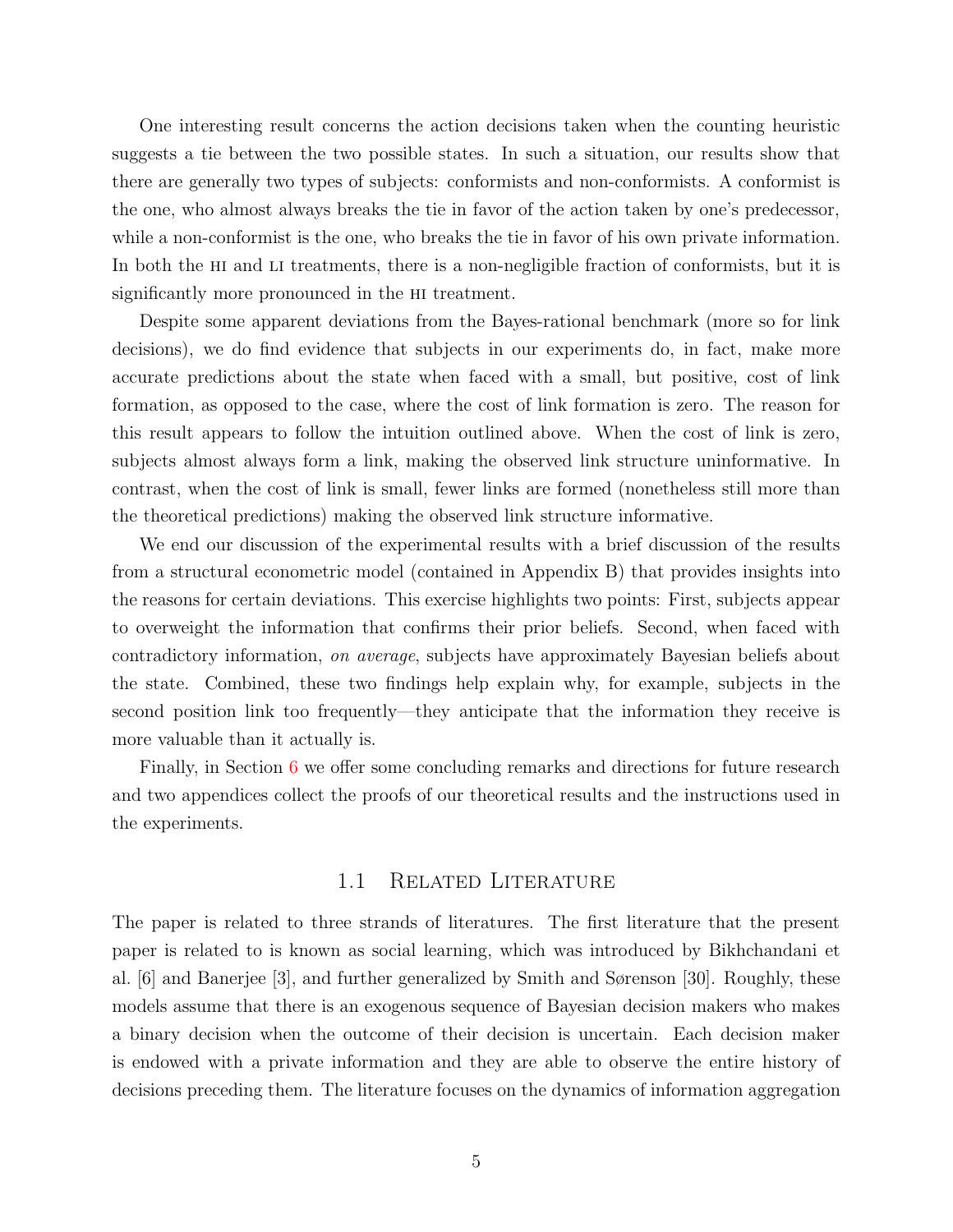One interesting result concerns the action decisions taken when the counting heuristic suggests a tie between the two possible states. In such a situation, our results show that there are generally two types of subjects: conformists and non-conformists. A conformist is the one, who almost always breaks the tie in favor of the action taken by one's predecessor, while a non-conformist is the one, who breaks the tie in favor of his own private information. In both the HI and LI treatments, there is a non-negligible fraction of conformists, but it is significantly more pronounced in the HI treatment.

Despite some apparent deviations from the Bayes-rational benchmark (more so for link decisions), we do find evidence that subjects in our experiments do, in fact, make more accurate predictions about the state when faced with a small, but positive, cost of link formation, as opposed to the case, where the cost of link formation is zero. The reason for this result appears to follow the intuition outlined above. When the cost of link is zero, subjects almost always form a link, making the observed link structure uninformative. In contrast, when the cost of link is small, fewer links are formed (nonetheless still more than the theoretical predictions) making the observed link structure informative.

We end our discussion of the experimental results with a brief discussion of the results from a structural econometric model (contained in Appendix B) that provides insights into the reasons for certain deviations. This exercise highlights two points: First, subjects appear to overweight the information that confirms their prior beliefs. Second, when faced with contradictory information, *on average*, subjects have approximately Bayesian beliefs about the state. Combined, these two findings help explain why, for example, subjects in the second position link too frequently—they anticipate that the information they receive is more valuable than it actually is.

Finally, in Section 6 we offer some concluding remarks and directions for future research and two appendices collect the proofs of our theoretical results and the instructions used in the experiments.

### 1.1 Related Literature

The paper is related to three strands of literatures. The first literature that the present paper is related to is known as social learning, which was introduced by Bikhchandani et al. [6] and Banerjee [3], and further generalized by Smith and Sørenson [30]. Roughly, these models assume that there is an exogenous sequence of Bayesian decision makers who makes a binary decision when the outcome of their decision is uncertain. Each decision maker is endowed with a private information and they are able to observe the entire history of decisions preceding them. The literature focuses on the dynamics of information aggregation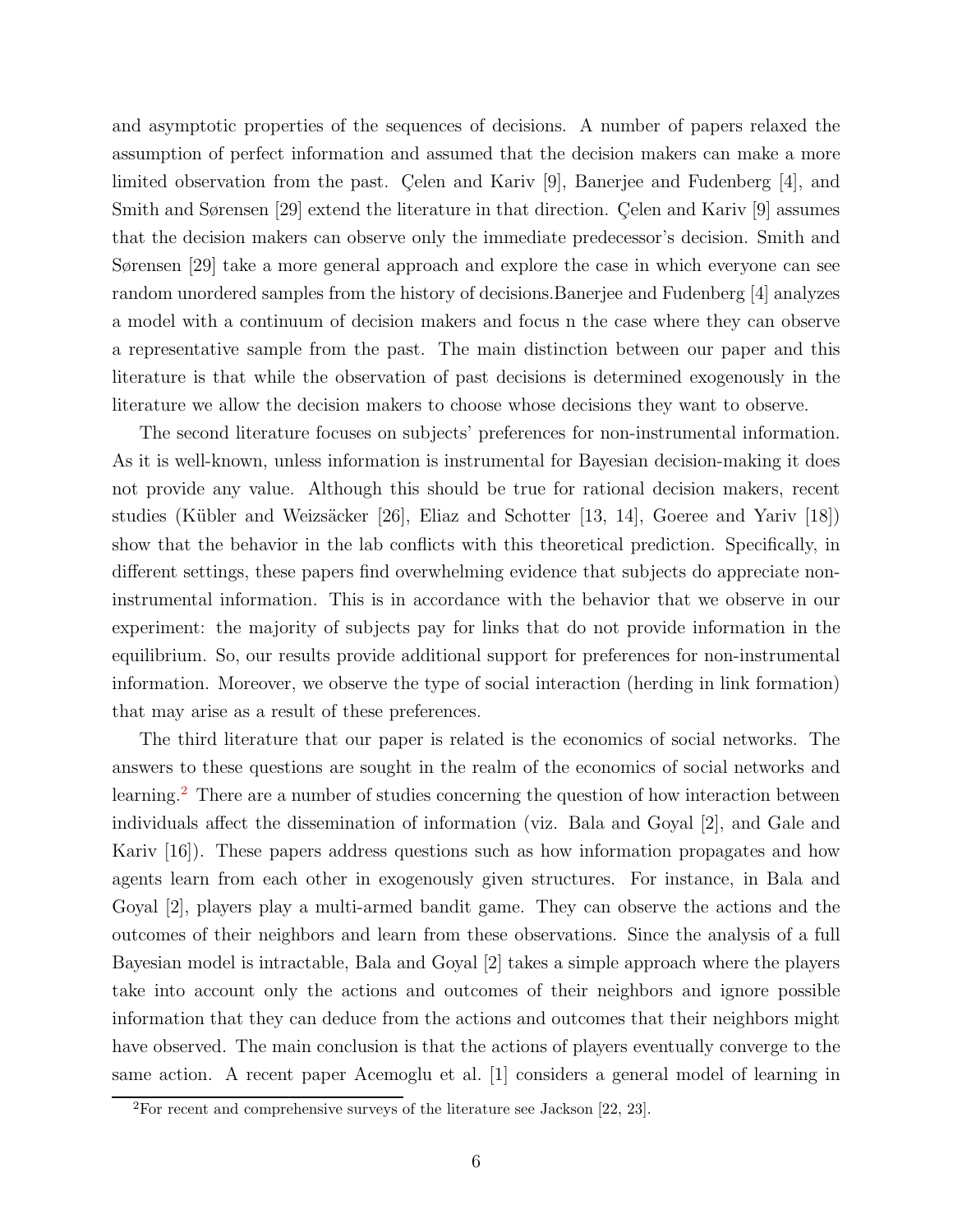and asymptotic properties of the sequences of decisions. A number of papers relaxed the assumption of perfect information and assumed that the decision makers can make a more limited observation from the past. Çelen and Kariv [9], Banerjee and Fudenberg [4], and Smith and Sørensen [29] extend the literature in that direction. Çelen and Kariv [9] assumes that the decision makers can observe only the immediate predecessor's decision. Smith and Sørensen [29] take a more general approach and explore the case in which everyone can see random unordered samples from the history of decisions.Banerjee and Fudenberg [4] analyzes a model with a continuum of decision makers and focus n the case where they can observe a representative sample from the past. The main distinction between our paper and this literature is that while the observation of past decisions is determined exogenously in the literature we allow the decision makers to choose whose decisions they want to observe.

The second literature focuses on subjects' preferences for non-instrumental information. As it is well-known, unless information is instrumental for Bayesian decision-making it does not provide any value. Although this should be true for rational decision makers, recent studies (Kübler and Weizsäcker [26], Eliaz and Schotter [13, 14], Goeree and Yariv [18]) show that the behavior in the lab conflicts with this theoretical prediction. Specifically, in different settings, these papers find overwhelming evidence that subjects do appreciate non-instrumental information. This is in accordance with the behavior that we observe in our experiment: the majority of subjects pay for links that do not provide information in the equilibrium. So, our results provide additional support for preferences for non-instrumental information. Moreover, we observe the type of social interaction (herding in link formation) that may arise as a result of these preferences.

The third literature that our paper is related is the economics of social networks. The answers to these questions are sought in the realm of the economics of social networks and learning.[2] There are a number of studies concerning the question of how interaction between individuals affect the dissemination of information (viz. Bala and Goyal [2], and Gale and Kariv [16]). These papers address questions such as how information propagates and how agents learn from each other in exogenously given structures. For instance, in Bala and Goyal [2], players play a multi-armed bandit game. They can observe the actions and the outcomes of their neighbors and learn from these observations. Since the analysis of a full Bayesian model is intractable, Bala and Goyal [2] takes a simple approach where the players take into account only the actions and outcomes of their neighbors and ignore possible information that they can deduce from the actions and outcomes that their neighbors might have observed. The main conclusion is that the actions of players eventually converge to the same action. A recent paper Acemoglu et al. [1] considers a general model of learning in

[2]For recent and comprehensive surveys of the literature see Jackson [22, 23].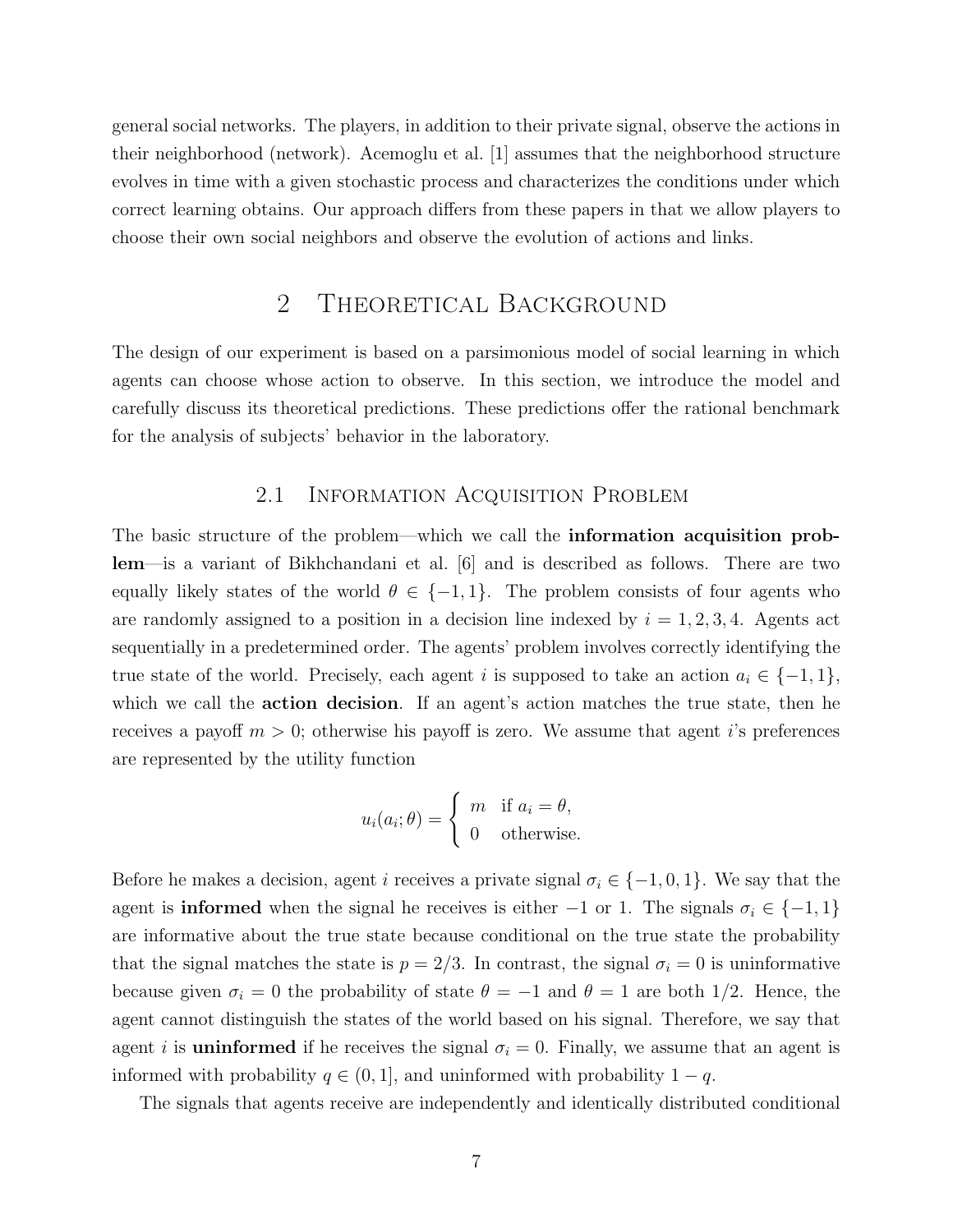general social networks. The players, in addition to their private signal, observe the actions in their neighborhood (network). Acemoglu et al. [1] assumes that the neighborhood structure evolves in time with a given stochastic process and characterizes the conditions under which correct learning obtains. Our approach differs from these papers in that we allow players to choose their own social neighbors and observe the evolution of actions and links.

# 2 Theoretical Background

The design of our experiment is based on a parsimonious model of social learning in which agents can choose whose action to observe. In this section, we introduce the model and carefully discuss its theoretical predictions. These predictions offer the rational benchmark for the analysis of subjects' behavior in the laboratory.

## 2.1 Information Acquisition Problem

The basic structure of the problem—which we call the **information acquisition problem**—is a variant of Bikhchandani et al. [6] and is described as follows. There are two equally likely states of the world $\theta \in \{-1, 1\}$. The problem consists of four agents who are randomly assigned to a position in a decision line indexed by $i = 1, 2, 3, 4$. Agents act sequentially in a predetermined order. The agents' problem involves correctly identifying the true state of the world. Precisely, each agent $i$ is supposed to take an action $a_i \in \{-1, 1\}$, which we call the **action decision**. If an agent's action matches the true state, then he receives a payoff $m > 0$; otherwise his payoff is zero. We assume that agent $i$'s preferences are represented by the utility function

$$u_i(a_i; \theta) = \begin{cases} m & \text{if } a_i = \theta, \\ 0 & \text{otherwise.} \end{cases}$$

Before he makes a decision, agent $i$ receives a private signal $\sigma_i \in \{-1, 0, 1\}$. We say that the agent is **informed** when the signal he receives is either $-1$ or 1. The signals $\sigma_i \in \{-1, 1\}$ are informative about the true state because conditional on the true state the probability that the signal matches the state is $p = 2/3$. In contrast, the signal $\sigma_i = 0$ is uninformative because given $\sigma_i = 0$ the probability of state $\theta = -1$ and $\theta = 1$ are both $1/2$. Hence, the agent cannot distinguish the states of the world based on his signal. Therefore, we say that agent $i$ is **uninformed** if he receives the signal $\sigma_i = 0$. Finally, we assume that an agent is informed with probability $q \in (0, 1]$, and uninformed with probability $1 - q$.

The signals that agents receive are independently and identically distributed conditional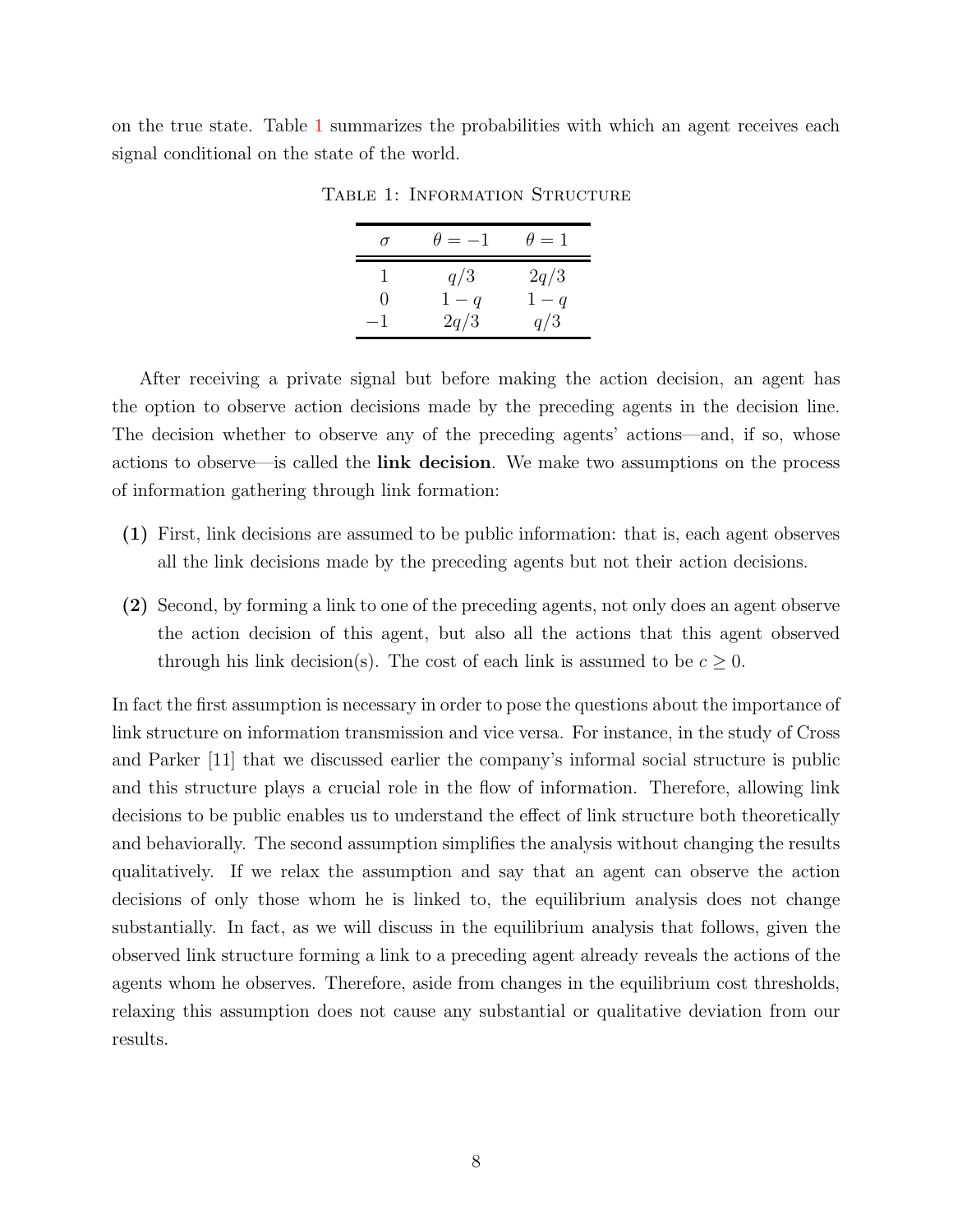on the true state. Table 1 summarizes the probabilities with which an agent receives each signal conditional on the state of the world.

Table 1: Information Structure

| $\sigma$ | $\theta = -1$ | $\theta = 1$ |
| --- | --- | --- |
| $1$ | $q/3$ | $2q/3$ |
| $0$ | $1-q$ | $1-q$ |
| $-1$ | $2q/3$ | $q/3$ |

After receiving a private signal but before making the action decision, an agent has the option to observe action decisions made by the preceding agents in the decision line. The decision whether to observe any of the preceding agents' actions—and, if so, whose actions to observe—is called the **link decision**. We make two assumptions on the process of information gathering through link formation:

**(1)** First, link decisions are assumed to be public information: that is, each agent observes all the link decisions made by the preceding agents but not their action decisions.

**(2)** Second, by forming a link to one of the preceding agents, not only does an agent observe the action decision of this agent, but also all the actions that this agent observed through his link decision(s). The cost of each link is assumed to be $c \geq 0$.

In fact the first assumption is necessary in order to pose the questions about the importance of link structure on information transmission and vice versa. For instance, in the study of Cross and Parker [11] that we discussed earlier the company's informal social structure is public and this structure plays a crucial role in the flow of information. Therefore, allowing link decisions to be public enables us to understand the effect of link structure both theoretically and behaviorally. The second assumption simplifies the analysis without changing the results qualitatively. If we relax the assumption and say that an agent can observe the action decisions of only those whom he is linked to, the equilibrium analysis does not change substantially. In fact, as we will discuss in the equilibrium analysis that follows, given the observed link structure forming a link to a preceding agent already reveals the actions of the agents whom he observes. Therefore, aside from changes in the equilibrium cost thresholds, relaxing this assumption does not cause any substantial or qualitative deviation from our results.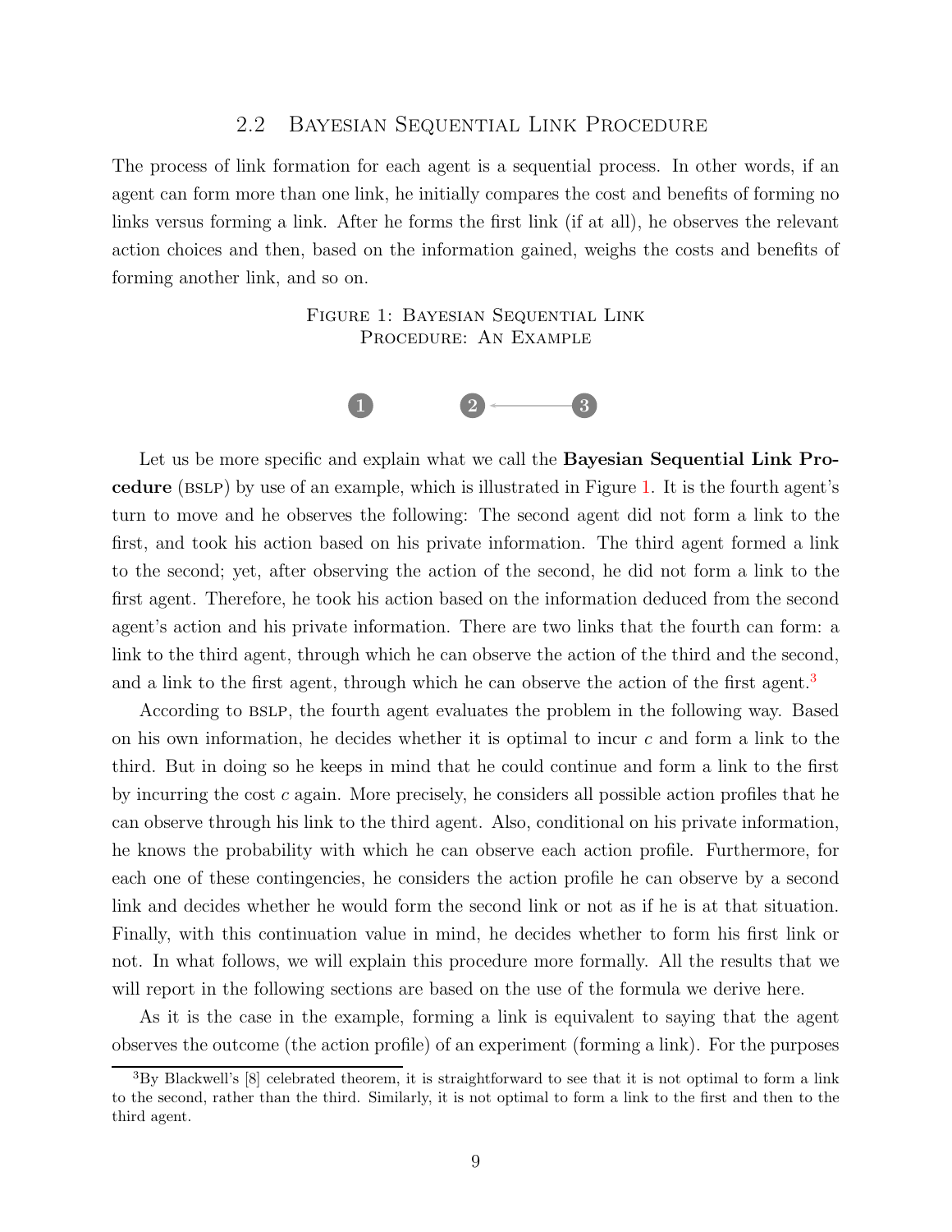## 2.2 Bayesian Sequential Link Procedure

The process of link formation for each agent is a sequential process. In other words, if an agent can form more than one link, he initially compares the cost and benefits of forming no links versus forming a link. After he forms the first link (if at all), he observes the relevant action choices and then, based on the information gained, weighs the costs and benefits of forming another link, and so on.

Figure 1: Bayesian Sequential Link Procedure: An Example

Let us be more specific and explain what we call the **Bayesian Sequential Link Procedure** (BSLP) by use of an example, which is illustrated in Figure 1. It is the fourth agent's turn to move and he observes the following: The second agent did not form a link to the first, and took his action based on his private information. The third agent formed a link to the second; yet, after observing the action of the second, he did not form a link to the first agent. Therefore, he took his action based on the information deduced from the second agent's action and his private information. There are two links that the fourth can form: a link to the third agent, through which he can observe the action of the third and the second, and a link to the first agent, through which he can observe the action of the first agent.[3]

According to BSLP, the fourth agent evaluates the problem in the following way. Based on his own information, he decides whether it is optimal to incur $c$ and form a link to the third. But in doing so he keeps in mind that he could continue and form a link to the first by incurring the cost $c$ again. More precisely, he considers all possible action profiles that he can observe through his link to the third agent. Also, conditional on his private information, he knows the probability with which he can observe each action profile. Furthermore, for each one of these contingencies, he considers the action profile he can observe by a second link and decides whether he would form the second link or not as if he is at that situation. Finally, with this continuation value in mind, he decides whether to form his first link or not. In what follows, we will explain this procedure more formally. All the results that we will report in the following sections are based on the use of the formula we derive here.

As it is the case in the example, forming a link is equivalent to saying that the agent observes the outcome (the action profile) of an experiment (forming a link). For the purposes

[3] By Blackwell's [8] celebrated theorem, it is straightforward to see that it is not optimal to form a link to the second, rather than the third. Similarly, it is not optimal to form a link to the first and then to the third agent.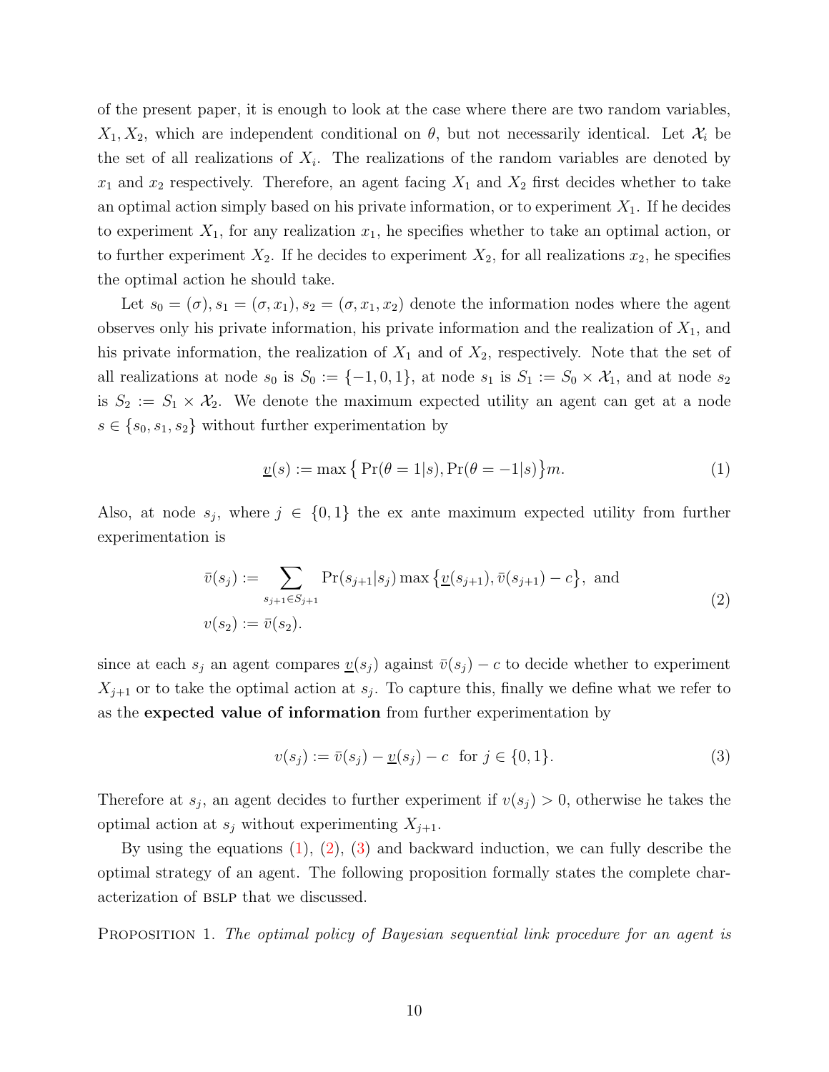of the present paper, it is enough to look at the case where there are two random variables, $X_1, X_2$, which are independent conditional on $\theta$, but not necessarily identical. Let $\mathcal{X}_i$ be the set of all realizations of $X_i$. The realizations of the random variables are denoted by $x_1$ and $x_2$ respectively. Therefore, an agent facing $X_1$ and $X_2$ first decides whether to take an optimal action simply based on his private information, or to experiment $X_1$. If he decides to experiment $X_1$, for any realization $x_1$, he specifies whether to take an optimal action, or to further experiment $X_2$. If he decides to experiment $X_2$, for all realizations $x_2$, he specifies the optimal action he should take.

Let $s_0 = (\sigma), s_1 = (\sigma, x_1), s_2 = (\sigma, x_1, x_2)$ denote the information nodes where the agent observes only his private information, his private information and the realization of $X_1$, and his private information, the realization of $X_1$ and of $X_2$, respectively. Note that the set of all realizations at node $s_0$ is $S_0 := \{-1, 0, 1\}$, at node $s_1$ is $S_1 := S_0 \times \mathcal{X}_1$, and at node $s_2$ is $S_2 := S_1 \times \mathcal{X}_2$. We denote the maximum expected utility an agent can get at a node $s \in \{s_0, s_1, s_2\}$ without further experimentation by

$$\underline{v}(s) := \max\big\{\Pr(\theta = 1|s), \Pr(\theta = -1|s)\big\}m. \tag{1}$$

Also, at node $s_j$, where $j \in \{0, 1\}$ the ex ante maximum expected utility from further experimentation is

$$\begin{aligned} \bar{v}(s_j) &:= \sum_{s_{j+1} \in S_{j+1}} \Pr(s_{j+1}|s_j) \max\big\{\underline{v}(s_{j+1}), \bar{v}(s_{j+1}) - c\big\}, \text{ and} \\ v(s_2) &:= \bar{v}(s_2). \end{aligned} \tag{2}$$

since at each $s_j$ an agent compares $\underline{v}(s_j)$ against $\bar{v}(s_j) - c$ to decide whether to experiment $X_{j+1}$ or to take the optimal action at $s_j$. To capture this, finally we define what we refer to as the **expected value of information** from further experimentation by

$$v(s_j) := \bar{v}(s_j) - \underline{v}(s_j) - c \quad \text{for } j \in \{0, 1\}. \tag{3}$$

Therefore at $s_j$, an agent decides to further experiment if $v(s_j) > 0$, otherwise he takes the optimal action at $s_j$ without experimenting $X_{j+1}$.

By using the equations (1), (2), (3) and backward induction, we can fully describe the optimal strategy of an agent. The following proposition formally states the complete characterization of BSLP that we discussed.

PROPOSITION 1. *The optimal policy of Bayesian sequential link procedure for an agent is*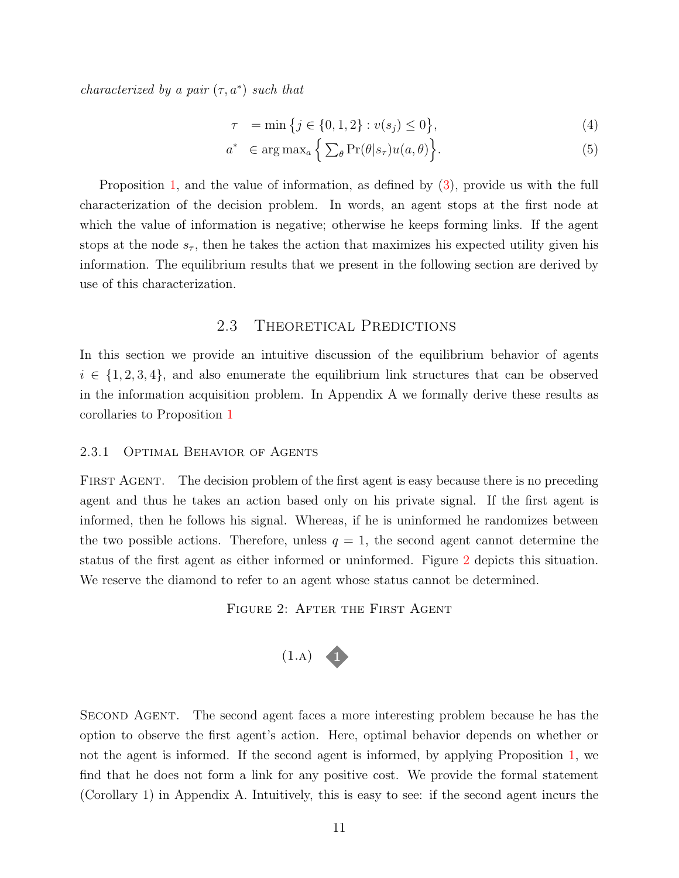*characterized by a pair $(\tau, a^*)$ such that*

$$
\begin{aligned}
\tau \quad &= \min\left\{j \in \{0,1,2\} : v(s_j) \leq 0\right\}, && (4)\\
a^* \quad &\in \arg\max_a \left\{ \textstyle\sum_\theta \Pr(\theta|s_\tau) u(a,\theta) \right\}. && (5)
\end{aligned}
$$

Proposition 1, and the value of information, as defined by (3), provide us with the full characterization of the decision problem. In words, an agent stops at the first node at which the value of information is negative; otherwise he keeps forming links. If the agent stops at the node $s_\tau$, then he takes the action that maximizes his expected utility given his information. The equilibrium results that we present in the following section are derived by use of this characterization.

## 2.3 Theoretical Predictions

In this section we provide an intuitive discussion of the equilibrium behavior of agents $i \in \{1,2,3,4\}$, and also enumerate the equilibrium link structures that can be observed in the information acquisition problem. In Appendix A we formally derive these results as corollaries to Proposition 1

### 2.3.1 Optimal Behavior of Agents

First Agent. The decision problem of the first agent is easy because there is no preceding agent and thus he takes an action based only on his private signal. If the first agent is informed, then he follows his signal. Whereas, if he is uninformed he randomizes between the two possible actions. Therefore, unless $q = 1$, the second agent cannot determine the status of the first agent as either informed or uninformed. Figure 2 depicts this situation. We reserve the diamond to refer to an agent whose status cannot be determined.

Figure 2: After the First Agent

(1.a) ◆1

Second Agent. The second agent faces a more interesting problem because he has the option to observe the first agent's action. Here, optimal behavior depends on whether or not the agent is informed. If the second agent is informed, by applying Proposition 1, we find that he does not form a link for any positive cost. We provide the formal statement (Corollary 1) in Appendix A. Intuitively, this is easy to see: if the second agent incurs the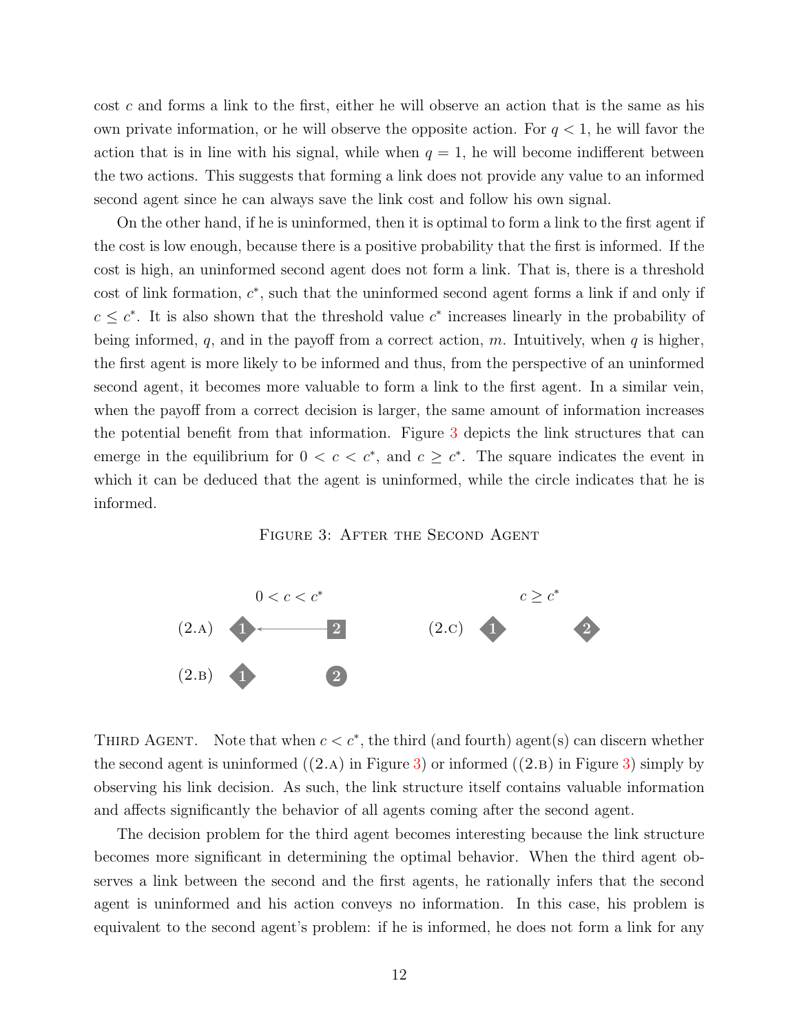cost $c$ and forms a link to the first, either he will observe an action that is the same as his own private information, or he will observe the opposite action. For $q < 1$, he will favor the action that is in line with his signal, while when $q = 1$, he will become indifferent between the two actions. This suggests that forming a link does not provide any value to an informed second agent since he can always save the link cost and follow his own signal.

On the other hand, if he is uninformed, then it is optimal to form a link to the first agent if the cost is low enough, because there is a positive probability that the first is informed. If the cost is high, an uninformed second agent does not form a link. That is, there is a threshold cost of link formation, $c^*$, such that the uninformed second agent forms a link if and only if $c \leq c^*$. It is also shown that the threshold value $c^*$ increases linearly in the probability of being informed, $q$, and in the payoff from a correct action, $m$. Intuitively, when $q$ is higher, the first agent is more likely to be informed and thus, from the perspective of an uninformed second agent, it becomes more valuable to form a link to the first agent. In a similar vein, when the payoff from a correct decision is larger, the same amount of information increases the potential benefit from that information. Figure 3 depicts the link structures that can emerge in the equilibrium for $0 < c < c^*$, and $c \geq c^*$. The square indicates the event in which it can be deduced that the agent is uninformed, while the circle indicates that he is informed.

FIGURE 3: AFTER THE SECOND AGENT

$0 < c < c^*$ &nbsp;&nbsp;&nbsp;&nbsp; $c \geq c^*$

(2.A) 1 ← 2 &nbsp;&nbsp;&nbsp;&nbsp; (2.C) 1 &nbsp;&nbsp; 2

(2.B) 1 &nbsp;&nbsp; 2

THIRD AGENT. Note that when $c < c^*$, the third (and fourth) agent(s) can discern whether the second agent is uninformed ((2.A) in Figure 3) or informed ((2.B) in Figure 3) simply by observing his link decision. As such, the link structure itself contains valuable information and affects significantly the behavior of all agents coming after the second agent.

The decision problem for the third agent becomes interesting because the link structure becomes more significant in determining the optimal behavior. When the third agent observes a link between the second and the first agents, he rationally infers that the second agent is uninformed and his action conveys no information. In this case, his problem is equivalent to the second agent's problem: if he is informed, he does not form a link for any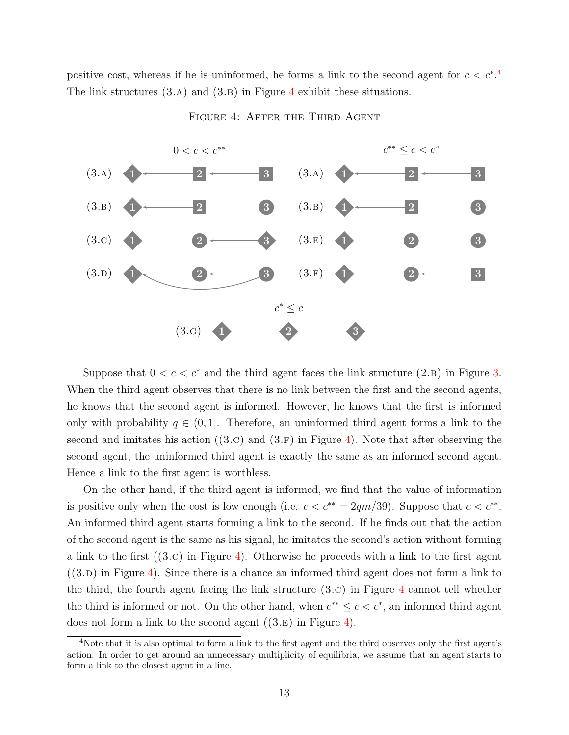positive cost, whereas if he is uninformed, he forms a link to the second agent for $c < c^*$.[4] The link structures (3.A) and (3.B) in Figure 4 exhibit these situations.

FIGURE 4: AFTER THE THIRD AGENT

Suppose that $0 < c < c^*$ and the third agent faces the link structure (2.B) in Figure 3. When the third agent observes that there is no link between the first and the second agents, he knows that the second agent is informed. However, he knows that the first is informed only with probability $q \in (0, 1]$. Therefore, an uninformed third agent forms a link to the second and imitates his action ((3.C) and (3.F) in Figure 4). Note that after observing the second agent, the uninformed third agent is exactly the same as an informed second agent. Hence a link to the first agent is worthless.

On the other hand, if the third agent is informed, we find that the value of information is positive only when the cost is low enough (i.e. $c < c^{**} = 2qm/39$). Suppose that $c < c^{**}$. An informed third agent starts forming a link to the second. If he finds out that the action of the second agent is the same as his signal, he imitates the second's action without forming a link to the first ((3.C) in Figure 4). Otherwise he proceeds with a link to the first agent ((3.D) in Figure 4). Since there is a chance an informed third agent does not form a link to the third, the fourth agent facing the link structure (3.C) in Figure 4 cannot tell whether the third is informed or not. On the other hand, when $c^{**} \leq c < c^*$, an informed third agent does not form a link to the second agent ((3.E) in Figure 4).

[4] Note that it is also optimal to form a link to the first agent and the third observes only the first agent's action. In order to get around an unnecessary multiplicity of equilibria, we assume that an agent starts to form a link to the closest agent in a line.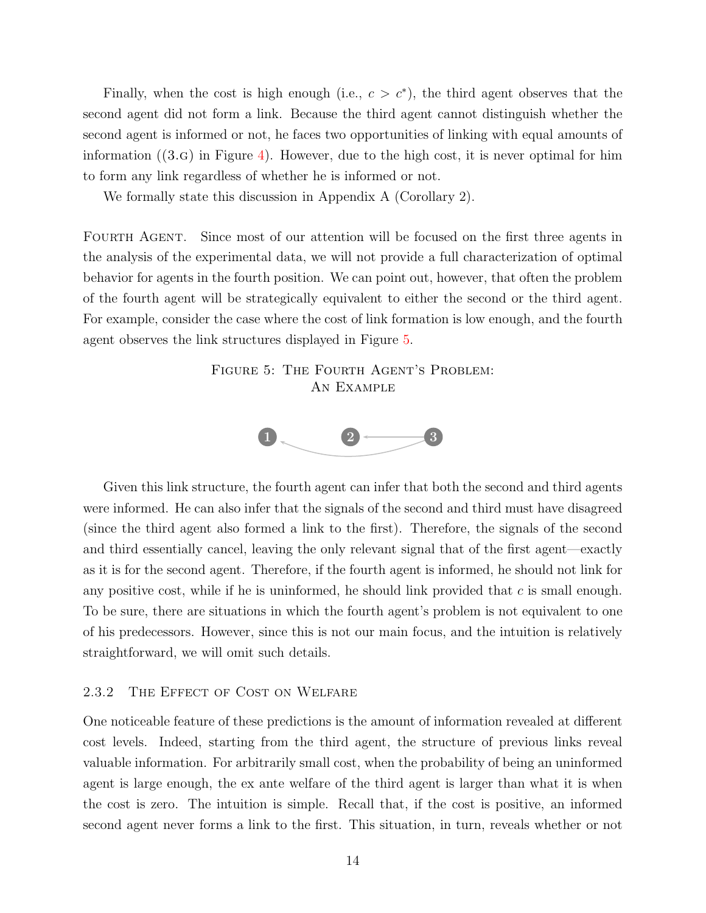Finally, when the cost is high enough (i.e., $c > c^*$), the third agent observes that the second agent did not form a link. Because the third agent cannot distinguish whether the second agent is informed or not, he faces two opportunities of linking with equal amounts of information ((3.G) in Figure 4). However, due to the high cost, it is never optimal for him to form any link regardless of whether he is informed or not.

We formally state this discussion in Appendix A (Corollary 2).

Fourth Agent. Since most of our attention will be focused on the first three agents in the analysis of the experimental data, we will not provide a full characterization of optimal behavior for agents in the fourth position. We can point out, however, that often the problem of the fourth agent will be strategically equivalent to either the second or the third agent. For example, consider the case where the cost of link formation is low enough, and the fourth agent observes the link structures displayed in Figure 5.

Figure 5: The Fourth Agent's Problem: An Example

Given this link structure, the fourth agent can infer that both the second and third agents were informed. He can also infer that the signals of the second and third must have disagreed (since the third agent also formed a link to the first). Therefore, the signals of the second and third essentially cancel, leaving the only relevant signal that of the first agent—exactly as it is for the second agent. Therefore, if the fourth agent is informed, he should not link for any positive cost, while if he is uninformed, he should link provided that $c$ is small enough. To be sure, there are situations in which the fourth agent's problem is not equivalent to one of his predecessors. However, since this is not our main focus, and the intuition is relatively straightforward, we will omit such details.

### 2.3.2 The Effect of Cost on Welfare

One noticeable feature of these predictions is the amount of information revealed at different cost levels. Indeed, starting from the third agent, the structure of previous links reveal valuable information. For arbitrarily small cost, when the probability of being an uninformed agent is large enough, the ex ante welfare of the third agent is larger than what it is when the cost is zero. The intuition is simple. Recall that, if the cost is positive, an informed second agent never forms a link to the first. This situation, in turn, reveals whether or not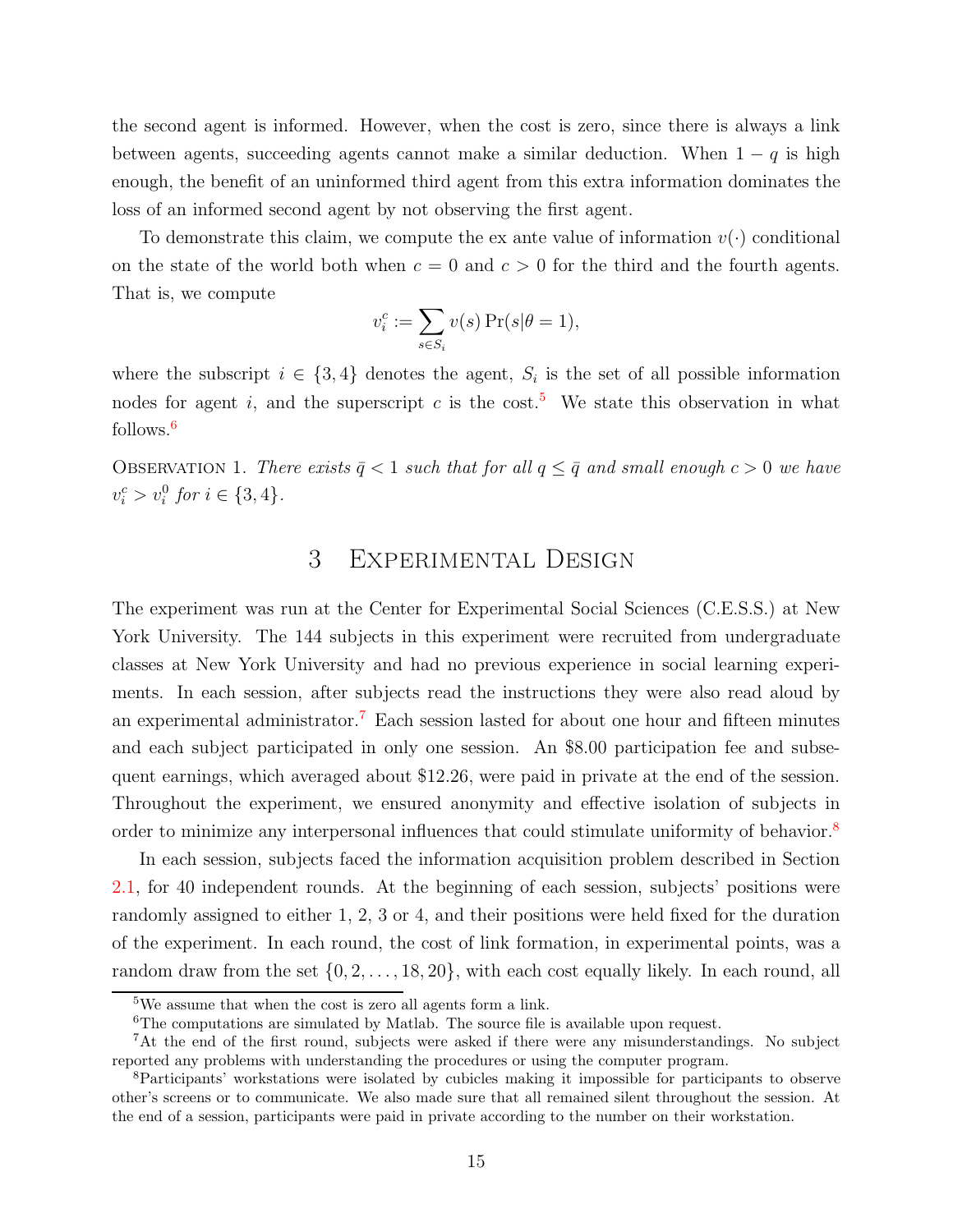the second agent is informed. However, when the cost is zero, since there is always a link between agents, succeeding agents cannot make a similar deduction. When $1-q$ is high enough, the benefit of an uninformed third agent from this extra information dominates the loss of an informed second agent by not observing the first agent.

To demonstrate this claim, we compute the ex ante value of information $v(\cdot)$ conditional on the state of the world both when $c = 0$ and $c > 0$ for the third and the fourth agents. That is, we compute

$$v_i^c := \sum_{s \in S_i} v(s) \Pr(s|\theta = 1),$$

where the subscript $i \in \{3, 4\}$ denotes the agent, $S_i$ is the set of all possible information nodes for agent $i$, and the superscript $c$ is the cost.[5] We state this observation in what follows.[6]

Observation 1. *There exists $\bar{q} < 1$ such that for all $q \leq \bar{q}$ and small enough $c > 0$ we have $v_i^c > v_i^0$ for $i \in \{3, 4\}$.*

# 3 Experimental Design

The experiment was run at the Center for Experimental Social Sciences (C.E.S.S.) at New York University. The 144 subjects in this experiment were recruited from undergraduate classes at New York University and had no previous experience in social learning experiments. In each session, after subjects read the instructions they were also read aloud by an experimental administrator.[7] Each session lasted for about one hour and fifteen minutes and each subject participated in only one session. An \$8.00 participation fee and subsequent earnings, which averaged about \$12.26, were paid in private at the end of the session. Throughout the experiment, we ensured anonymity and effective isolation of subjects in order to minimize any interpersonal influences that could stimulate uniformity of behavior.[8]

In each session, subjects faced the information acquisition problem described in Section 2.1, for 40 independent rounds. At the beginning of each session, subjects' positions were randomly assigned to either 1, 2, 3 or 4, and their positions were held fixed for the duration of the experiment. In each round, the cost of link formation, in experimental points, was a random draw from the set $\{0, 2, \ldots, 18, 20\}$, with each cost equally likely. In each round, all

---

[5] We assume that when the cost is zero all agents form a link.

[6] The computations are simulated by Matlab. The source file is available upon request.

[7] At the end of the first round, subjects were asked if there were any misunderstandings. No subject reported any problems with understanding the procedures or using the computer program.

[8] Participants' workstations were isolated by cubicles making it impossible for participants to observe other's screens or to communicate. We also made sure that all remained silent throughout the session. At the end of a session, participants were paid in private according to the number on their workstation.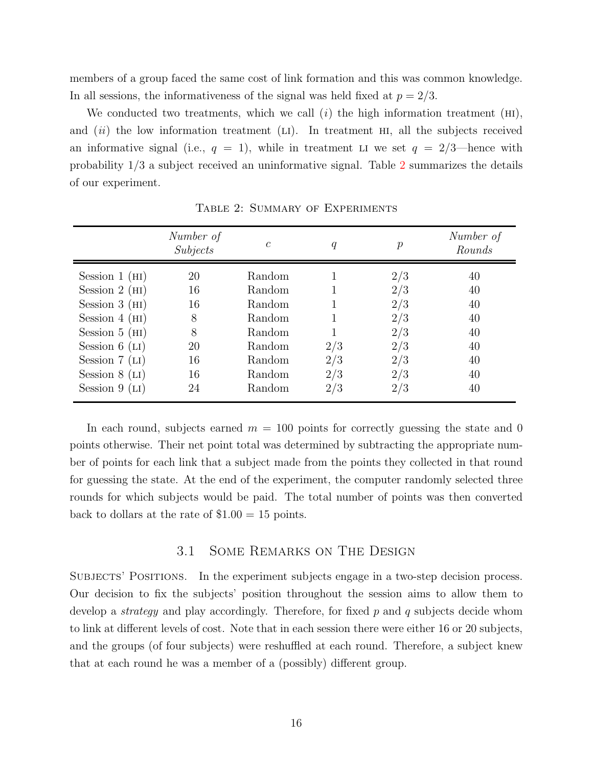members of a group faced the same cost of link formation and this was common knowledge. In all sessions, the informativeness of the signal was held fixed at $p = 2/3$.

We conducted two treatments, which we call (*i*) the high information treatment (HI), and (*ii*) the low information treatment (LI). In treatment HI, all the subjects received an informative signal (i.e., $q = 1$), while in treatment LI we set $q = 2/3$—hence with probability $1/3$ a subject received an uninformative signal. Table 2 summarizes the details of our experiment.

Table 2: Summary of Experiments

| | *Number of Subjects* | $c$ | $q$ | $p$ | *Number of Rounds* |
|---|---|---|---|---|---|
| Session 1 (HI) | 20 | Random | 1 | 2/3 | 40 |
| Session 2 (HI) | 16 | Random | 1 | 2/3 | 40 |
| Session 3 (HI) | 16 | Random | 1 | 2/3 | 40 |
| Session 4 (HI) | 8 | Random | 1 | 2/3 | 40 |
| Session 5 (HI) | 8 | Random | 1 | 2/3 | 40 |
| Session 6 (LI) | 20 | Random | 2/3 | 2/3 | 40 |
| Session 7 (LI) | 16 | Random | 2/3 | 2/3 | 40 |
| Session 8 (LI) | 16 | Random | 2/3 | 2/3 | 40 |
| Session 9 (LI) | 24 | Random | 2/3 | 2/3 | 40 |

In each round, subjects earned $m = 100$ points for correctly guessing the state and 0 points otherwise. Their net point total was determined by subtracting the appropriate number of points for each link that a subject made from the points they collected in that round for guessing the state. At the end of the experiment, the computer randomly selected three rounds for which subjects would be paid. The total number of points was then converted back to dollars at the rate of \$1.00 = 15 points.

### 3.1 Some Remarks on The Design

Subjects' Positions. In the experiment subjects engage in a two-step decision process. Our decision to fix the subjects' position throughout the session aims to allow them to develop a *strategy* and play accordingly. Therefore, for fixed $p$ and $q$ subjects decide whom to link at different levels of cost. Note that in each session there were either 16 or 20 subjects, and the groups (of four subjects) were reshuffled at each round. Therefore, a subject knew that at each round he was a member of a (possibly) different group.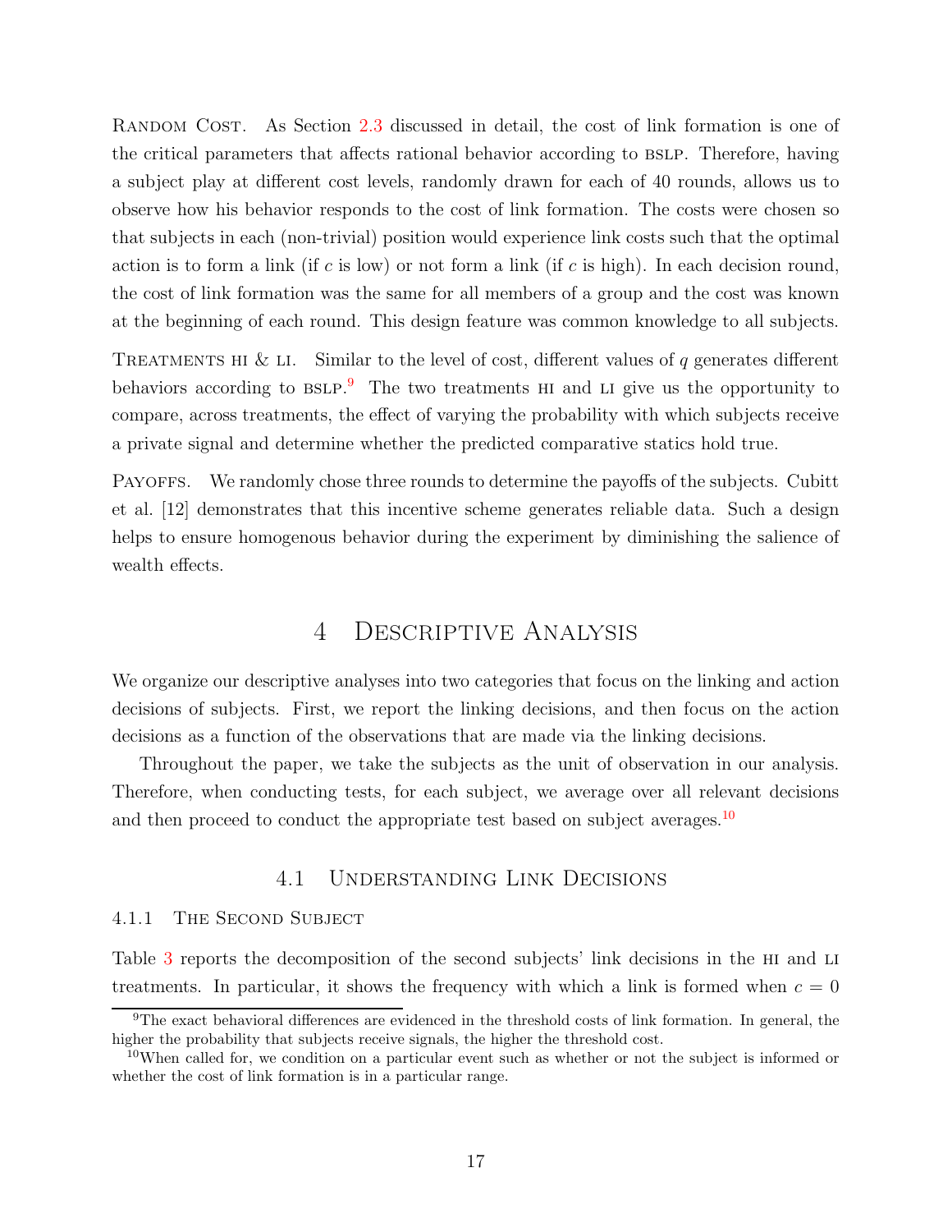Random Cost. As Section 2.3 discussed in detail, the cost of link formation is one of the critical parameters that affects rational behavior according to BSLP. Therefore, having a subject play at different cost levels, randomly drawn for each of 40 rounds, allows us to observe how his behavior responds to the cost of link formation. The costs were chosen so that subjects in each (non-trivial) position would experience link costs such that the optimal action is to form a link (if $c$ is low) or not form a link (if $c$ is high). In each decision round, the cost of link formation was the same for all members of a group and the cost was known at the beginning of each round. This design feature was common knowledge to all subjects.

Treatments HI & LI. Similar to the level of cost, different values of $q$ generates different behaviors according to BSLP.[9] The two treatments HI and LI give us the opportunity to compare, across treatments, the effect of varying the probability with which subjects receive a private signal and determine whether the predicted comparative statics hold true.

Payoffs. We randomly chose three rounds to determine the payoffs of the subjects. Cubitt et al. [12] demonstrates that this incentive scheme generates reliable data. Such a design helps to ensure homogenous behavior during the experiment by diminishing the salience of wealth effects.

# 4 Descriptive Analysis

We organize our descriptive analyses into two categories that focus on the linking and action decisions of subjects. First, we report the linking decisions, and then focus on the action decisions as a function of the observations that are made via the linking decisions.

Throughout the paper, we take the subjects as the unit of observation in our analysis. Therefore, when conducting tests, for each subject, we average over all relevant decisions and then proceed to conduct the appropriate test based on subject averages.[10]

## 4.1 Understanding Link Decisions

### 4.1.1 The Second Subject

Table 3 reports the decomposition of the second subjects' link decisions in the HI and LI treatments. In particular, it shows the frequency with which a link is formed when $c = 0$

[9] The exact behavioral differences are evidenced in the threshold costs of link formation. In general, the higher the probability that subjects receive signals, the higher the threshold cost.

[10] When called for, we condition on a particular event such as whether or not the subject is informed or whether the cost of link formation is in a particular range.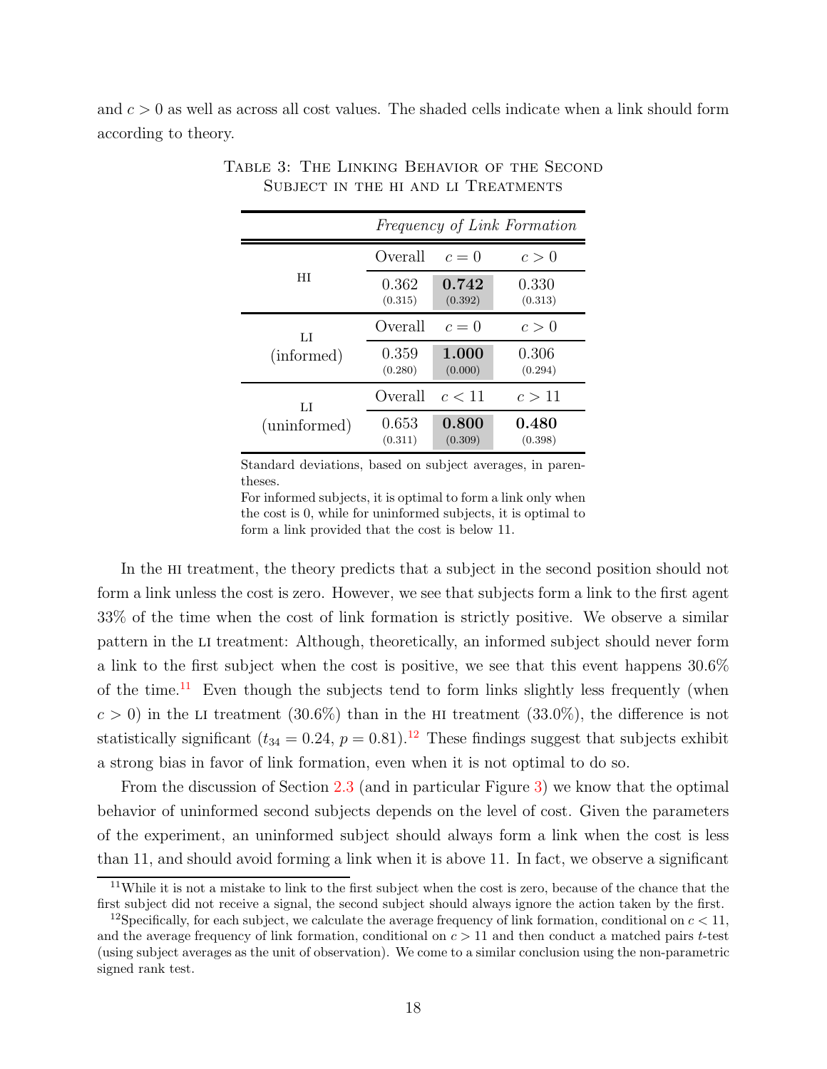and $c > 0$ as well as across all cost values. The shaded cells indicate when a link should form according to theory.

Table 3: The Linking Behavior of the Second Subject in the HI and LI Treatments

| | *Frequency of Link Formation* | | |
|---|---|---|---|
| | Overall | $c = 0$ | $c > 0$ |
| HI | 0.362 (0.315) | **0.742** (0.392) | 0.330 (0.313) |
| | Overall | $c = 0$ | $c > 0$ |
| LI (informed) | 0.359 (0.280) | **1.000** (0.000) | 0.306 (0.294) |
| | Overall | $c < 11$ | $c > 11$ |
| LI (uninformed) | 0.653 (0.311) | **0.800** (0.309) | **0.480** (0.398) |

Standard deviations, based on subject averages, in parentheses.
For informed subjects, it is optimal to form a link only when the cost is 0, while for uninformed subjects, it is optimal to form a link provided that the cost is below 11.

In the HI treatment, the theory predicts that a subject in the second position should not form a link unless the cost is zero. However, we see that subjects form a link to the first agent 33% of the time when the cost of link formation is strictly positive. We observe a similar pattern in the LI treatment: Although, theoretically, an informed subject should never form a link to the first subject when the cost is positive, we see that this event happens 30.6% of the time.[11] Even though the subjects tend to form links slightly less frequently (when $c > 0$) in the LI treatment (30.6%) than in the HI treatment (33.0%), the difference is not statistically significant ($t_{34} = 0.24$, $p = 0.81$).[12] These findings suggest that subjects exhibit a strong bias in favor of link formation, even when it is not optimal to do so.

From the discussion of Section 2.3 (and in particular Figure 3) we know that the optimal behavior of uninformed second subjects depends on the level of cost. Given the parameters of the experiment, an uninformed subject should always form a link when the cost is less than 11, and should avoid forming a link when it is above 11. In fact, we observe a significant

[11] While it is not a mistake to link to the first subject when the cost is zero, because of the chance that the first subject did not receive a signal, the second subject should always ignore the action taken by the first.

[12] Specifically, for each subject, we calculate the average frequency of link formation, conditional on $c < 11$, and the average frequency of link formation, conditional on $c > 11$ and then conduct a matched pairs $t$-test (using subject averages as the unit of observation). We come to a similar conclusion using the non-parametric signed rank test.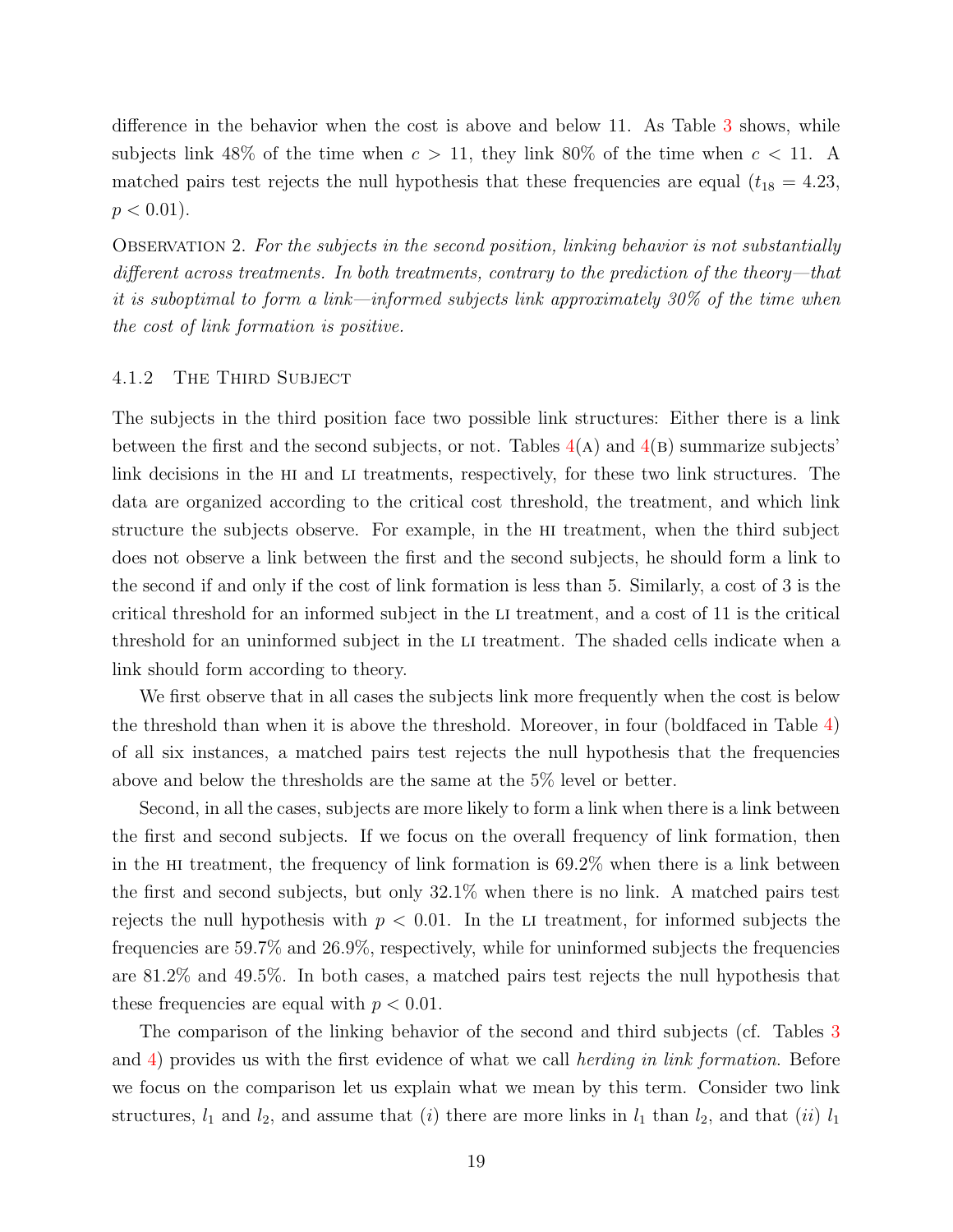difference in the behavior when the cost is above and below 11. As Table 3 shows, while subjects link 48% of the time when $c > 11$, they link 80% of the time when $c < 11$. A matched pairs test rejects the null hypothesis that these frequencies are equal ($t_{18} = 4.23$, $p < 0.01$).

Observation 2. *For the subjects in the second position, linking behavior is not substantially different across treatments. In both treatments, contrary to the prediction of the theory—that it is suboptimal to form a link—informed subjects link approximately 30% of the time when the cost of link formation is positive.*

#### 4.1.2 The Third Subject

The subjects in the third position face two possible link structures: Either there is a link between the first and the second subjects, or not. Tables 4(a) and 4(b) summarize subjects' link decisions in the hi and li treatments, respectively, for these two link structures. The data are organized according to the critical cost threshold, the treatment, and which link structure the subjects observe. For example, in the hi treatment, when the third subject does not observe a link between the first and the second subjects, he should form a link to the second if and only if the cost of link formation is less than 5. Similarly, a cost of 3 is the critical threshold for an informed subject in the li treatment, and a cost of 11 is the critical threshold for an uninformed subject in the li treatment. The shaded cells indicate when a link should form according to theory.

We first observe that in all cases the subjects link more frequently when the cost is below the threshold than when it is above the threshold. Moreover, in four (boldfaced in Table 4) of all six instances, a matched pairs test rejects the null hypothesis that the frequencies above and below the thresholds are the same at the 5% level or better.

Second, in all the cases, subjects are more likely to form a link when there is a link between the first and second subjects. If we focus on the overall frequency of link formation, then in the hi treatment, the frequency of link formation is 69.2% when there is a link between the first and second subjects, but only 32.1% when there is no link. A matched pairs test rejects the null hypothesis with $p < 0.01$. In the li treatment, for informed subjects the frequencies are 59.7% and 26.9%, respectively, while for uninformed subjects the frequencies are 81.2% and 49.5%. In both cases, a matched pairs test rejects the null hypothesis that these frequencies are equal with $p < 0.01$.

The comparison of the linking behavior of the second and third subjects (cf. Tables 3 and 4) provides us with the first evidence of what we call *herding in link formation*. Before we focus on the comparison let us explain what we mean by this term. Consider two link structures, $l_1$ and $l_2$, and assume that $(i)$ there are more links in $l_1$ than $l_2$, and that $(ii)$ $l_1$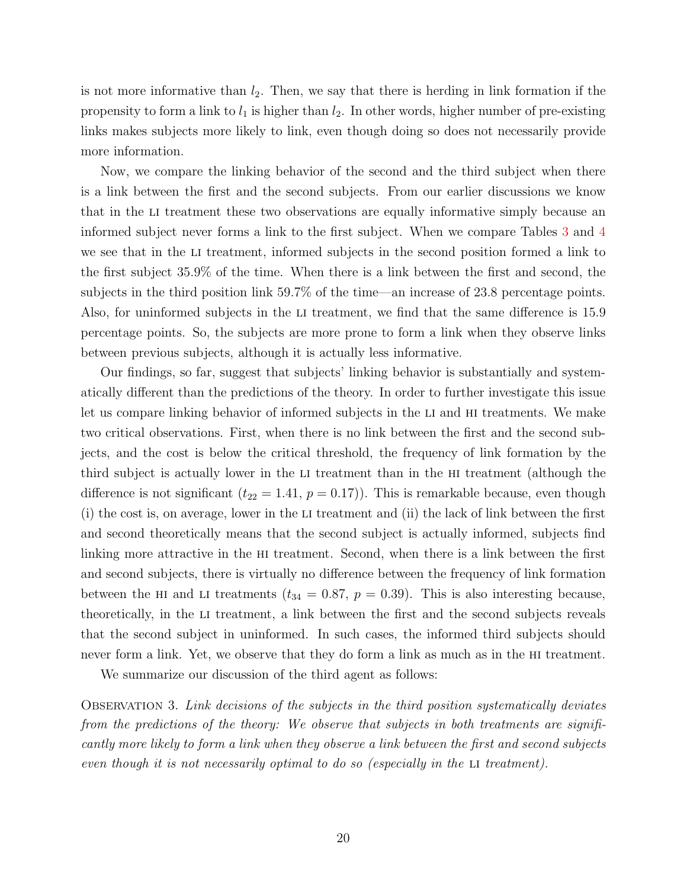is not more informative than $l_2$. Then, we say that there is herding in link formation if the propensity to form a link to $l_1$ is higher than $l_2$. In other words, higher number of pre-existing links makes subjects more likely to link, even though doing so does not necessarily provide more information.

Now, we compare the linking behavior of the second and the third subject when there is a link between the first and the second subjects. From our earlier discussions we know that in the LI treatment these two observations are equally informative simply because an informed subject never forms a link to the first subject. When we compare Tables 3 and 4 we see that in the LI treatment, informed subjects in the second position formed a link to the first subject 35.9% of the time. When there is a link between the first and second, the subjects in the third position link 59.7% of the time—an increase of 23.8 percentage points. Also, for uninformed subjects in the LI treatment, we find that the same difference is 15.9 percentage points. So, the subjects are more prone to form a link when they observe links between previous subjects, although it is actually less informative.

Our findings, so far, suggest that subjects' linking behavior is substantially and systematically different than the predictions of the theory. In order to further investigate this issue let us compare linking behavior of informed subjects in the LI and HI treatments. We make two critical observations. First, when there is no link between the first and the second subjects, and the cost is below the critical threshold, the frequency of link formation by the third subject is actually lower in the LI treatment than in the HI treatment (although the difference is not significant ($t_{22} = 1.41$, $p = 0.17$)). This is remarkable because, even though (i) the cost is, on average, lower in the LI treatment and (ii) the lack of link between the first and second theoretically means that the second subject is actually informed, subjects find linking more attractive in the HI treatment. Second, when there is a link between the first and second subjects, there is virtually no difference between the frequency of link formation between the HI and LI treatments ($t_{34} = 0.87$, $p = 0.39$). This is also interesting because, theoretically, in the LI treatment, a link between the first and the second subjects reveals that the second subject in uninformed. In such cases, the informed third subjects should never form a link. Yet, we observe that they do form a link as much as in the HI treatment.

We summarize our discussion of the third agent as follows:

OBSERVATION 3. *Link decisions of the subjects in the third position systematically deviates from the predictions of the theory: We observe that subjects in both treatments are significantly more likely to form a link when they observe a link between the first and second subjects even though it is not necessarily optimal to do so (especially in the LI treatment).*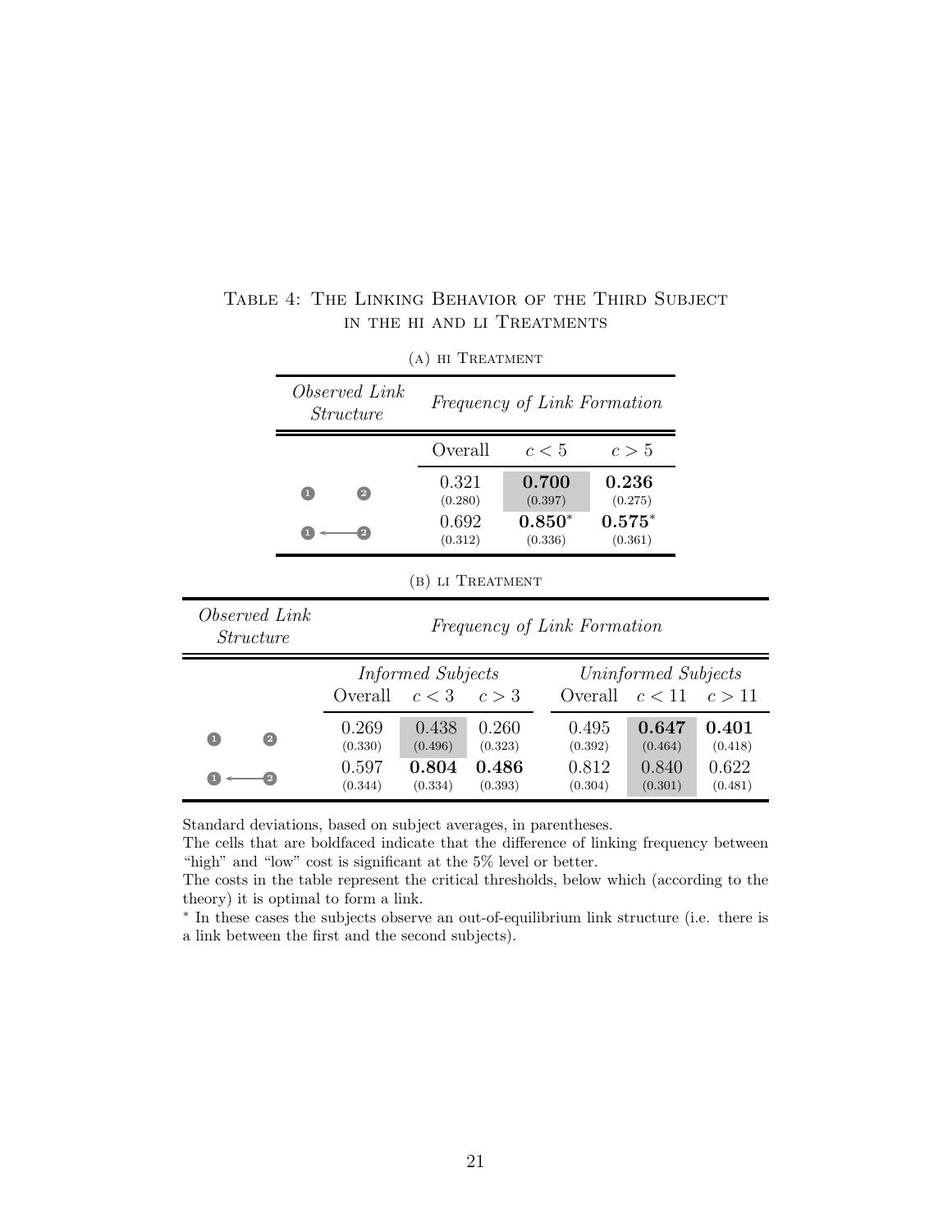TABLE 4: THE LINKING BEHAVIOR OF THE THIRD SUBJECT IN THE HI AND LI TREATMENTS

(A) HI TREATMENT

| *Observed Link Structure* | *Frequency of Link Formation* | | |
|---|---|---|---|
| | Overall | $c < 5$ | $c > 5$ |
| 1   2 (no link) | 0.321 (0.280) | **0.700** (0.397) | **0.236** (0.275) |
| 1 ← 2 | 0.692 (0.312) | **0.850**\* (0.336) | **0.575**\* (0.361) |

(B) LI TREATMENT

| *Observed Link Structure* | *Frequency of Link Formation* | | | | | |
|---|---|---|---|---|---|---|
| | *Informed Subjects* | | | *Uninformed Subjects* | | |
| | Overall | $c < 3$ | $c > 3$ | Overall | $c < 11$ | $c > 11$ |
| 1   2 (no link) | 0.269 (0.330) | 0.438 (0.496) | 0.260 (0.323) | 0.495 (0.392) | **0.647** (0.464) | **0.401** (0.418) |
| 1 ← 2 | 0.597 (0.344) | **0.804** (0.334) | **0.486** (0.393) | 0.812 (0.304) | 0.840 (0.301) | 0.622 (0.481) |

Standard deviations, based on subject averages, in parentheses.
The cells that are boldfaced indicate that the difference of linking frequency between "high" and "low" cost is significant at the 5% level or better.
The costs in the table represent the critical thresholds, below which (according to the theory) it is optimal to form a link.
\* In these cases the subjects observe an out-of-equilibrium link structure (i.e. there is a link between the first and the second subjects).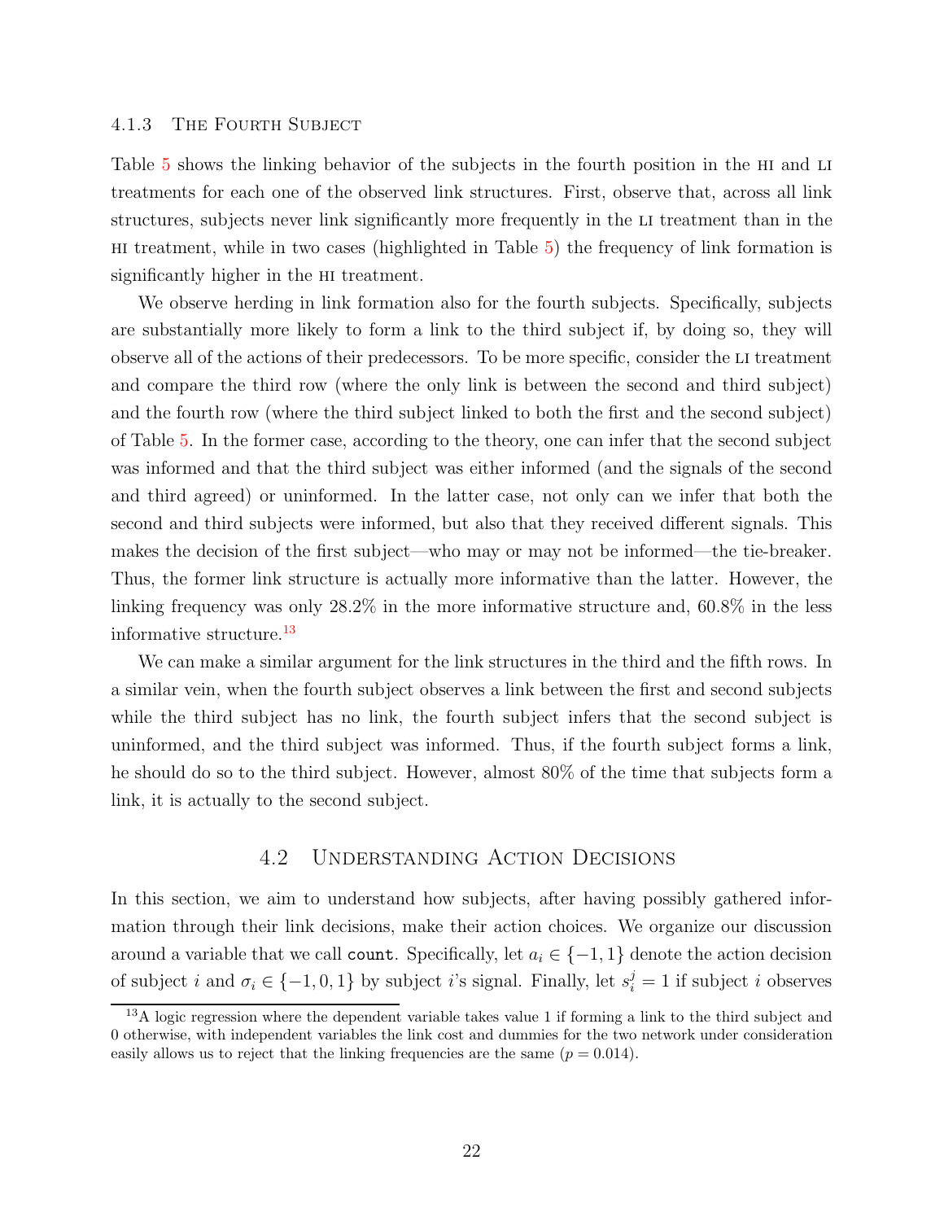### 4.1.3 The Fourth Subject

Table 5 shows the linking behavior of the subjects in the fourth position in the HI and LI treatments for each one of the observed link structures. First, observe that, across all link structures, subjects never link significantly more frequently in the LI treatment than in the HI treatment, while in two cases (highlighted in Table 5) the frequency of link formation is significantly higher in the HI treatment.

We observe herding in link formation also for the fourth subjects. Specifically, subjects are substantially more likely to form a link to the third subject if, by doing so, they will observe all of the actions of their predecessors. To be more specific, consider the LI treatment and compare the third row (where the only link is between the second and third subject) and the fourth row (where the third subject linked to both the first and the second subject) of Table 5. In the former case, according to the theory, one can infer that the second subject was informed and that the third subject was either informed (and the signals of the second and third agreed) or uninformed. In the latter case, not only can we infer that both the second and third subjects were informed, but also that they received different signals. This makes the decision of the first subject—who may or may not be informed—the tie-breaker. Thus, the former link structure is actually more informative than the latter. However, the linking frequency was only 28.2% in the more informative structure and, 60.8% in the less informative structure.[13]

We can make a similar argument for the link structures in the third and the fifth rows. In a similar vein, when the fourth subject observes a link between the first and second subjects while the third subject has no link, the fourth subject infers that the second subject is uninformed, and the third subject was informed. Thus, if the fourth subject forms a link, he should do so to the third subject. However, almost 80% of the time that subjects form a link, it is actually to the second subject.

## 4.2 Understanding Action Decisions

In this section, we aim to understand how subjects, after having possibly gathered information through their link decisions, make their action choices. We organize our discussion around a variable that we call `count`. Specifically, let $a_i \in \{-1, 1\}$ denote the action decision of subject $i$ and $\sigma_i \in \{-1, 0, 1\}$ by subject $i$'s signal. Finally, let $s_i^j = 1$ if subject $i$ observes

[13] A logic regression where the dependent variable takes value 1 if forming a link to the third subject and 0 otherwise, with independent variables the link cost and dummies for the two network under consideration easily allows us to reject that the linking frequencies are the same ($p = 0.014$).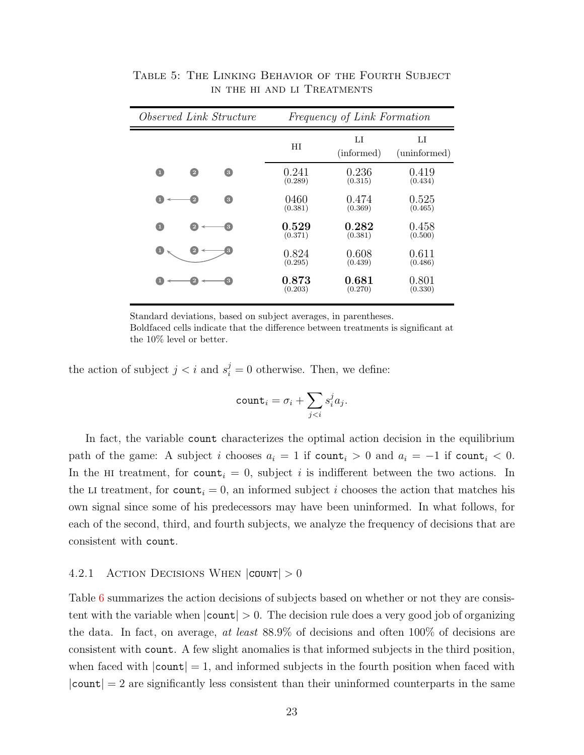TABLE 5: THE LINKING BEHAVIOR OF THE FOURTH SUBJECT IN THE HI AND LI TREATMENTS

| *Observed Link Structure* | *Frequency of Link Formation* | | |
|---|---|---|---|
| | HI | LI (informed) | LI (uninformed) |
| 1 &nbsp;&nbsp; 2 &nbsp;&nbsp; 3 | 0.241 (0.289) | 0.236 (0.315) | 0.419 (0.434) |
| 1 ← 2 &nbsp;&nbsp; 3 | 0460 (0.381) | 0.474 (0.369) | 0.525 (0.465) |
| 1 &nbsp;&nbsp; 2 ← 3 | **0.529** (0.371) | **0.282** (0.381) | 0.458 (0.500) |
| 1 ← 3, 2 ← 3 | 0.824 (0.295) | 0.608 (0.439) | 0.611 (0.486) |
| 1 ← 2 ← 3 | **0.873** (0.203) | **0.681** (0.270) | 0.801 (0.330) |

Standard deviations, based on subject averages, in parentheses.
Boldfaced cells indicate that the difference between treatments is significant at the 10% level or better.

the action of subject $j < i$ and $s_i^j = 0$ otherwise. Then, we define:

$$\texttt{count}_i = \sigma_i + \sum_{j<i} s_i^j a_j.$$

In fact, the variable `count` characterizes the optimal action decision in the equilibrium path of the game: A subject $i$ chooses $a_i = 1$ if $\texttt{count}_i > 0$ and $a_i = -1$ if $\texttt{count}_i < 0$. In the HI treatment, for $\texttt{count}_i = 0$, subject $i$ is indifferent between the two actions. In the LI treatment, for $\texttt{count}_i = 0$, an informed subject $i$ chooses the action that matches his own signal since some of his predecessors may have been uninformed. In what follows, for each of the second, third, and fourth subjects, we analyze the frequency of decisions that are consistent with `count`.

### 4.2.1 Action Decisions When $|\texttt{count}| > 0$

Table 6 summarizes the action decisions of subjects based on whether or not they are consistent with the variable when $|\texttt{count}| > 0$. The decision rule does a very good job of organizing the data. In fact, on average, *at least* 88.9% of decisions and often 100% of decisions are consistent with `count`. A few slight anomalies is that informed subjects in the third position, when faced with $|\texttt{count}| = 1$, and informed subjects in the fourth position when faced with $|\texttt{count}| = 2$ are significantly less consistent than their uninformed counterparts in the same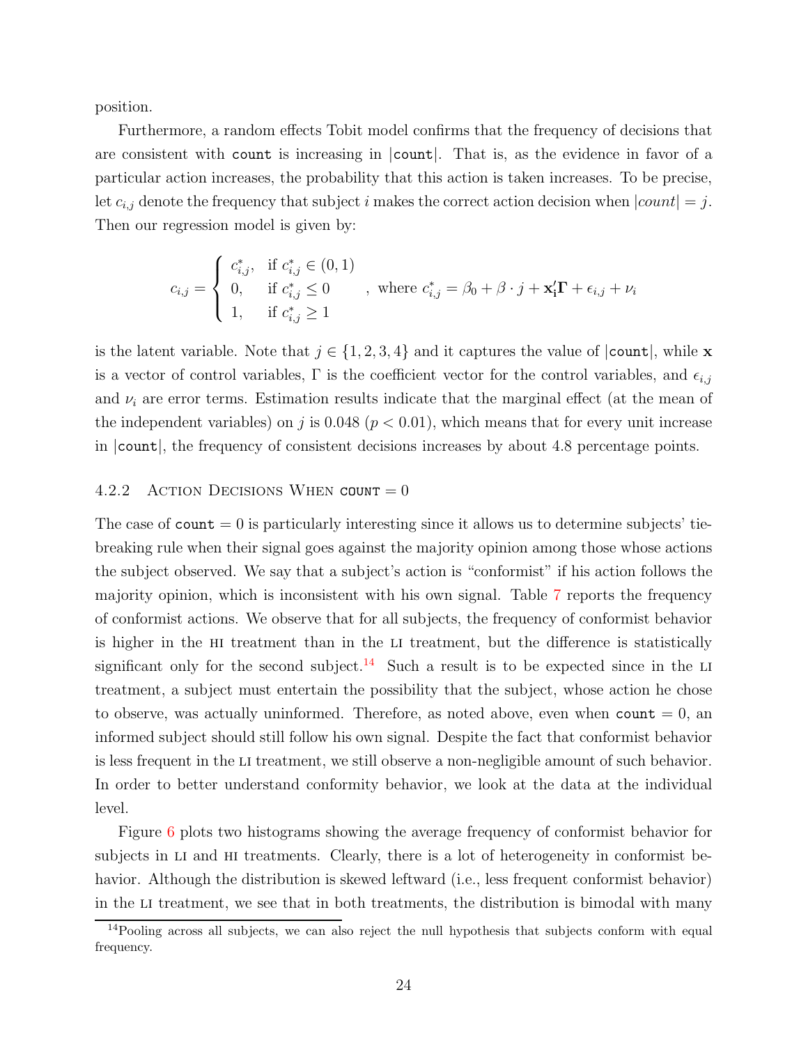position.

Furthermore, a random effects Tobit model confirms that the frequency of decisions that are consistent with `count` is increasing in |`count`|. That is, as the evidence in favor of a particular action increases, the probability that this action is taken increases. To be precise, let $c_{i,j}$ denote the frequency that subject $i$ makes the correct action decision when $|count| = j$. Then our regression model is given by:

$$c_{i,j} = \begin{cases} c^*_{i,j}, & \text{if } c^*_{i,j} \in (0,1) \\ 0, & \text{if } c^*_{i,j} \leq 0 \\ 1, & \text{if } c^*_{i,j} \geq 1 \end{cases}, \text{ where } c^*_{i,j} = \beta_0 + \beta \cdot j + \mathbf{x_i'}\mathbf{\Gamma} + \epsilon_{i,j} + \nu_i$$

is the latent variable. Note that $j \in \{1, 2, 3, 4\}$ and it captures the value of |`count`|, while $\mathbf{x}$ is a vector of control variables, $\Gamma$ is the coefficient vector for the control variables, and $\epsilon_{i,j}$ and $\nu_i$ are error terms. Estimation results indicate that the marginal effect (at the mean of the independent variables) on $j$ is 0.048 ($p < 0.01$), which means that for every unit increase in |`count`|, the frequency of consistent decisions increases by about 4.8 percentage points.

#### 4.2.2 Action Decisions When `count` = 0

The case of `count` = 0 is particularly interesting since it allows us to determine subjects' tie-breaking rule when their signal goes against the majority opinion among those whose actions the subject observed. We say that a subject's action is "conformist" if his action follows the majority opinion, which is inconsistent with his own signal. Table 7 reports the frequency of conformist actions. We observe that for all subjects, the frequency of conformist behavior is higher in the HI treatment than in the LI treatment, but the difference is statistically significant only for the second subject.[14] Such a result is to be expected since in the LI treatment, a subject must entertain the possibility that the subject, whose action he chose to observe, was actually uninformed. Therefore, as noted above, even when `count` = 0, an informed subject should still follow his own signal. Despite the fact that conformist behavior is less frequent in the LI treatment, we still observe a non-negligible amount of such behavior. In order to better understand conformity behavior, we look at the data at the individual level.

Figure 6 plots two histograms showing the average frequency of conformist behavior for subjects in LI and HI treatments. Clearly, there is a lot of heterogeneity in conformist behavior. Although the distribution is skewed leftward (i.e., less frequent conformist behavior) in the LI treatment, we see that in both treatments, the distribution is bimodal with many

[14]Pooling across all subjects, we can also reject the null hypothesis that subjects conform with equal frequency.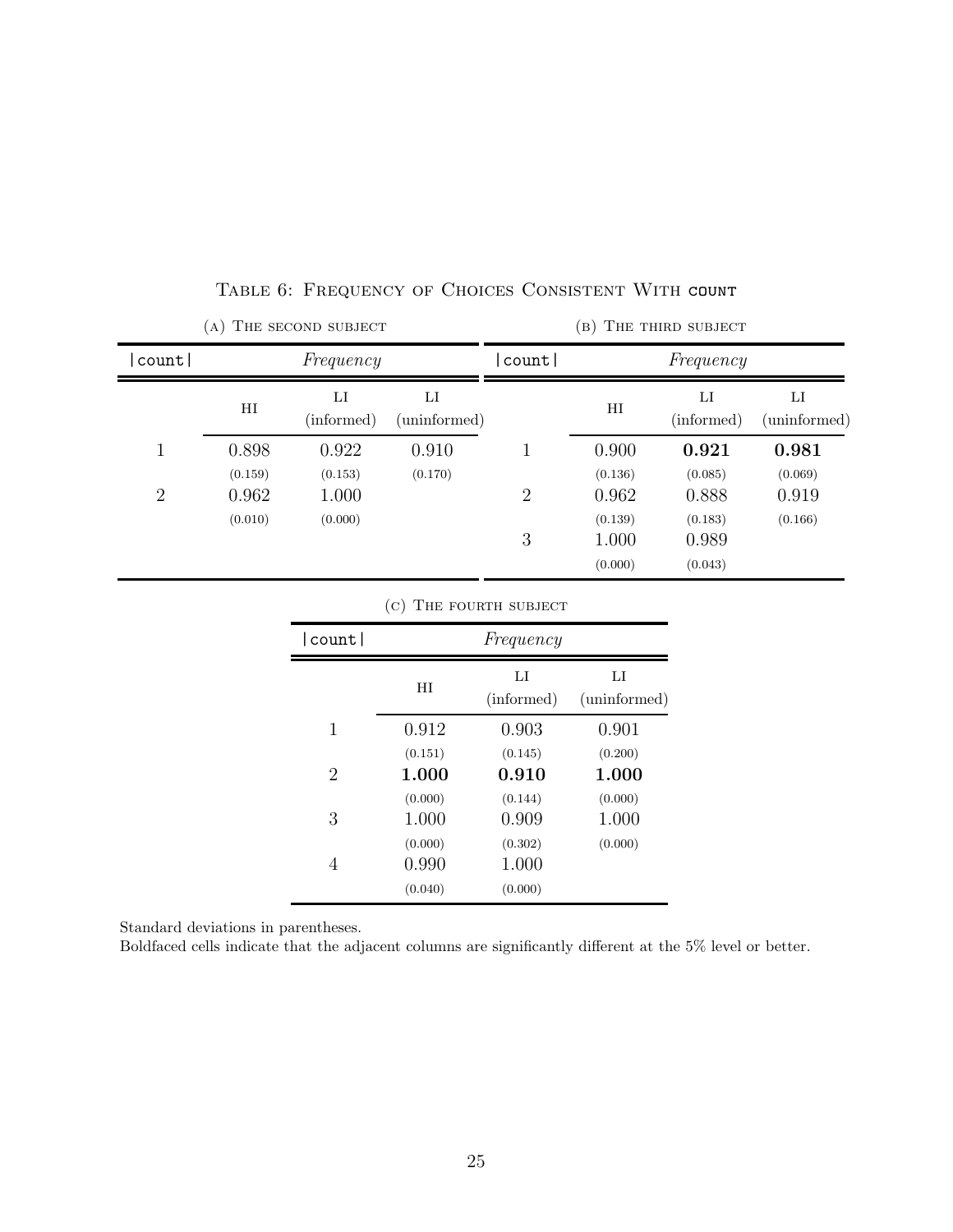Table 6: Frequency of Choices Consistent With `count`

(a) The second subject

| \|count\| | Frequency | | |
|---|---|---|---|
| | HI | LI (informed) | LI (uninformed) |
| 1 | 0.898 | 0.922 | 0.910 |
| | (0.159) | (0.153) | (0.170) |
| 2 | 0.962 | 1.000 | |
| | (0.010) | (0.000) | |

(b) The third subject

| \|count\| | Frequency | | |
|---|---|---|---|
| | HI | LI (informed) | LI (uninformed) |
| 1 | 0.900 | **0.921** | **0.981** |
| | (0.136) | (0.085) | (0.069) |
| 2 | 0.962 | 0.888 | 0.919 |
| | (0.139) | (0.183) | (0.166) |
| 3 | 1.000 | 0.989 | |
| | (0.000) | (0.043) | |

(c) The fourth subject

| \|count\| | Frequency | | |
|---|---|---|---|
| | HI | LI (informed) | LI (uninformed) |
| 1 | 0.912 | 0.903 | 0.901 |
| | (0.151) | (0.145) | (0.200) |
| 2 | **1.000** | **0.910** | **1.000** |
| | (0.000) | (0.144) | (0.000) |
| 3 | 1.000 | 0.909 | 1.000 |
| | (0.000) | (0.302) | (0.000) |
| 4 | 0.990 | 1.000 | |
| | (0.040) | (0.000) | |

Standard deviations in parentheses.
Boldfaced cells indicate that the adjacent columns are significantly different at the 5% level or better.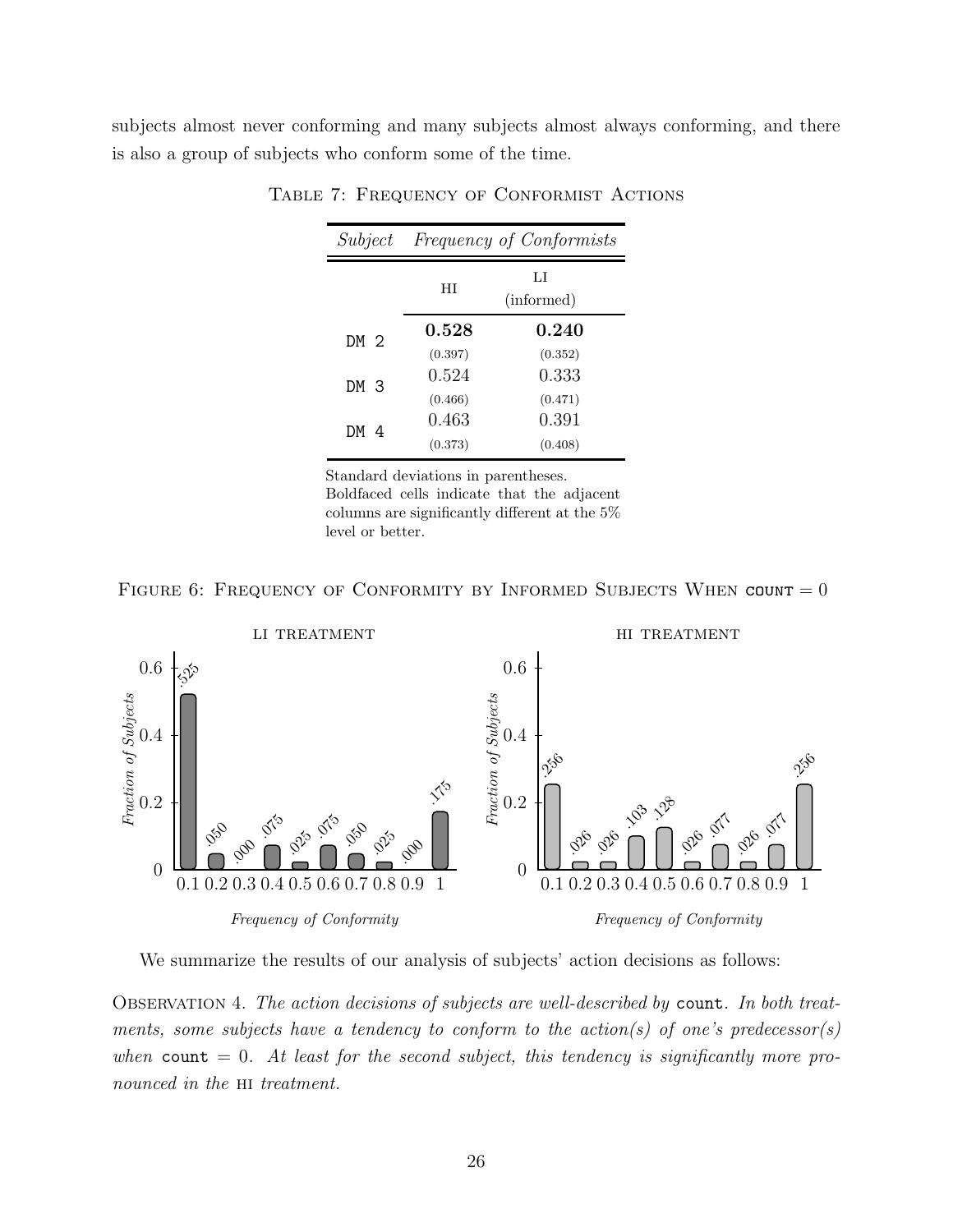subjects almost never conforming and many subjects almost always conforming, and there is also a group of subjects who conform some of the time.

Table 7: Frequency of Conformist Actions

| *Subject* | *Frequency of Conformists* | |
|---|---|---|
| | HI | LI (informed) |
| DM 2 | **0.528** | **0.240** |
| | (0.397) | (0.352) |
| DM 3 | 0.524 | 0.333 |
| | (0.466) | (0.471) |
| DM 4 | 0.463 | 0.391 |
| | (0.373) | (0.408) |

Standard deviations in parentheses. Boldfaced cells indicate that the adjacent columns are significantly different at the 5% level or better.

Figure 6: Frequency of Conformity by Informed Subjects When `count` = 0

LI TREATMENT

| Frequency of Conformity | 0.1 | 0.2 | 0.3 | 0.4 | 0.5 | 0.6 | 0.7 | 0.8 | 0.9 | 1 |
|---|---|---|---|---|---|---|---|---|---|---|
| Fraction of Subjects | .525 | .050 | .000 | .075 | .025 | .075 | .050 | .025 | .000 | .175 |

HI TREATMENT

| Frequency of Conformity | 0.1 | 0.2 | 0.3 | 0.4 | 0.5 | 0.6 | 0.7 | 0.8 | 0.9 | 1 |
|---|---|---|---|---|---|---|---|---|---|---|
| Fraction of Subjects | .256 | .026 | .026 | .103 | .128 | .026 | .077 | .026 | .077 | .256 |

We summarize the results of our analysis of subjects' action decisions as follows:

Observation 4. *The action decisions of subjects are well-described by* `count`*. In both treatments, some subjects have a tendency to conform to the action(s) of one's predecessor(s) when* `count` $= 0$*. At least for the second subject, this tendency is significantly more pronounced in the* HI *treatment.*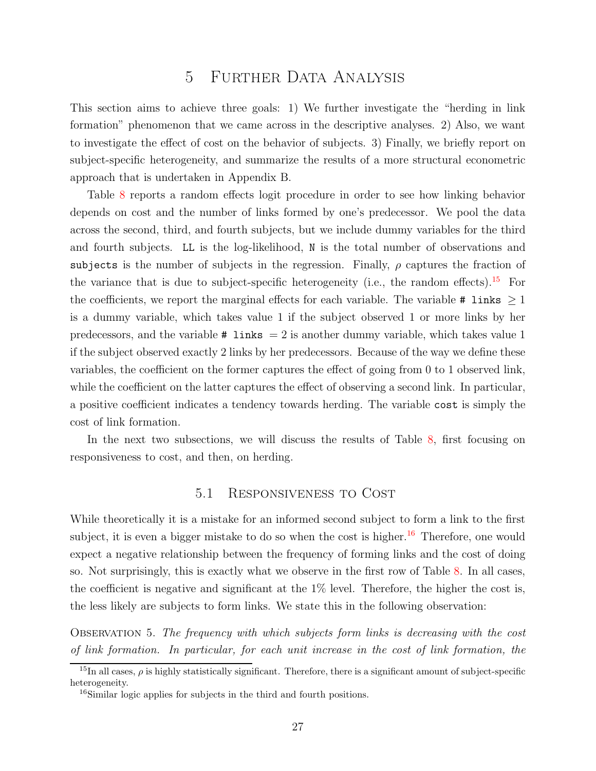# 5 Further Data Analysis

This section aims to achieve three goals: 1) We further investigate the "herding in link formation" phenomenon that we came across in the descriptive analyses. 2) Also, we want to investigate the effect of cost on the behavior of subjects. 3) Finally, we briefly report on subject-specific heterogeneity, and summarize the results of a more structural econometric approach that is undertaken in Appendix B.

Table 8 reports a random effects logit procedure in order to see how linking behavior depends on cost and the number of links formed by one's predecessor. We pool the data across the second, third, and fourth subjects, but we include dummy variables for the third and fourth subjects. `LL` is the log-likelihood, `N` is the total number of observations and `subjects` is the number of subjects in the regression. Finally, $\rho$ captures the fraction of the variance that is due to subject-specific heterogeneity (i.e., the random effects).[15] For the coefficients, we report the marginal effects for each variable. The variable `# links` $\geq 1$ is a dummy variable, which takes value 1 if the subject observed 1 or more links by her predecessors, and the variable `# links` $= 2$ is another dummy variable, which takes value 1 if the subject observed exactly 2 links by her predecessors. Because of the way we define these variables, the coefficient on the former captures the effect of going from 0 to 1 observed link, while the coefficient on the latter captures the effect of observing a second link. In particular, a positive coefficient indicates a tendency towards herding. The variable `cost` is simply the cost of link formation.

In the next two subsections, we will discuss the results of Table 8, first focusing on responsiveness to cost, and then, on herding.

## 5.1 Responsiveness to Cost

While theoretically it is a mistake for an informed second subject to form a link to the first subject, it is even a bigger mistake to do so when the cost is higher.[16] Therefore, one would expect a negative relationship between the frequency of forming links and the cost of doing so. Not surprisingly, this is exactly what we observe in the first row of Table 8. In all cases, the coefficient is negative and significant at the 1% level. Therefore, the higher the cost is, the less likely are subjects to form links. We state this in the following observation:

Observation 5. *The frequency with which subjects form links is decreasing with the cost of link formation. In particular, for each unit increase in the cost of link formation, the*

[15] In all cases, $\rho$ is highly statistically significant. Therefore, there is a significant amount of subject-specific heterogeneity.

[16] Similar logic applies for subjects in the third and fourth positions.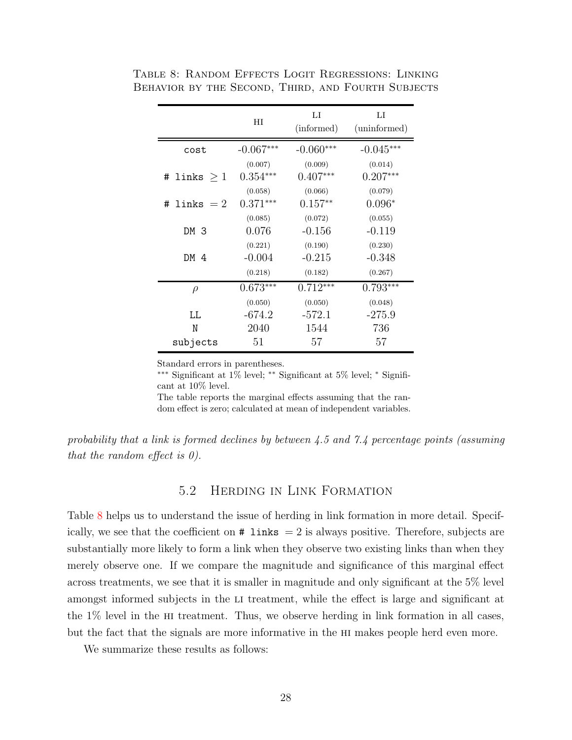Table 8: Random Effects Logit Regressions: Linking Behavior by the Second, Third, and Fourth Subjects

| | HI | LI (informed) | LI (uninformed) |
|---|---|---|---|
| cost | -0.067*** | -0.060*** | -0.045*** |
| | (0.007) | (0.009) | (0.014) |
| # links $\geq 1$ | 0.354*** | 0.407*** | 0.207*** |
| | (0.058) | (0.066) | (0.079) |
| # links $= 2$ | 0.371*** | 0.157** | 0.096* |
| | (0.085) | (0.072) | (0.055) |
| DM 3 | 0.076 | -0.156 | -0.119 |
| | (0.221) | (0.190) | (0.230) |
| DM 4 | -0.004 | -0.215 | -0.348 |
| | (0.218) | (0.182) | (0.267) |
| $\rho$ | 0.673*** | 0.712*** | 0.793*** |
| | (0.050) | (0.050) | (0.048) |
| LL | -674.2 | -572.1 | -275.9 |
| N | 2040 | 1544 | 736 |
| subjects | 51 | 57 | 57 |

Standard errors in parentheses.
*** Significant at 1% level; ** Significant at 5% level; * Significant at 10% level.
The table reports the marginal effects assuming that the random effect is zero; calculated at mean of independent variables.

*probability that a link is formed declines by between 4.5 and 7.4 percentage points (assuming that the random effect is 0).*

## 5.2 Herding in Link Formation

Table 8 helps us to understand the issue of herding in link formation in more detail. Specifically, we see that the coefficient on # links $= 2$ is always positive. Therefore, subjects are substantially more likely to form a link when they observe two existing links than when they merely observe one. If we compare the magnitude and significance of this marginal effect across treatments, we see that it is smaller in magnitude and only significant at the 5% level amongst informed subjects in the LI treatment, while the effect is large and significant at the 1% level in the HI treatment. Thus, we observe herding in link formation in all cases, but the fact that the signals are more informative in the HI makes people herd even more.

We summarize these results as follows: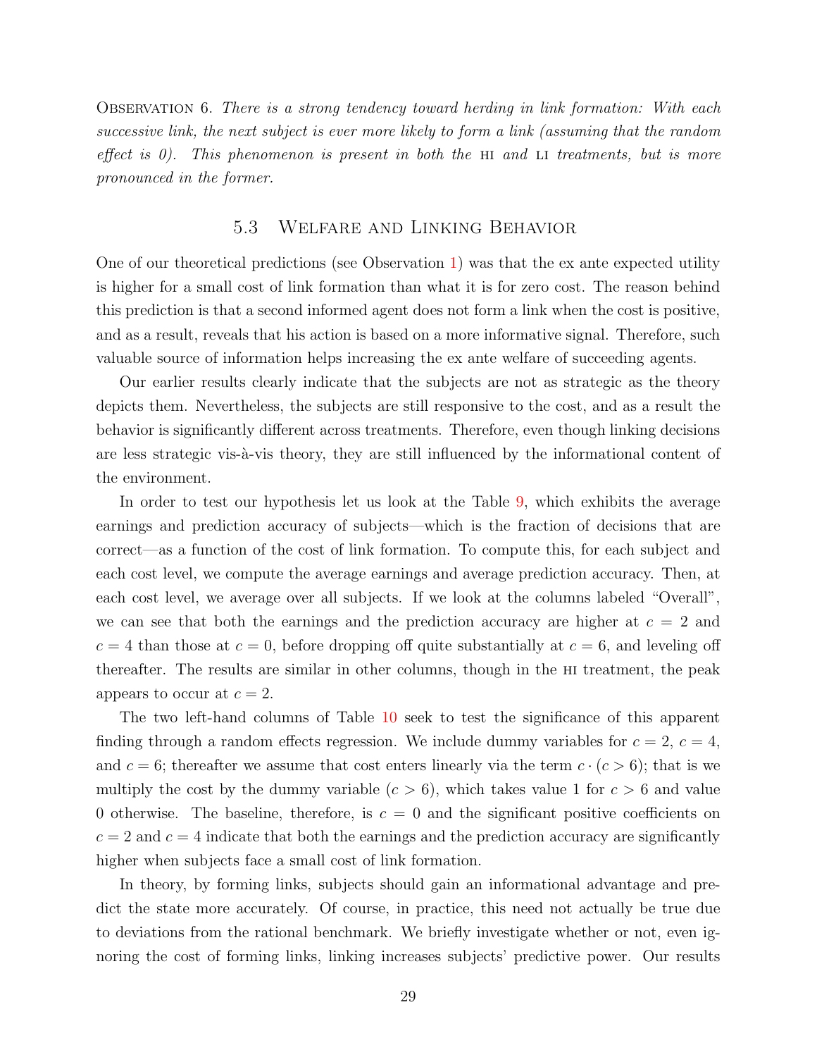Observation 6. *There is a strong tendency toward herding in link formation: With each successive link, the next subject is ever more likely to form a link (assuming that the random effect is 0). This phenomenon is present in both the* hi *and* li *treatments, but is more pronounced in the former.*

## 5.3 Welfare and Linking Behavior

One of our theoretical predictions (see Observation 1) was that the ex ante expected utility is higher for a small cost of link formation than what it is for zero cost. The reason behind this prediction is that a second informed agent does not form a link when the cost is positive, and as a result, reveals that his action is based on a more informative signal. Therefore, such valuable source of information helps increasing the ex ante welfare of succeeding agents.

Our earlier results clearly indicate that the subjects are not as strategic as the theory depicts them. Nevertheless, the subjects are still responsive to the cost, and as a result the behavior is significantly different across treatments. Therefore, even though linking decisions are less strategic vis-à-vis theory, they are still influenced by the informational content of the environment.

In order to test our hypothesis let us look at the Table 9, which exhibits the average earnings and prediction accuracy of subjects—which is the fraction of decisions that are correct—as a function of the cost of link formation. To compute this, for each subject and each cost level, we compute the average earnings and average prediction accuracy. Then, at each cost level, we average over all subjects. If we look at the columns labeled "Overall", we can see that both the earnings and the prediction accuracy are higher at $c = 2$ and $c = 4$ than those at $c = 0$, before dropping off quite substantially at $c = 6$, and leveling off thereafter. The results are similar in other columns, though in the hi treatment, the peak appears to occur at $c = 2$.

The two left-hand columns of Table 10 seek to test the significance of this apparent finding through a random effects regression. We include dummy variables for $c = 2$, $c = 4$, and $c = 6$; thereafter we assume that cost enters linearly via the term $c \cdot (c > 6)$; that is we multiply the cost by the dummy variable $(c > 6)$, which takes value 1 for $c > 6$ and value 0 otherwise. The baseline, therefore, is $c = 0$ and the significant positive coefficients on $c = 2$ and $c = 4$ indicate that both the earnings and the prediction accuracy are significantly higher when subjects face a small cost of link formation.

In theory, by forming links, subjects should gain an informational advantage and predict the state more accurately. Of course, in practice, this need not actually be true due to deviations from the rational benchmark. We briefly investigate whether or not, even ignoring the cost of forming links, linking increases subjects' predictive power. Our results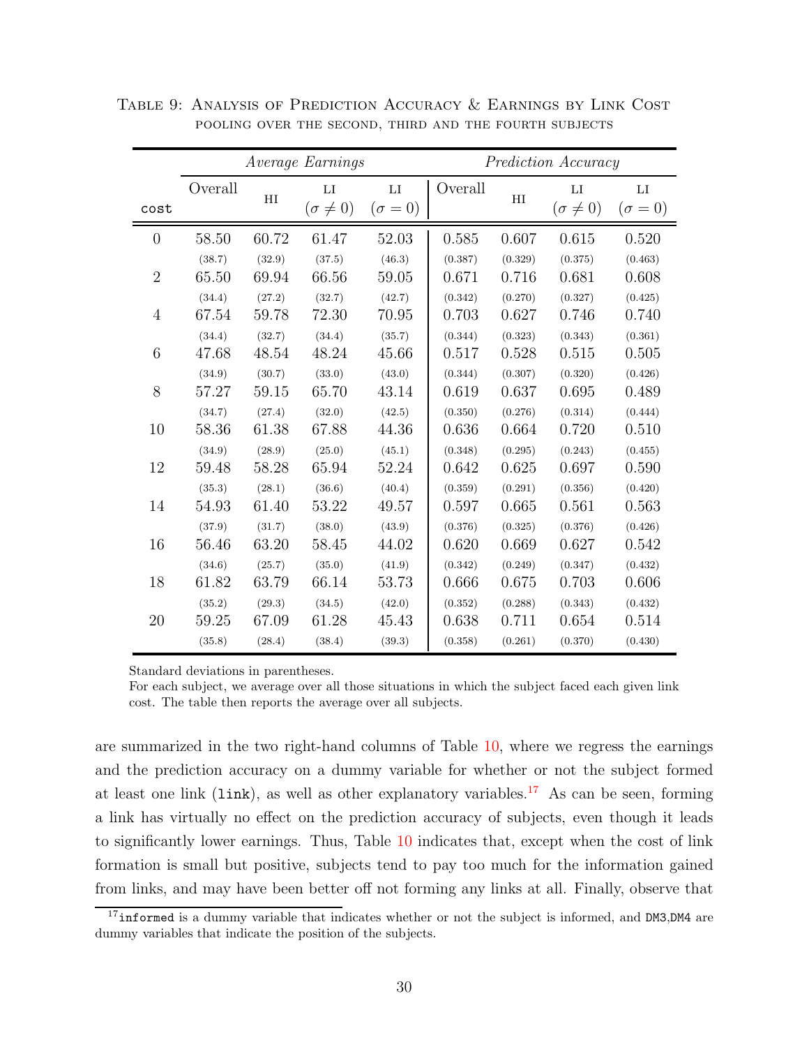Table 9: Analysis of Prediction Accuracy & Earnings by Link Cost pooling over the second, third and the fourth subjects

| | *Average Earnings* | | | | *Prediction Accuracy* | | | |
|---|---|---|---|---|---|---|---|---|
| `cost` | Overall | HI | LI ($\sigma \neq 0$) | LI ($\sigma = 0$) | Overall | HI | LI ($\sigma \neq 0$) | LI ($\sigma = 0$) |
| 0 | 58.50 | 60.72 | 61.47 | 52.03 | 0.585 | 0.607 | 0.615 | 0.520 |
| | (38.7) | (32.9) | (37.5) | (46.3) | (0.387) | (0.329) | (0.375) | (0.463) |
| 2 | 65.50 | 69.94 | 66.56 | 59.05 | 0.671 | 0.716 | 0.681 | 0.608 |
| | (34.4) | (27.2) | (32.7) | (42.7) | (0.342) | (0.270) | (0.327) | (0.425) |
| 4 | 67.54 | 59.78 | 72.30 | 70.95 | 0.703 | 0.627 | 0.746 | 0.740 |
| | (34.4) | (32.7) | (34.4) | (35.7) | (0.344) | (0.323) | (0.343) | (0.361) |
| 6 | 47.68 | 48.54 | 48.24 | 45.66 | 0.517 | 0.528 | 0.515 | 0.505 |
| | (34.9) | (30.7) | (33.0) | (43.0) | (0.344) | (0.307) | (0.320) | (0.426) |
| 8 | 57.27 | 59.15 | 65.70 | 43.14 | 0.619 | 0.637 | 0.695 | 0.489 |
| | (34.7) | (27.4) | (32.0) | (42.5) | (0.350) | (0.276) | (0.314) | (0.444) |
| 10 | 58.36 | 61.38 | 67.88 | 44.36 | 0.636 | 0.664 | 0.720 | 0.510 |
| | (34.9) | (28.9) | (25.0) | (45.1) | (0.348) | (0.295) | (0.243) | (0.455) |
| 12 | 59.48 | 58.28 | 65.94 | 52.24 | 0.642 | 0.625 | 0.697 | 0.590 |
| | (35.3) | (28.1) | (36.6) | (40.4) | (0.359) | (0.291) | (0.356) | (0.420) |
| 14 | 54.93 | 61.40 | 53.22 | 49.57 | 0.597 | 0.665 | 0.561 | 0.563 |
| | (37.9) | (31.7) | (38.0) | (43.9) | (0.376) | (0.325) | (0.376) | (0.426) |
| 16 | 56.46 | 63.20 | 58.45 | 44.02 | 0.620 | 0.669 | 0.627 | 0.542 |
| | (34.6) | (25.7) | (35.0) | (41.9) | (0.342) | (0.249) | (0.347) | (0.432) |
| 18 | 61.82 | 63.79 | 66.14 | 53.73 | 0.666 | 0.675 | 0.703 | 0.606 |
| | (35.2) | (29.3) | (34.5) | (42.0) | (0.352) | (0.288) | (0.343) | (0.432) |
| 20 | 59.25 | 67.09 | 61.28 | 45.43 | 0.638 | 0.711 | 0.654 | 0.514 |
| | (35.8) | (28.4) | (38.4) | (39.3) | (0.358) | (0.261) | (0.370) | (0.430) |

Standard deviations in parentheses.
For each subject, we average over all those situations in which the subject faced each given link cost. The table then reports the average over all subjects.

are summarized in the two right-hand columns of Table 10, where we regress the earnings and the prediction accuracy on a dummy variable for whether or not the subject formed at least one link (`link`), as well as other explanatory variables.[17] As can be seen, forming a link has virtually no effect on the prediction accuracy of subjects, even though it leads to significantly lower earnings. Thus, Table 10 indicates that, except when the cost of link formation is small but positive, subjects tend to pay too much for the information gained from links, and may have been better off not forming any links at all. Finally, observe that

[17] `informed` is a dummy variable that indicates whether or not the subject is informed, and `DM3`,`DM4` are dummy variables that indicate the position of the subjects.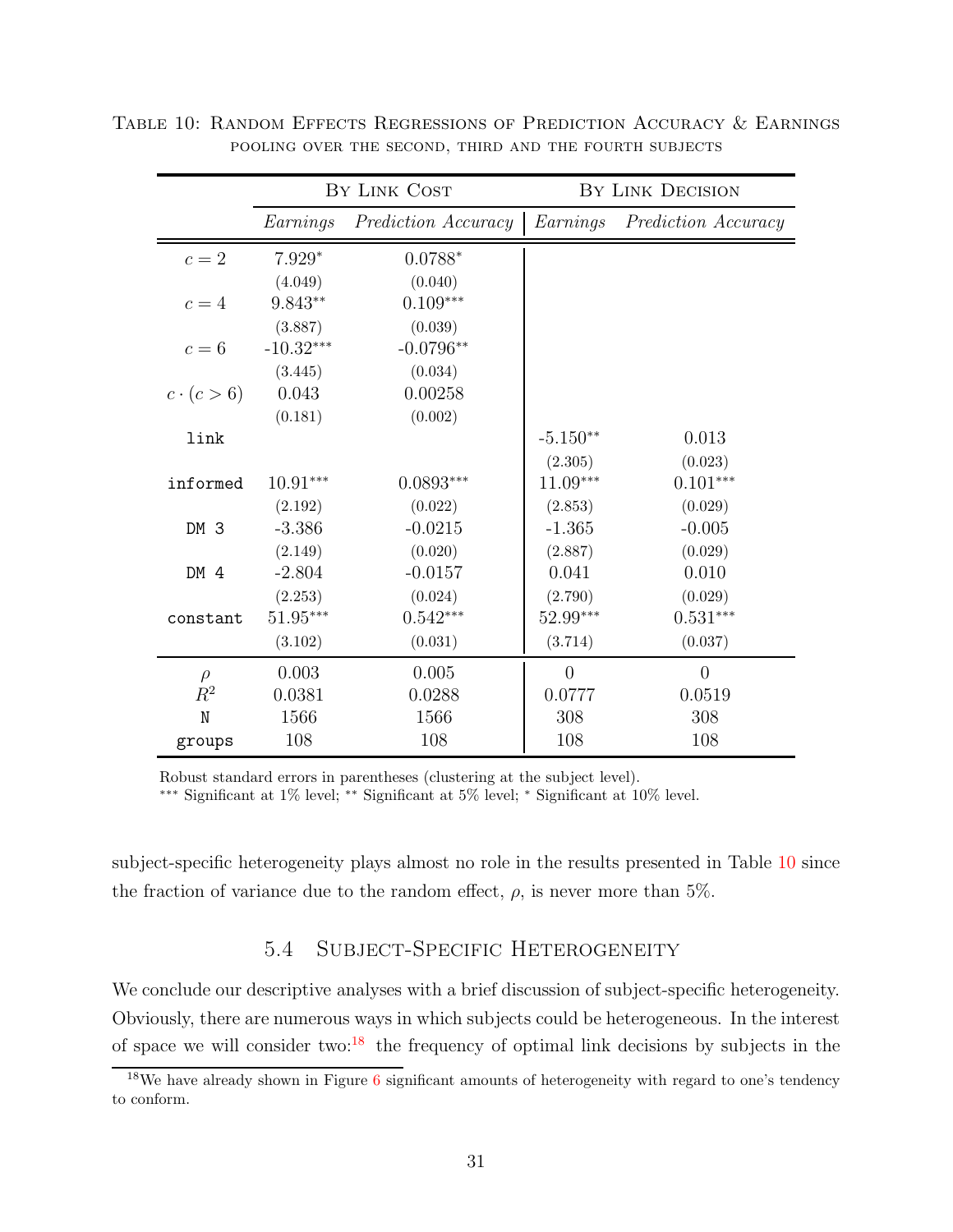Table 10: Random Effects Regressions of Prediction Accuracy & Earnings pooling over the second, third and the fourth subjects

| | By Link Cost | | By Link Decision | |
|---|---|---|---|---|
| | *Earnings* | *Prediction Accuracy* | *Earnings* | *Prediction Accuracy* |
| $c = 2$ | 7.929* | 0.0788* | | |
| | (4.049) | (0.040) | | |
| $c = 4$ | 9.843** | 0.109*** | | |
| | (3.887) | (0.039) | | |
| $c = 6$ | -10.32*** | -0.0796** | | |
| | (3.445) | (0.034) | | |
| $c \cdot (c > 6)$ | 0.043 | 0.00258 | | |
| | (0.181) | (0.002) | | |
| `link` | | | -5.150** | 0.013 |
| | | | (2.305) | (0.023) |
| `informed` | 10.91*** | 0.0893*** | 11.09*** | 0.101*** |
| | (2.192) | (0.022) | (2.853) | (0.029) |
| `DM 3` | -3.386 | -0.0215 | -1.365 | -0.005 |
| | (2.149) | (0.020) | (2.887) | (0.029) |
| `DM 4` | -2.804 | -0.0157 | 0.041 | 0.010 |
| | (2.253) | (0.024) | (2.790) | (0.029) |
| `constant` | 51.95*** | 0.542*** | 52.99*** | 0.531*** |
| | (3.102) | (0.031) | (3.714) | (0.037) |
| $\rho$ | 0.003 | 0.005 | 0 | 0 |
| $R^2$ | 0.0381 | 0.0288 | 0.0777 | 0.0519 |
| N | 1566 | 1566 | 308 | 308 |
| `groups` | 108 | 108 | 108 | 108 |

Robust standard errors in parentheses (clustering at the subject level).
*** Significant at 1% level; ** Significant at 5% level; * Significant at 10% level.

subject-specific heterogeneity plays almost no role in the results presented in Table 10 since the fraction of variance due to the random effect, $\rho$, is never more than 5%.

### 5.4 Subject-Specific Heterogeneity

We conclude our descriptive analyses with a brief discussion of subject-specific heterogeneity. Obviously, there are numerous ways in which subjects could be heterogeneous. In the interest of space we will consider two:[18] the frequency of optimal link decisions by subjects in the

[18] We have already shown in Figure 6 significant amounts of heterogeneity with regard to one's tendency to conform.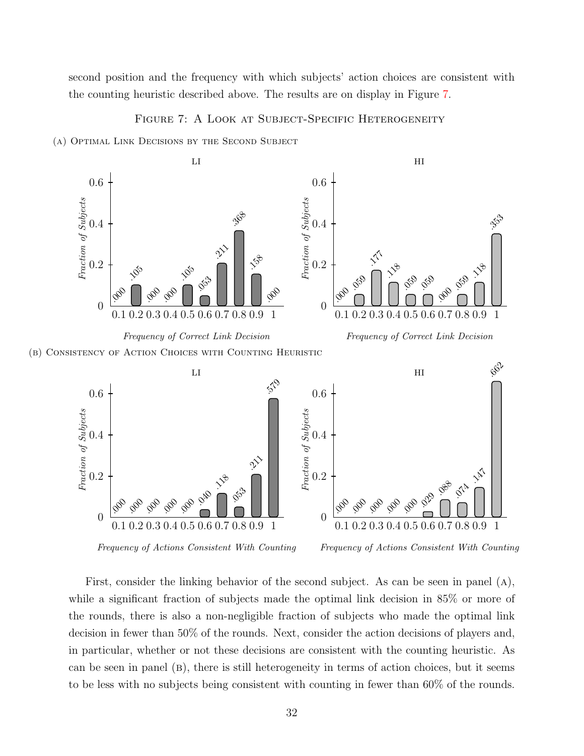second position and the frequency with which subjects' action choices are consistent with the counting heuristic described above. The results are on display in Figure 7.

FIGURE 7: A LOOK AT SUBJECT-SPECIFIC HETEROGENEITY

(A) OPTIMAL LINK DECISIONS BY THE SECOND SUBJECT

(B) CONSISTENCY OF ACTION CHOICES WITH COUNTING HEURISTIC

First, consider the linking behavior of the second subject. As can be seen in panel (A), while a significant fraction of subjects made the optimal link decision in 85% or more of the rounds, there is also a non-negligible fraction of subjects who made the optimal link decision in fewer than 50% of the rounds. Next, consider the action decisions of players and, in particular, whether or not these decisions are consistent with the counting heuristic. As can be seen in panel (B), there is still heterogeneity in terms of action choices, but it seems to be less with no subjects being consistent with counting in fewer than 60% of the rounds.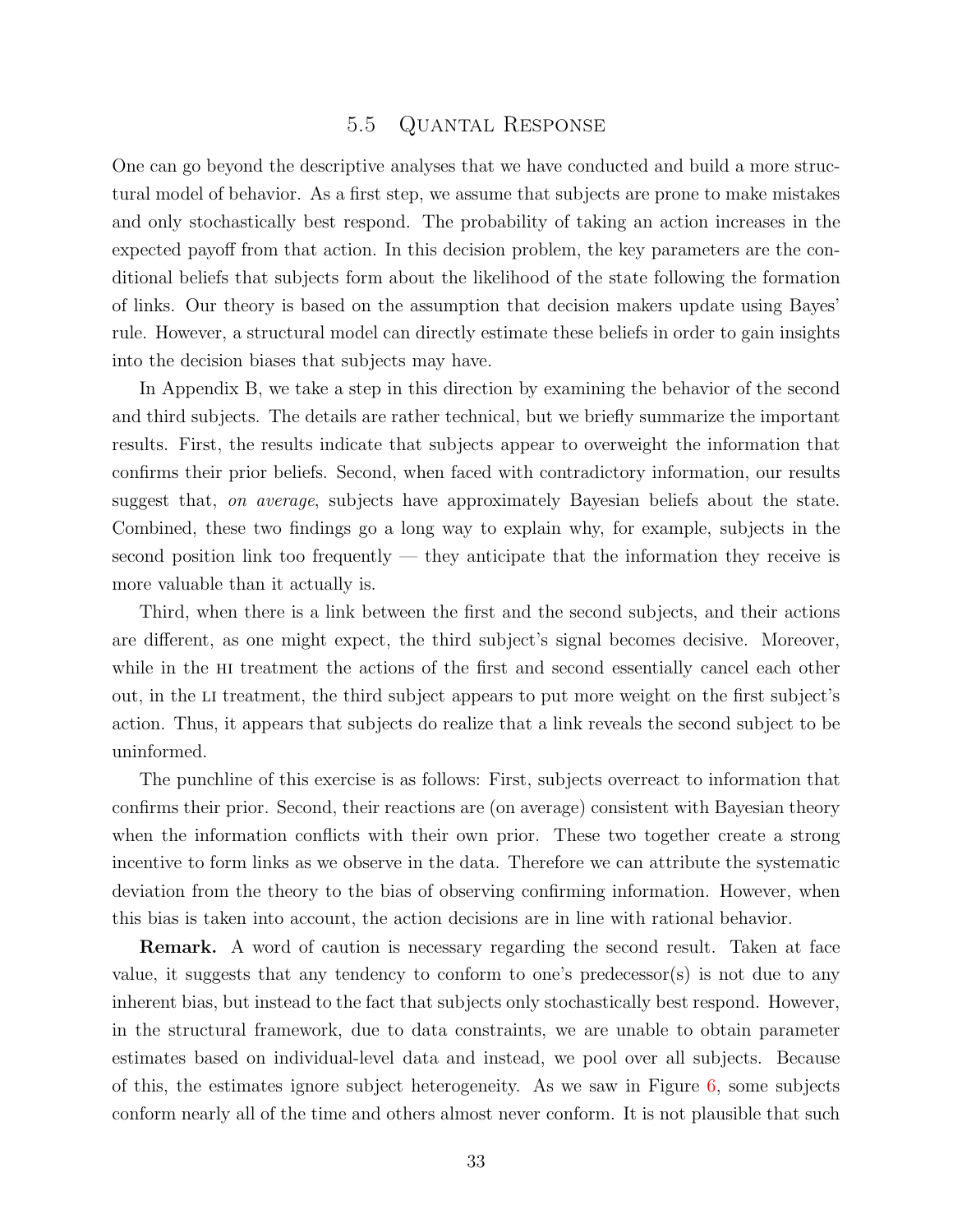### 5.5 Quantal Response

One can go beyond the descriptive analyses that we have conducted and build a more structural model of behavior. As a first step, we assume that subjects are prone to make mistakes and only stochastically best respond. The probability of taking an action increases in the expected payoff from that action. In this decision problem, the key parameters are the conditional beliefs that subjects form about the likelihood of the state following the formation of links. Our theory is based on the assumption that decision makers update using Bayes' rule. However, a structural model can directly estimate these beliefs in order to gain insights into the decision biases that subjects may have.

In Appendix B, we take a step in this direction by examining the behavior of the second and third subjects. The details are rather technical, but we briefly summarize the important results. First, the results indicate that subjects appear to overweight the information that confirms their prior beliefs. Second, when faced with contradictory information, our results suggest that, *on average*, subjects have approximately Bayesian beliefs about the state. Combined, these two findings go a long way to explain why, for example, subjects in the second position link too frequently — they anticipate that the information they receive is more valuable than it actually is.

Third, when there is a link between the first and the second subjects, and their actions are different, as one might expect, the third subject's signal becomes decisive. Moreover, while in the HI treatment the actions of the first and second essentially cancel each other out, in the LI treatment, the third subject appears to put more weight on the first subject's action. Thus, it appears that subjects do realize that a link reveals the second subject to be uninformed.

The punchline of this exercise is as follows: First, subjects overreact to information that confirms their prior. Second, their reactions are (on average) consistent with Bayesian theory when the information conflicts with their own prior. These two together create a strong incentive to form links as we observe in the data. Therefore we can attribute the systematic deviation from the theory to the bias of observing confirming information. However, when this bias is taken into account, the action decisions are in line with rational behavior.

**Remark.** A word of caution is necessary regarding the second result. Taken at face value, it suggests that any tendency to conform to one's predecessor(s) is not due to any inherent bias, but instead to the fact that subjects only stochastically best respond. However, in the structural framework, due to data constraints, we are unable to obtain parameter estimates based on individual-level data and instead, we pool over all subjects. Because of this, the estimates ignore subject heterogeneity. As we saw in Figure 6, some subjects conform nearly all of the time and others almost never conform. It is not plausible that such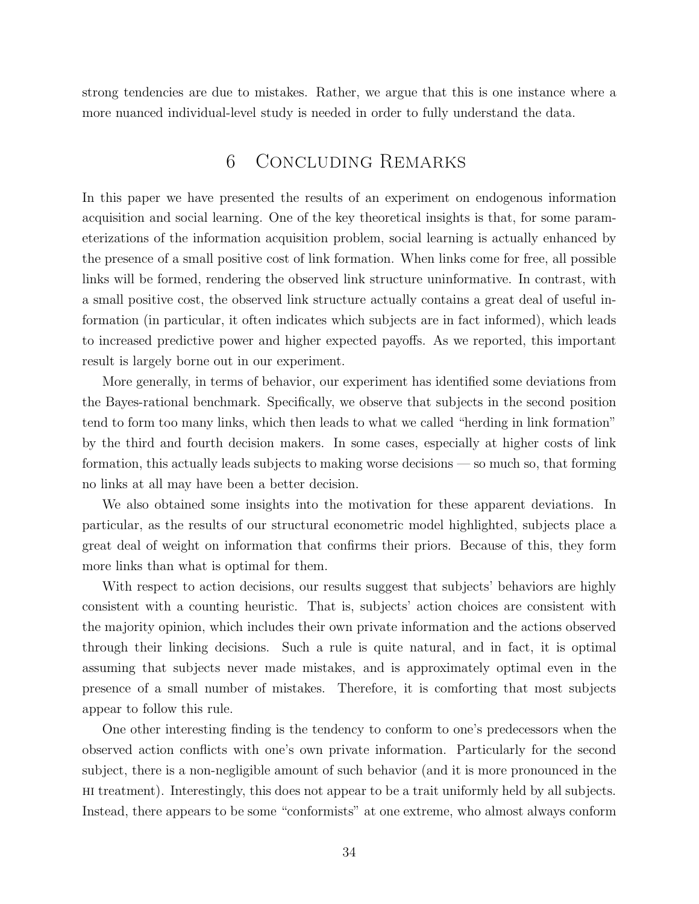strong tendencies are due to mistakes. Rather, we argue that this is one instance where a more nuanced individual-level study is needed in order to fully understand the data.

# 6 Concluding Remarks

In this paper we have presented the results of an experiment on endogenous information acquisition and social learning. One of the key theoretical insights is that, for some parameterizations of the information acquisition problem, social learning is actually enhanced by the presence of a small positive cost of link formation. When links come for free, all possible links will be formed, rendering the observed link structure uninformative. In contrast, with a small positive cost, the observed link structure actually contains a great deal of useful information (in particular, it often indicates which subjects are in fact informed), which leads to increased predictive power and higher expected payoffs. As we reported, this important result is largely borne out in our experiment.

More generally, in terms of behavior, our experiment has identified some deviations from the Bayes-rational benchmark. Specifically, we observe that subjects in the second position tend to form too many links, which then leads to what we called "herding in link formation" by the third and fourth decision makers. In some cases, especially at higher costs of link formation, this actually leads subjects to making worse decisions — so much so, that forming no links at all may have been a better decision.

We also obtained some insights into the motivation for these apparent deviations. In particular, as the results of our structural econometric model highlighted, subjects place a great deal of weight on information that confirms their priors. Because of this, they form more links than what is optimal for them.

With respect to action decisions, our results suggest that subjects' behaviors are highly consistent with a counting heuristic. That is, subjects' action choices are consistent with the majority opinion, which includes their own private information and the actions observed through their linking decisions. Such a rule is quite natural, and in fact, it is optimal assuming that subjects never made mistakes, and is approximately optimal even in the presence of a small number of mistakes. Therefore, it is comforting that most subjects appear to follow this rule.

One other interesting finding is the tendency to conform to one's predecessors when the observed action conflicts with one's own private information. Particularly for the second subject, there is a non-negligible amount of such behavior (and it is more pronounced in the HI treatment). Interestingly, this does not appear to be a trait uniformly held by all subjects. Instead, there appears to be some "conformists" at one extreme, who almost always conform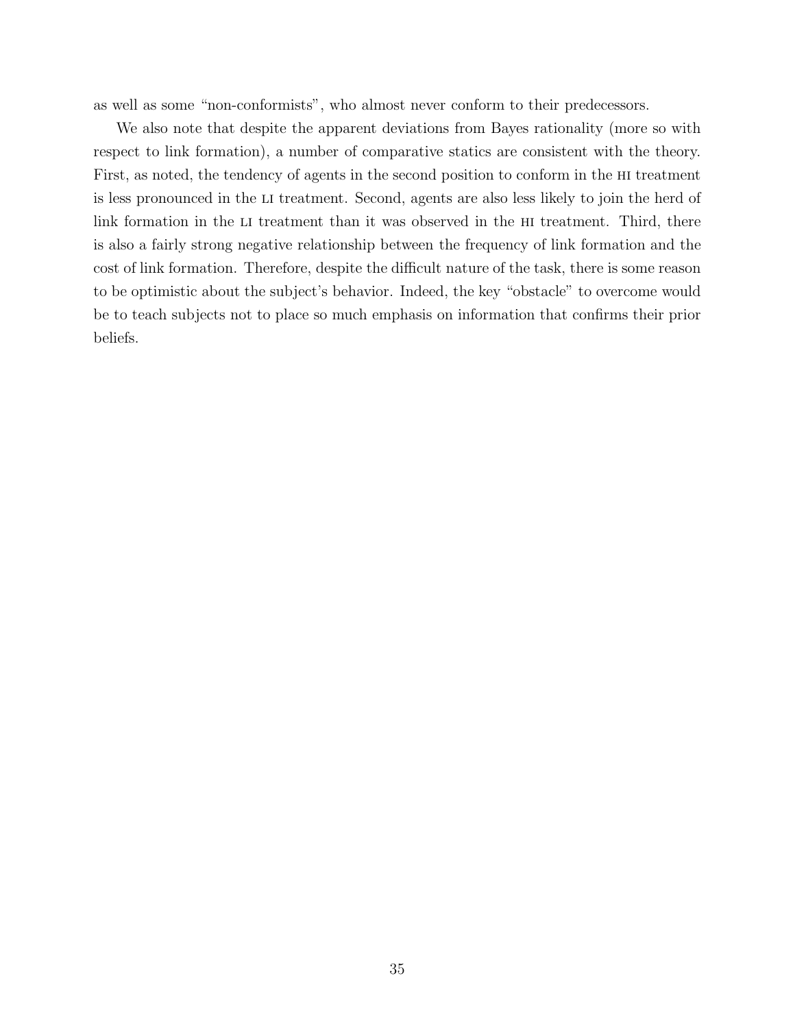as well as some “non-conformists”, who almost never conform to their predecessors.

We also note that despite the apparent deviations from Bayes rationality (more so with respect to link formation), a number of comparative statics are consistent with the theory. First, as noted, the tendency of agents in the second position to conform in the HI treatment is less pronounced in the LI treatment. Second, agents are also less likely to join the herd of link formation in the LI treatment than it was observed in the HI treatment. Third, there is also a fairly strong negative relationship between the frequency of link formation and the cost of link formation. Therefore, despite the difficult nature of the task, there is some reason to be optimistic about the subject's behavior. Indeed, the key “obstacle” to overcome would be to teach subjects not to place so much emphasis on information that confirms their prior beliefs.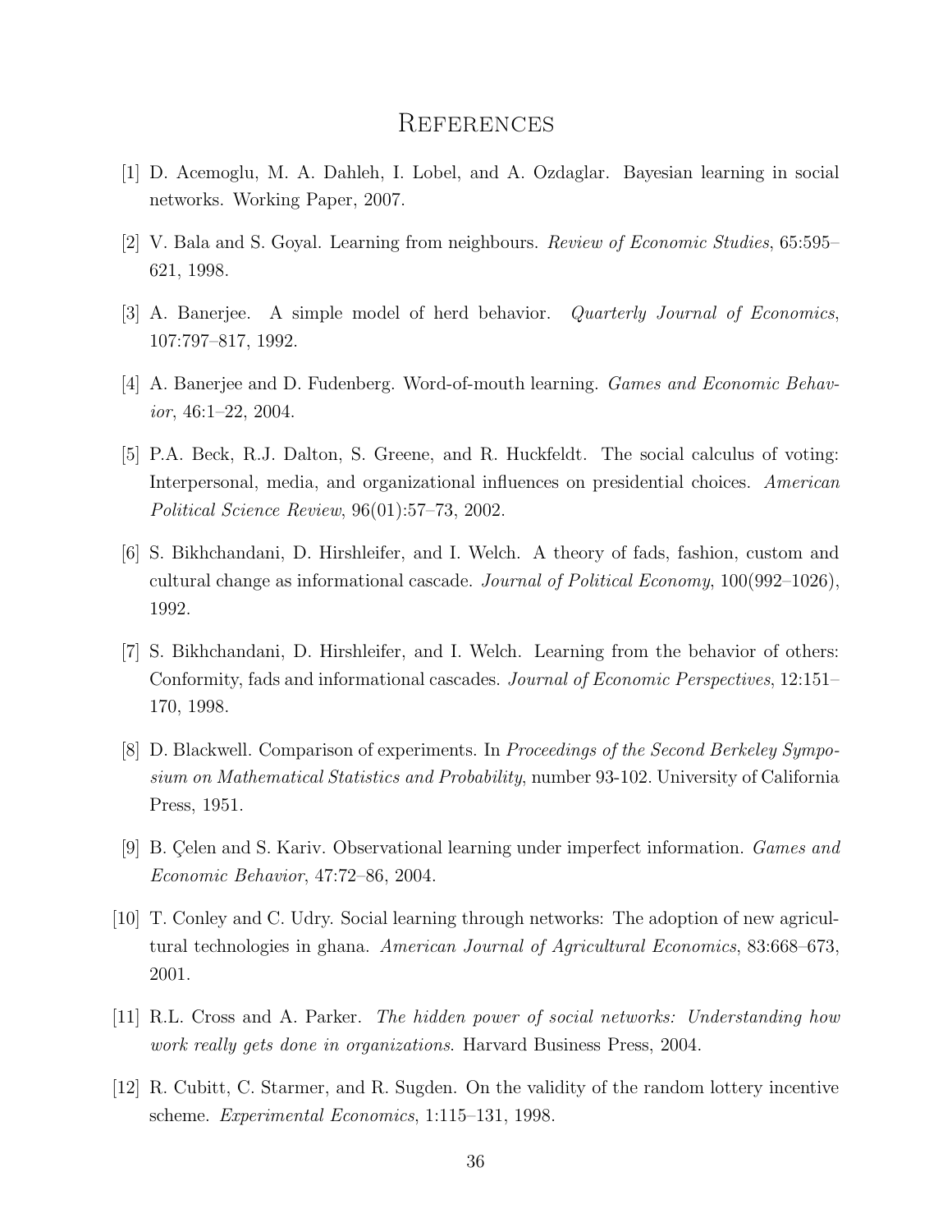# References

[1] D. Acemoglu, M. A. Dahleh, I. Lobel, and A. Ozdaglar. Bayesian learning in social networks. Working Paper, 2007.

[2] V. Bala and S. Goyal. Learning from neighbours. *Review of Economic Studies*, 65:595–621, 1998.

[3] A. Banerjee. A simple model of herd behavior. *Quarterly Journal of Economics*, 107:797–817, 1992.

[4] A. Banerjee and D. Fudenberg. Word-of-mouth learning. *Games and Economic Behavior*, 46:1–22, 2004.

[5] P.A. Beck, R.J. Dalton, S. Greene, and R. Huckfeldt. The social calculus of voting: Interpersonal, media, and organizational influences on presidential choices. *American Political Science Review*, 96(01):57–73, 2002.

[6] S. Bikhchandani, D. Hirshleifer, and I. Welch. A theory of fads, fashion, custom and cultural change as informational cascade. *Journal of Political Economy*, 100(992–1026), 1992.

[7] S. Bikhchandani, D. Hirshleifer, and I. Welch. Learning from the behavior of others: Conformity, fads and informational cascades. *Journal of Economic Perspectives*, 12:151–170, 1998.

[8] D. Blackwell. Comparison of experiments. In *Proceedings of the Second Berkeley Symposium on Mathematical Statistics and Probability*, number 93-102. University of California Press, 1951.

[9] B. Çelen and S. Kariv. Observational learning under imperfect information. *Games and Economic Behavior*, 47:72–86, 2004.

[10] T. Conley and C. Udry. Social learning through networks: The adoption of new agricultural technologies in ghana. *American Journal of Agricultural Economics*, 83:668–673, 2001.

[11] R.L. Cross and A. Parker. *The hidden power of social networks: Understanding how work really gets done in organizations*. Harvard Business Press, 2004.

[12] R. Cubitt, C. Starmer, and R. Sugden. On the validity of the random lottery incentive scheme. *Experimental Economics*, 1:115–131, 1998.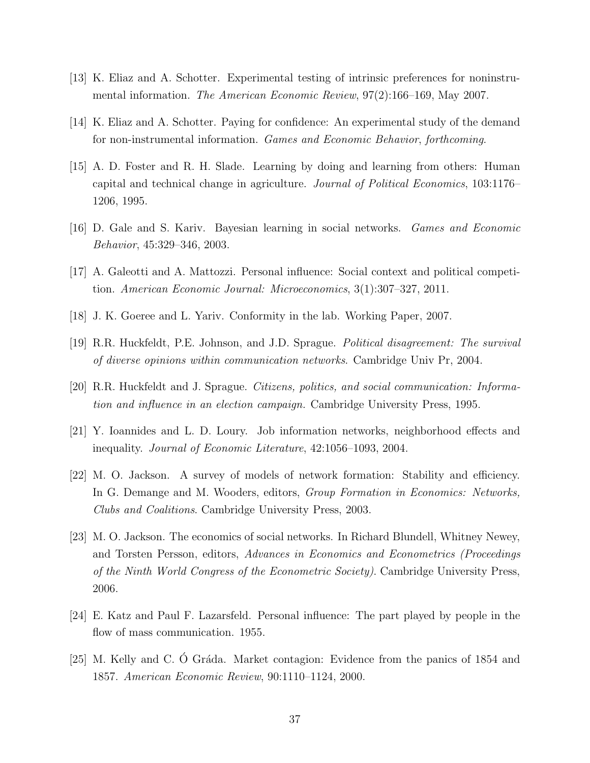[13] K. Eliaz and A. Schotter. Experimental testing of intrinsic preferences for noninstrumental information. *The American Economic Review*, 97(2):166–169, May 2007.

[14] K. Eliaz and A. Schotter. Paying for confidence: An experimental study of the demand for non-instrumental information. *Games and Economic Behavior*, *forthcoming*.

[15] A. D. Foster and R. H. Slade. Learning by doing and learning from others: Human capital and technical change in agriculture. *Journal of Political Economics*, 103:1176–1206, 1995.

[16] D. Gale and S. Kariv. Bayesian learning in social networks. *Games and Economic Behavior*, 45:329–346, 2003.

[17] A. Galeotti and A. Mattozzi. Personal influence: Social context and political competition. *American Economic Journal: Microeconomics*, 3(1):307–327, 2011.

[18] J. K. Goeree and L. Yariv. Conformity in the lab. Working Paper, 2007.

[19] R.R. Huckfeldt, P.E. Johnson, and J.D. Sprague. *Political disagreement: The survival of diverse opinions within communication networks*. Cambridge Univ Pr, 2004.

[20] R.R. Huckfeldt and J. Sprague. *Citizens, politics, and social communication: Information and influence in an election campaign.* Cambridge University Press, 1995.

[21] Y. Ioannides and L. D. Loury. Job information networks, neighborhood effects and inequality. *Journal of Economic Literature*, 42:1056–1093, 2004.

[22] M. O. Jackson. A survey of models of network formation: Stability and efficiency. In G. Demange and M. Wooders, editors, *Group Formation in Economics: Networks, Clubs and Coalitions*. Cambridge University Press, 2003.

[23] M. O. Jackson. The economics of social networks. In Richard Blundell, Whitney Newey, and Torsten Persson, editors, *Advances in Economics and Econometrics (Proceedings of the Ninth World Congress of the Econometric Society)*. Cambridge University Press, 2006.

[24] E. Katz and Paul F. Lazarsfeld. Personal influence: The part played by people in the flow of mass communication. 1955.

[25] M. Kelly and C. Ó Gráda. Market contagion: Evidence from the panics of 1854 and 1857. *American Economic Review*, 90:1110–1124, 2000.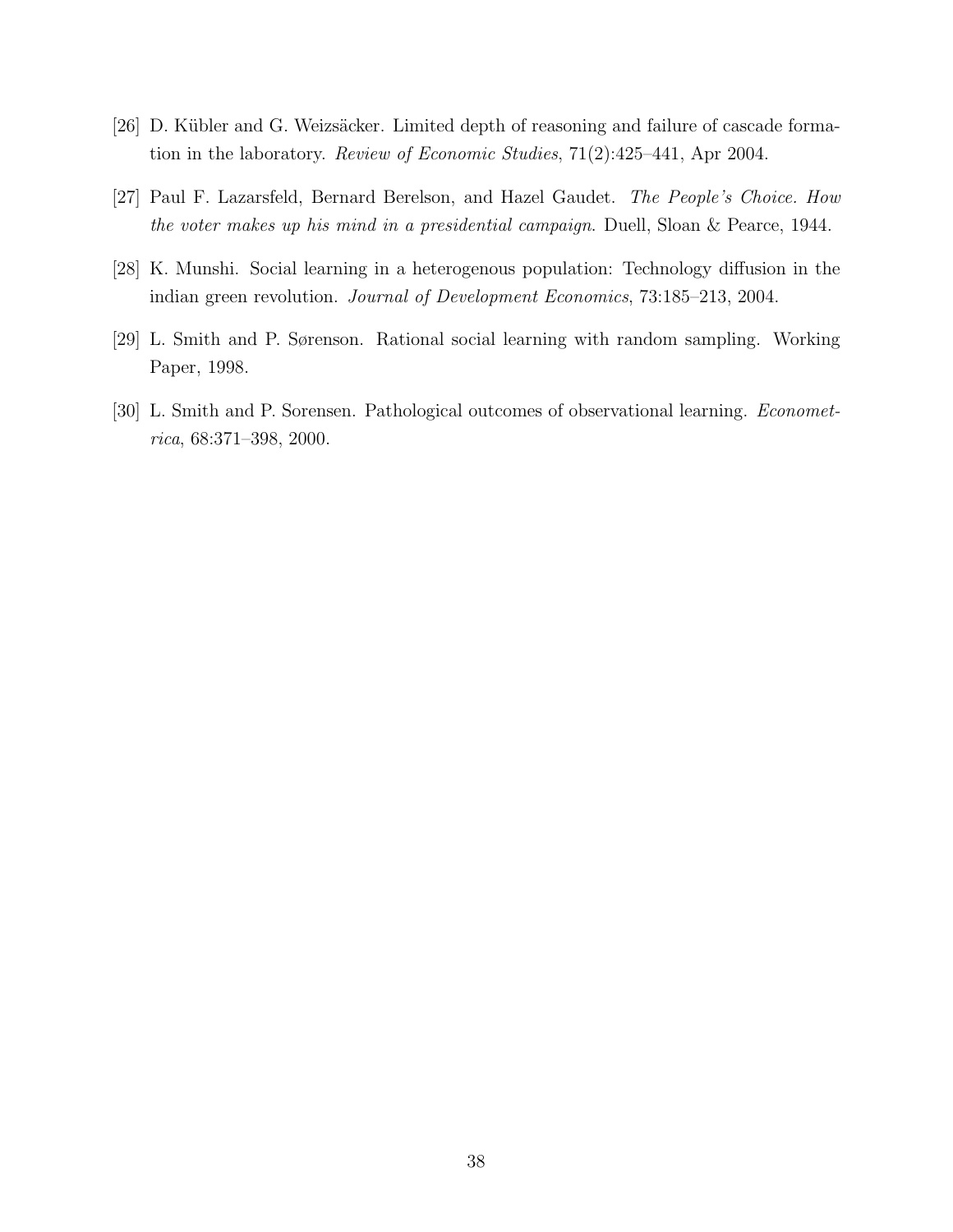[26] D. Kübler and G. Weizsäcker. Limited depth of reasoning and failure of cascade formation in the laboratory. *Review of Economic Studies*, 71(2):425–441, Apr 2004.

[27] Paul F. Lazarsfeld, Bernard Berelson, and Hazel Gaudet. *The People's Choice. How the voter makes up his mind in a presidential campaign*. Duell, Sloan & Pearce, 1944.

[28] K. Munshi. Social learning in a heterogenous population: Technology diffusion in the indian green revolution. *Journal of Development Economics*, 73:185–213, 2004.

[29] L. Smith and P. Sørenson. Rational social learning with random sampling. Working Paper, 1998.

[30] L. Smith and P. Sorensen. Pathological outcomes of observational learning. *Econometrica*, 68:371–398, 2000.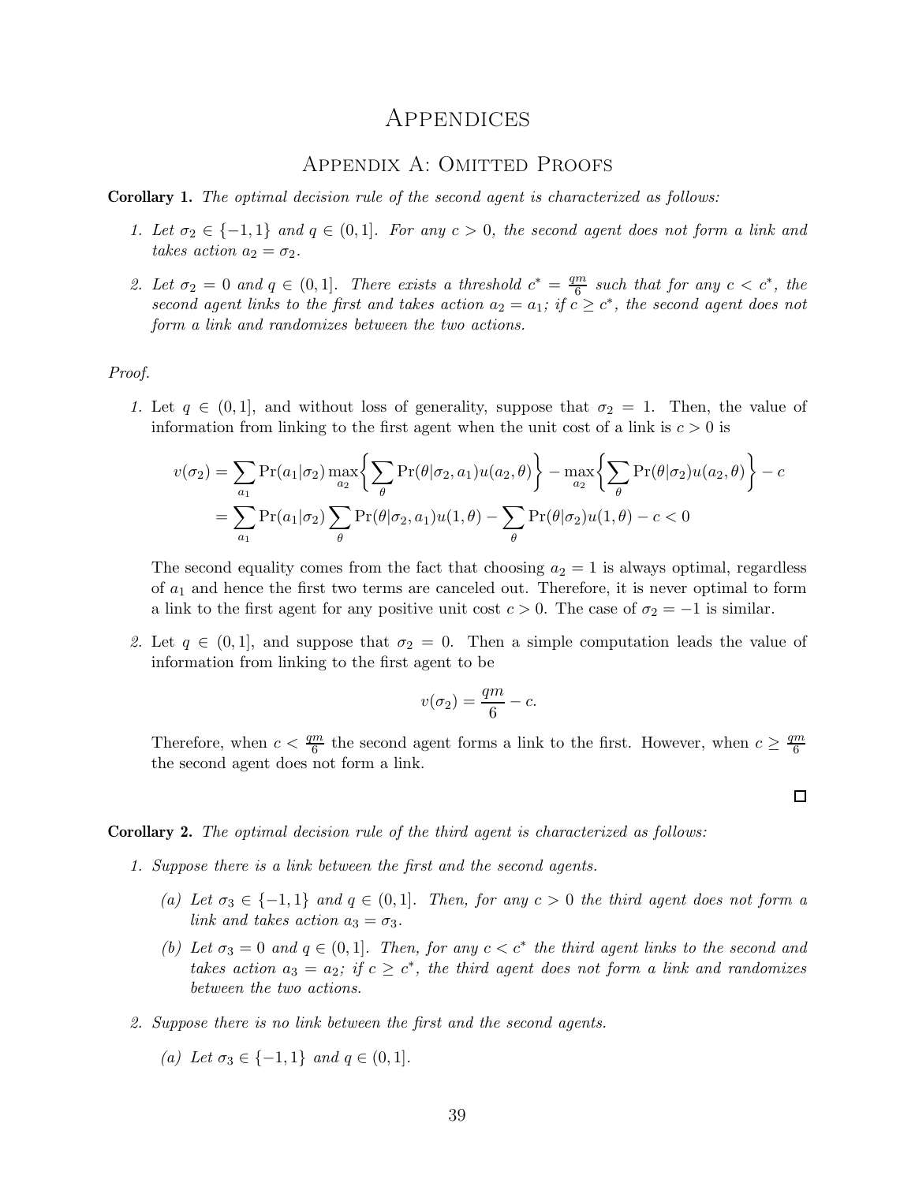# Appendices

## Appendix A: Omitted Proofs

**Corollary 1.** *The optimal decision rule of the second agent is characterized as follows:*

1. *Let $\sigma_2 \in \{-1, 1\}$ and $q \in (0, 1]$. For any $c > 0$, the second agent does not form a link and takes action $a_2 = \sigma_2$.*
2. *Let $\sigma_2 = 0$ and $q \in (0, 1]$. There exists a threshold $c^* = \frac{qm}{6}$ such that for any $c < c^*$, the second agent links to the first and takes action $a_2 = a_1$; if $c \geq c^*$, the second agent does not form a link and randomizes between the two actions.*

*Proof.*

1. Let $q \in (0, 1]$, and without loss of generality, suppose that $\sigma_2 = 1$. Then, the value of information from linking to the first agent when the unit cost of a link is $c > 0$ is

$$
\begin{aligned}
v(\sigma_2) &= \sum_{a_1} \Pr(a_1|\sigma_2) \max_{a_2} \left\{ \sum_{\theta} \Pr(\theta|\sigma_2, a_1) u(a_2, \theta) \right\} - \max_{a_2} \left\{ \sum_{\theta} \Pr(\theta|\sigma_2) u(a_2, \theta) \right\} - c \\
&= \sum_{a_1} \Pr(a_1|\sigma_2) \sum_{\theta} \Pr(\theta|\sigma_2, a_1) u(1, \theta) - \sum_{\theta} \Pr(\theta|\sigma_2) u(1, \theta) - c < 0
\end{aligned}
$$

   The second equality comes from the fact that choosing $a_2 = 1$ is always optimal, regardless of $a_1$ and hence the first two terms are canceled out. Therefore, it is never optimal to form a link to the first agent for any positive unit cost $c > 0$. The case of $\sigma_2 = -1$ is similar.

2. Let $q \in (0, 1]$, and suppose that $\sigma_2 = 0$. Then a simple computation leads the value of information from linking to the first agent to be

$$
v(\sigma_2) = \frac{qm}{6} - c.
$$

   Therefore, when $c < \frac{qm}{6}$ the second agent forms a link to the first. However, when $c \geq \frac{qm}{6}$ the second agent does not form a link.

□

**Corollary 2.** *The optimal decision rule of the third agent is characterized as follows:*

1. *Suppose there is a link between the first and the second agents.*
   - (a) *Let $\sigma_3 \in \{-1, 1\}$ and $q \in (0, 1]$. Then, for any $c > 0$ the third agent does not form a link and takes action $a_3 = \sigma_3$.*
   - (b) *Let $\sigma_3 = 0$ and $q \in (0, 1]$. Then, for any $c < c^*$ the third agent links to the second and takes action $a_3 = a_2$; if $c \geq c^*$, the third agent does not form a link and randomizes between the two actions.*
2. *Suppose there is no link between the first and the second agents.*
   - (a) *Let $\sigma_3 \in \{-1, 1\}$ and $q \in (0, 1]$.*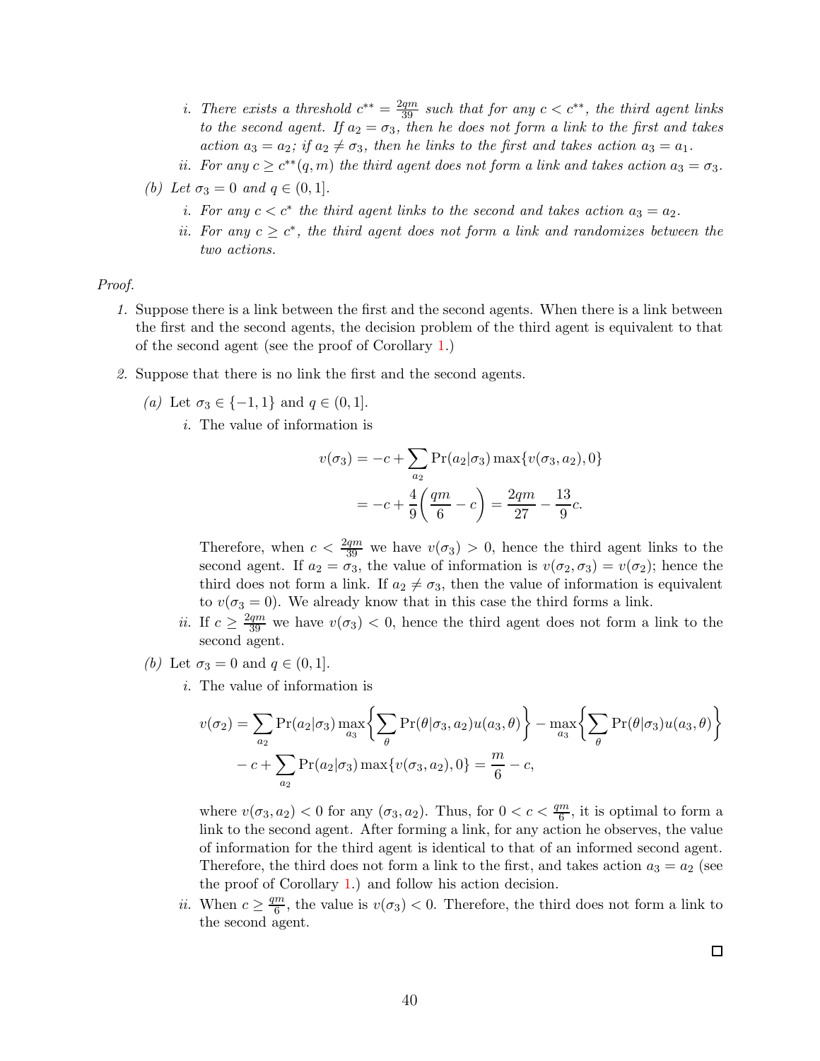i. *There exists a threshold* $c^{**} = \frac{2qm}{39}$ *such that for any* $c < c^{**}$*, the third agent links to the second agent. If* $a_2 = \sigma_3$*, then he does not form a link to the first and takes action* $a_3 = a_2$*; if* $a_2 \neq \sigma_3$*, then he links to the first and takes action* $a_3 = a_1$*.*

ii. *For any* $c \geq c^{**}(q, m)$ *the third agent does not form a link and takes action* $a_3 = \sigma_3$*.*

(b) *Let* $\sigma_3 = 0$ *and* $q \in (0, 1]$*.*

i. *For any* $c < c^*$ *the third agent links to the second and takes action* $a_3 = a_2$*.*

ii. *For any* $c \geq c^*$*, the third agent does not form a link and randomizes between the two actions.*

*Proof.*

1. Suppose there is a link between the first and the second agents. When there is a link between the first and the second agents, the decision problem of the third agent is equivalent to that of the second agent (see the proof of Corollary 1.)

2. Suppose that there is no link the first and the second agents.

   (a) Let $\sigma_3 \in \{-1, 1\}$ and $q \in (0, 1]$.

   i. The value of information is

$$v(\sigma_3) = -c + \sum_{a_2} \Pr(a_2|\sigma_3) \max\{v(\sigma_3, a_2), 0\}$$
$$= -c + \frac{4}{9}\left(\frac{qm}{6} - c\right) = \frac{2qm}{27} - \frac{13}{9}c.$$

   Therefore, when $c < \frac{2qm}{39}$ we have $v(\sigma_3) > 0$, hence the third agent links to the second agent. If $a_2 = \sigma_3$, the value of information is $v(\sigma_2, \sigma_3) = v(\sigma_2)$; hence the third does not form a link. If $a_2 \neq \sigma_3$, then the value of information is equivalent to $v(\sigma_3 = 0)$. We already know that in this case the third forms a link.

   ii. If $c \geq \frac{2qm}{39}$ we have $v(\sigma_3) < 0$, hence the third agent does not form a link to the second agent.

   (b) Let $\sigma_3 = 0$ and $q \in (0, 1]$.

   i. The value of information is

$$v(\sigma_2) = \sum_{a_2} \Pr(a_2|\sigma_3) \max_{a_3}\left\{\sum_{\theta} \Pr(\theta|\sigma_3, a_2) u(a_3, \theta)\right\} - \max_{a_3}\left\{\sum_{\theta} \Pr(\theta|\sigma_3) u(a_3, \theta)\right\}$$
$$- c + \sum_{a_2} \Pr(a_2|\sigma_3) \max\{v(\sigma_3, a_2), 0\} = \frac{m}{6} - c,$$

   where $v(\sigma_3, a_2) < 0$ for any $(\sigma_3, a_2)$. Thus, for $0 < c < \frac{qm}{6}$, it is optimal to form a link to the second agent. After forming a link, for any action he observes, the value of information for the third agent is identical to that of an informed second agent. Therefore, the third does not form a link to the first, and takes action $a_3 = a_2$ (see the proof of Corollary 1.) and follow his action decision.

   ii. When $c \geq \frac{qm}{6}$, the value is $v(\sigma_3) < 0$. Therefore, the third does not form a link to the second agent.

□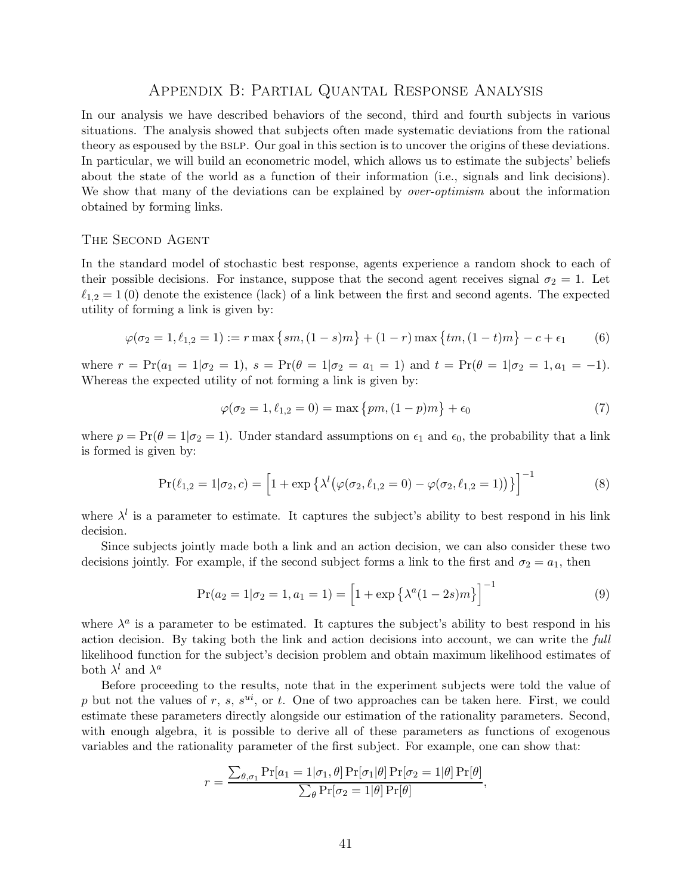# Appendix B: Partial Quantal Response Analysis

In our analysis we have described behaviors of the second, third and fourth subjects in various situations. The analysis showed that subjects often made systematic deviations from the rational theory as espoused by the BSLP. Our goal in this section is to uncover the origins of these deviations. In particular, we will build an econometric model, which allows us to estimate the subjects' beliefs about the state of the world as a function of their information (i.e., signals and link decisions). We show that many of the deviations can be explained by *over-optimism* about the information obtained by forming links.

## The Second Agent

In the standard model of stochastic best response, agents experience a random shock to each of their possible decisions. For instance, suppose that the second agent receives signal $\sigma_2 = 1$. Let $\ell_{1,2} = 1\,(0)$ denote the existence (lack) of a link between the first and second agents. The expected utility of forming a link is given by:

$$\varphi(\sigma_2 = 1, \ell_{1,2} = 1) := r \max\{sm, (1-s)m\} + (1-r)\max\{tm, (1-t)m\} - c + \epsilon_1 \tag{6}$$

where $r = \Pr(a_1 = 1|\sigma_2 = 1)$, $s = \Pr(\theta = 1|\sigma_2 = a_1 = 1)$ and $t = \Pr(\theta = 1|\sigma_2 = 1, a_1 = -1)$. Whereas the expected utility of not forming a link is given by:

$$\varphi(\sigma_2 = 1, \ell_{1,2} = 0) = \max\{pm, (1-p)m\} + \epsilon_0 \tag{7}$$

where $p = \Pr(\theta = 1|\sigma_2 = 1)$. Under standard assumptions on $\epsilon_1$ and $\epsilon_0$, the probability that a link is formed is given by:

$$\Pr(\ell_{1,2} = 1|\sigma_2, c) = \Big[1 + \exp\big\{\lambda^l\big(\varphi(\sigma_2, \ell_{1,2} = 0) - \varphi(\sigma_2, \ell_{1,2} = 1)\big)\big\}\Big]^{-1} \tag{8}$$

where $\lambda^l$ is a parameter to estimate. It captures the subject's ability to best respond in his link decision.

Since subjects jointly made both a link and an action decision, we can also consider these two decisions jointly. For example, if the second subject forms a link to the first and $\sigma_2 = a_1$, then

$$\Pr(a_2 = 1|\sigma_2 = 1, a_1 = 1) = \Big[1 + \exp\big\{\lambda^a(1-2s)m\big\}\Big]^{-1} \tag{9}$$

where $\lambda^a$ is a parameter to be estimated. It captures the subject's ability to best respond in his action decision. By taking both the link and action decisions into account, we can write the *full* likelihood function for the subject's decision problem and obtain maximum likelihood estimates of both $\lambda^l$ and $\lambda^a$

Before proceeding to the results, note that in the experiment subjects were told the value of $p$ but not the values of $r$, $s$, $s^{ui}$, or $t$. One of two approaches can be taken here. First, we could estimate these parameters directly alongside our estimation of the rationality parameters. Second, with enough algebra, it is possible to derive all of these parameters as functions of exogenous variables and the rationality parameter of the first subject. For example, one can show that:

$$r = \frac{\sum_{\theta,\sigma_1} \Pr[a_1 = 1|\sigma_1, \theta]\Pr[\sigma_1|\theta]\Pr[\sigma_2 = 1|\theta]\Pr[\theta]}{\sum_\theta \Pr[\sigma_2 = 1|\theta]\Pr[\theta]},$$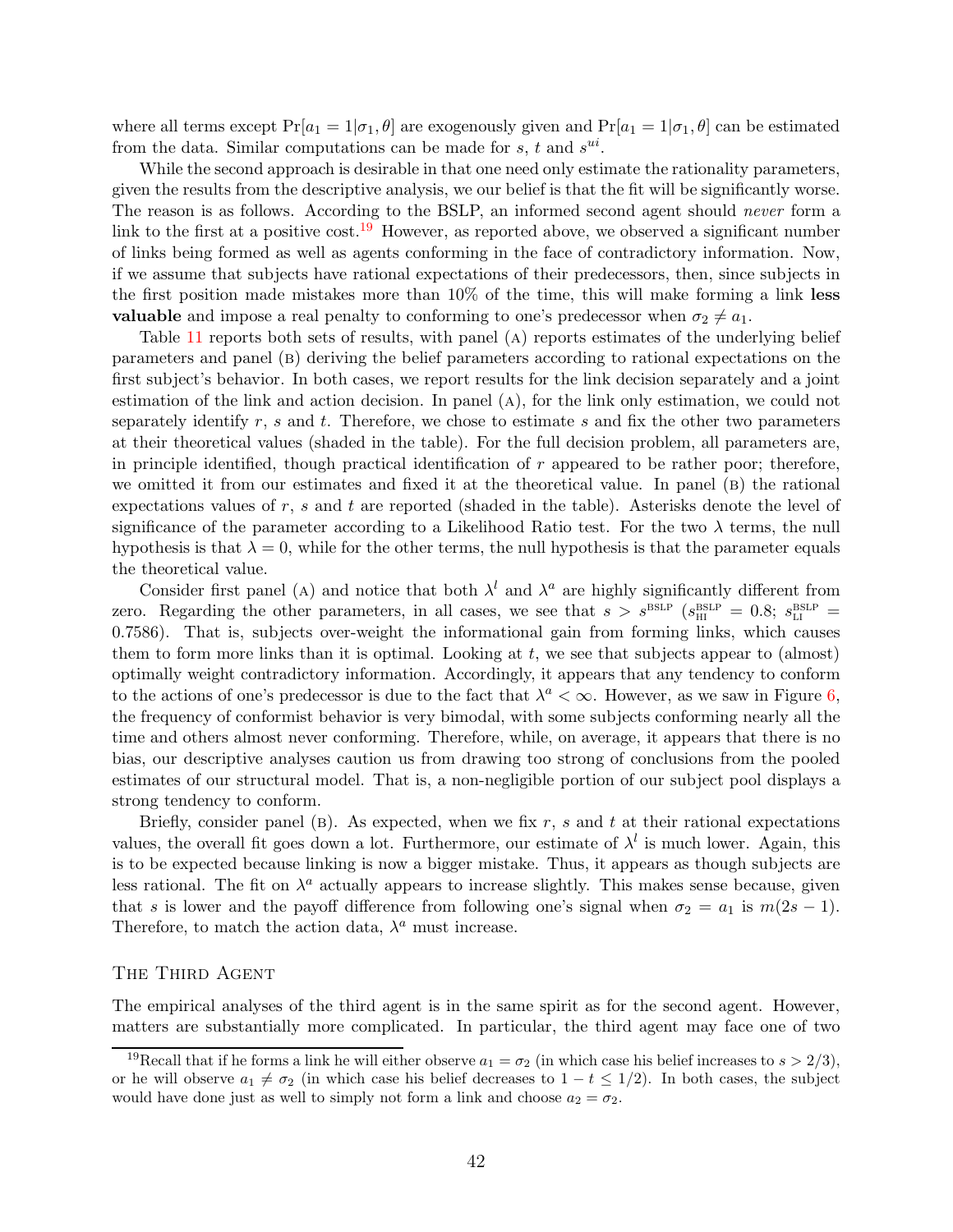where all terms except $\Pr[a_1 = 1|\sigma_1, \theta]$ are exogenously given and $\Pr[a_1 = 1|\sigma_1, \theta]$ can be estimated from the data. Similar computations can be made for $s$, $t$ and $s^{ui}$.

While the second approach is desirable in that one need only estimate the rationality parameters, given the results from the descriptive analysis, we our belief is that the fit will be significantly worse. The reason is as follows. According to the BSLP, an informed second agent should *never* form a link to the first at a positive cost.[19] However, as reported above, we observed a significant number of links being formed as well as agents conforming in the face of contradictory information. Now, if we assume that subjects have rational expectations of their predecessors, then, since subjects in the first position made mistakes more than 10% of the time, this will make forming a link **less valuable** and impose a real penalty to conforming to one's predecessor when $\sigma_2 \neq a_1$.

Table 11 reports both sets of results, with panel (A) reports estimates of the underlying belief parameters and panel (B) deriving the belief parameters according to rational expectations on the first subject's behavior. In both cases, we report results for the link decision separately and a joint estimation of the link and action decision. In panel (A), for the link only estimation, we could not separately identify $r$, $s$ and $t$. Therefore, we chose to estimate $s$ and fix the other two parameters at their theoretical values (shaded in the table). For the full decision problem, all parameters are, in principle identified, though practical identification of $r$ appeared to be rather poor; therefore, we omitted it from our estimates and fixed it at the theoretical value. In panel (B) the rational expectations values of $r$, $s$ and $t$ are reported (shaded in the table). Asterisks denote the level of significance of the parameter according to a Likelihood Ratio test. For the two $\lambda$ terms, the null hypothesis is that $\lambda = 0$, while for the other terms, the null hypothesis is that the parameter equals the theoretical value.

Consider first panel (A) and notice that both $\lambda^l$ and $\lambda^a$ are highly significantly different from zero. Regarding the other parameters, in all cases, we see that $s > s^{\text{BSLP}}$ ($s^{\text{BSLP}}_{\text{HI}} = 0.8$; $s^{\text{BSLP}}_{\text{LI}} = 0.7586$). That is, subjects over-weight the informational gain from forming links, which causes them to form more links than it is optimal. Looking at $t$, we see that subjects appear to (almost) optimally weight contradictory information. Accordingly, it appears that any tendency to conform to the actions of one's predecessor is due to the fact that $\lambda^a < \infty$. However, as we saw in Figure 6, the frequency of conformist behavior is very bimodal, with some subjects conforming nearly all the time and others almost never conforming. Therefore, while, on average, it appears that there is no bias, our descriptive analyses caution us from drawing too strong of conclusions from the pooled estimates of our structural model. That is, a non-negligible portion of our subject pool displays a strong tendency to conform.

Briefly, consider panel (B). As expected, when we fix $r$, $s$ and $t$ at their rational expectations values, the overall fit goes down a lot. Furthermore, our estimate of $\lambda^l$ is much lower. Again, this is to be expected because linking is now a bigger mistake. Thus, it appears as though subjects are less rational. The fit on $\lambda^a$ actually appears to increase slightly. This makes sense because, given that $s$ is lower and the payoff difference from following one's signal when $\sigma_2 = a_1$ is $m(2s - 1)$. Therefore, to match the action data, $\lambda^a$ must increase.

## The Third Agent

The empirical analyses of the third agent is in the same spirit as for the second agent. However, matters are substantially more complicated. In particular, the third agent may face one of two

[19] Recall that if he forms a link he will either observe $a_1 = \sigma_2$ (in which case his belief increases to $s > 2/3$), or he will observe $a_1 \neq \sigma_2$ (in which case his belief decreases to $1 - t \leq 1/2$). In both cases, the subject would have done just as well to simply not form a link and choose $a_2 = \sigma_2$.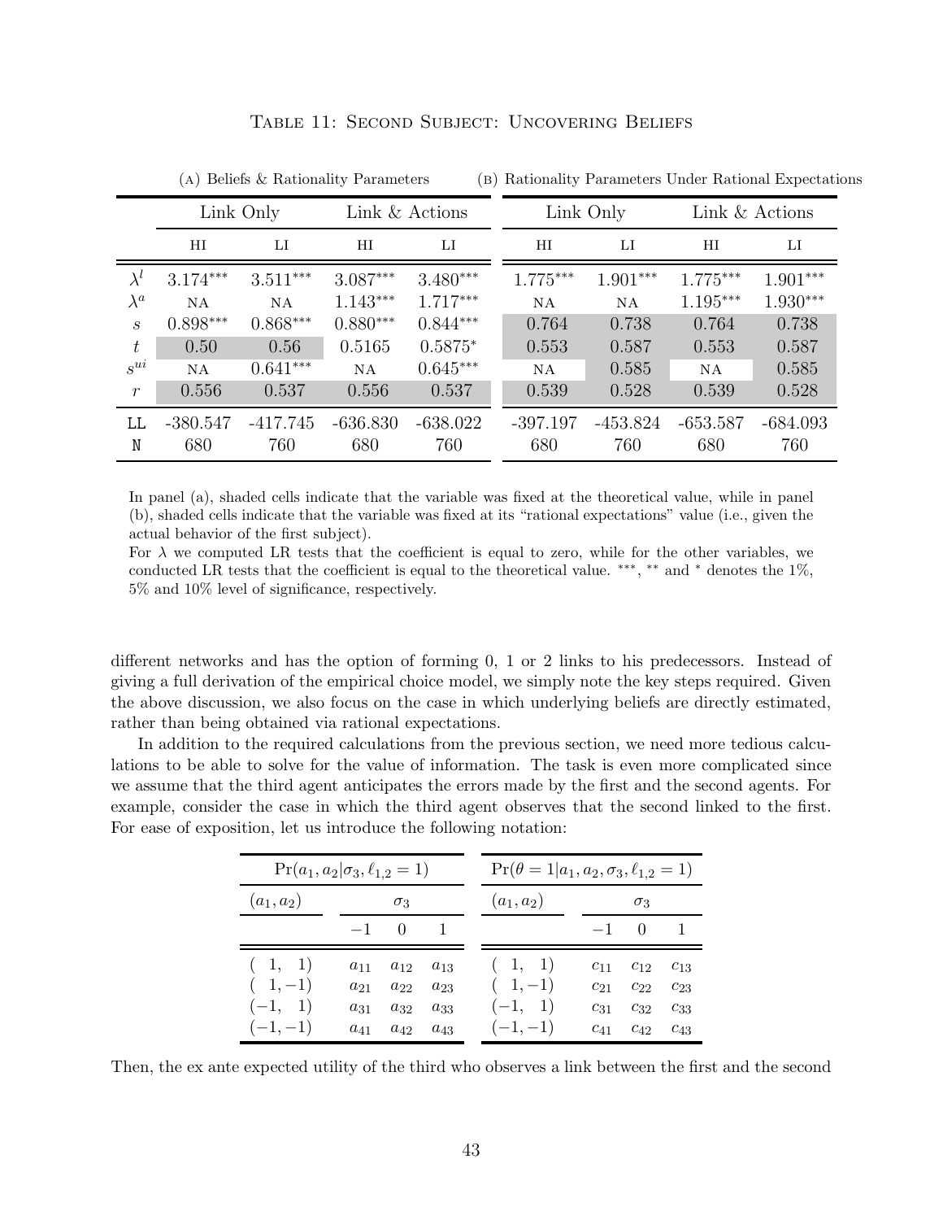TABLE 11: SECOND SUBJECT: UNCOVERING BELIEFS

| | (A) Beliefs & Rationality Parameters | | | | (B) Rationality Parameters Under Rational Expectations | | | |
|---|---|---|---|---|---|---|---|---|
| | Link Only | | Link & Actions | | Link Only | | Link & Actions | |
| | HI | LI | HI | LI | HI | LI | HI | LI |
| $\lambda^l$ | 3.174*** | 3.511*** | 3.087*** | 3.480*** | 1.775*** | 1.901*** | 1.775*** | 1.901*** |
| $\lambda^a$ | NA | NA | 1.143*** | 1.717*** | NA | NA | 1.195*** | 1.930*** |
| $s$ | 0.898*** | 0.868*** | 0.880*** | 0.844*** | 0.764 | 0.738 | 0.764 | 0.738 |
| $t$ | 0.50 | 0.56 | 0.5165 | 0.5875* | 0.553 | 0.587 | 0.553 | 0.587 |
| $s^{ui}$ | NA | 0.641*** | NA | 0.645*** | NA | 0.585 | NA | 0.585 |
| $r$ | 0.556 | 0.537 | 0.556 | 0.537 | 0.539 | 0.528 | 0.539 | 0.528 |
| LL | -380.547 | -417.745 | -636.830 | -638.022 | -397.197 | -453.824 | -653.587 | -684.093 |
| N | 680 | 760 | 680 | 760 | 680 | 760 | 680 | 760 |

In panel (a), shaded cells indicate that the variable was fixed at the theoretical value, while in panel (b), shaded cells indicate that the variable was fixed at its "rational expectations" value (i.e., given the actual behavior of the first subject).

For $\lambda$ we computed LR tests that the coefficient is equal to zero, while for the other variables, we conducted LR tests that the coefficient is equal to the theoretical value. ***, ** and * denotes the 1%, 5% and 10% level of significance, respectively.

different networks and has the option of forming 0, 1 or 2 links to his predecessors. Instead of giving a full derivation of the empirical choice model, we simply note the key steps required. Given the above discussion, we also focus on the case in which underlying beliefs are directly estimated, rather than being obtained via rational expectations.

In addition to the required calculations from the previous section, we need more tedious calculations to be able to solve for the value of information. The task is even more complicated since we assume that the third agent anticipates the errors made by the first and the second agents. For example, consider the case in which the third agent observes that the second linked to the first. For ease of exposition, let us introduce the following notation:

| $\Pr(a_1, a_2 \mid \sigma_3, \ell_{1,2} = 1)$ | | | | $\Pr(\theta = 1 \mid a_1, a_2, \sigma_3, \ell_{1,2} = 1)$ | | | |
|---|---|---|---|---|---|---|---|
| $(a_1, a_2)$ | $\sigma_3$ | | | $(a_1, a_2)$ | $\sigma_3$ | | |
| | $-1$ | $0$ | $1$ | | $-1$ | $0$ | $1$ |
| $(1, 1)$ | $a_{11}$ | $a_{12}$ | $a_{13}$ | $(1, 1)$ | $c_{11}$ | $c_{12}$ | $c_{13}$ |
| $(1, -1)$ | $a_{21}$ | $a_{22}$ | $a_{23}$ | $(1, -1)$ | $c_{21}$ | $c_{22}$ | $c_{23}$ |
| $(-1, 1)$ | $a_{31}$ | $a_{32}$ | $a_{33}$ | $(-1, 1)$ | $c_{31}$ | $c_{32}$ | $c_{33}$ |
| $(-1, -1)$ | $a_{41}$ | $a_{42}$ | $a_{43}$ | $(-1, -1)$ | $c_{41}$ | $c_{42}$ | $c_{43}$ |

Then, the ex ante expected utility of the third who observes a link between the first and the second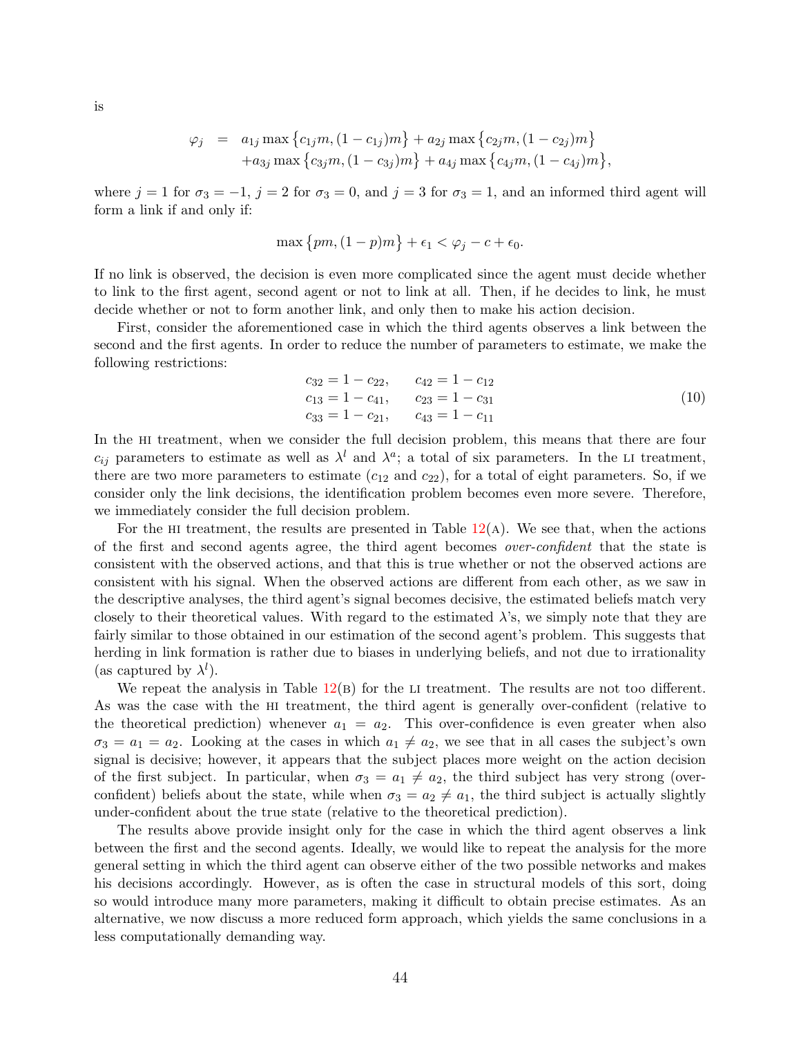is

$$
\begin{aligned}
\varphi_j &= a_{1j} \max\left\{c_{1j} m, (1-c_{1j}) m\right\} + a_{2j} \max\left\{c_{2j} m, (1-c_{2j}) m\right\} \\
&\quad + a_{3j} \max\left\{c_{3j} m, (1-c_{3j}) m\right\} + a_{4j} \max\left\{c_{4j} m, (1-c_{4j}) m\right\},
\end{aligned}
$$

where $j = 1$ for $\sigma_3 = -1$, $j = 2$ for $\sigma_3 = 0$, and $j = 3$ for $\sigma_3 = 1$, and an informed third agent will form a link if and only if:

$$
\max\left\{pm, (1-p)m\right\} + \epsilon_1 < \varphi_j - c + \epsilon_0.
$$

If no link is observed, the decision is even more complicated since the agent must decide whether to link to the first agent, second agent or not to link at all. Then, if he decides to link, he must decide whether or not to form another link, and only then to make his action decision.

First, consider the aforementioned case in which the third agents observes a link between the second and the first agents. In order to reduce the number of parameters to estimate, we make the following restrictions:

$$
\begin{array}{ll}
c_{32} = 1 - c_{22}, & c_{42} = 1 - c_{12} \\
c_{13} = 1 - c_{41}, & c_{23} = 1 - c_{31} \\
c_{33} = 1 - c_{21}, & c_{43} = 1 - c_{11}
\end{array}
\tag{10}
$$

In the HI treatment, when we consider the full decision problem, this means that there are four $c_{ij}$ parameters to estimate as well as $\lambda^l$ and $\lambda^a$; a total of six parameters. In the LI treatment, there are two more parameters to estimate ($c_{12}$ and $c_{22}$), for a total of eight parameters. So, if we consider only the link decisions, the identification problem becomes even more severe. Therefore, we immediately consider the full decision problem.

For the HI treatment, the results are presented in Table 12(A). We see that, when the actions of the first and second agents agree, the third agent becomes *over-confident* that the state is consistent with the observed actions, and that this is true whether or not the observed actions are consistent with his signal. When the observed actions are different from each other, as we saw in the descriptive analyses, the third agent's signal becomes decisive, the estimated beliefs match very closely to their theoretical values. With regard to the estimated $\lambda$'s, we simply note that they are fairly similar to those obtained in our estimation of the second agent's problem. This suggests that herding in link formation is rather due to biases in underlying beliefs, and not due to irrationality (as captured by $\lambda^l$).

We repeat the analysis in Table 12(B) for the LI treatment. The results are not too different. As was the case with the HI treatment, the third agent is generally over-confident (relative to the theoretical prediction) whenever $a_1 = a_2$. This over-confidence is even greater when also $\sigma_3 = a_1 = a_2$. Looking at the cases in which $a_1 \neq a_2$, we see that in all cases the subject's own signal is decisive; however, it appears that the subject places more weight on the action decision of the first subject. In particular, when $\sigma_3 = a_1 \neq a_2$, the third subject has very strong (over-confident) beliefs about the state, while when $\sigma_3 = a_2 \neq a_1$, the third subject is actually slightly under-confident about the true state (relative to the theoretical prediction).

The results above provide insight only for the case in which the third agent observes a link between the first and the second agents. Ideally, we would like to repeat the analysis for the more general setting in which the third agent can observe either of the two possible networks and makes his decisions accordingly. However, as is often the case in structural models of this sort, doing so would introduce many more parameters, making it difficult to obtain precise estimates. As an alternative, we now discuss a more reduced form approach, which yields the same conclusions in a less computationally demanding way.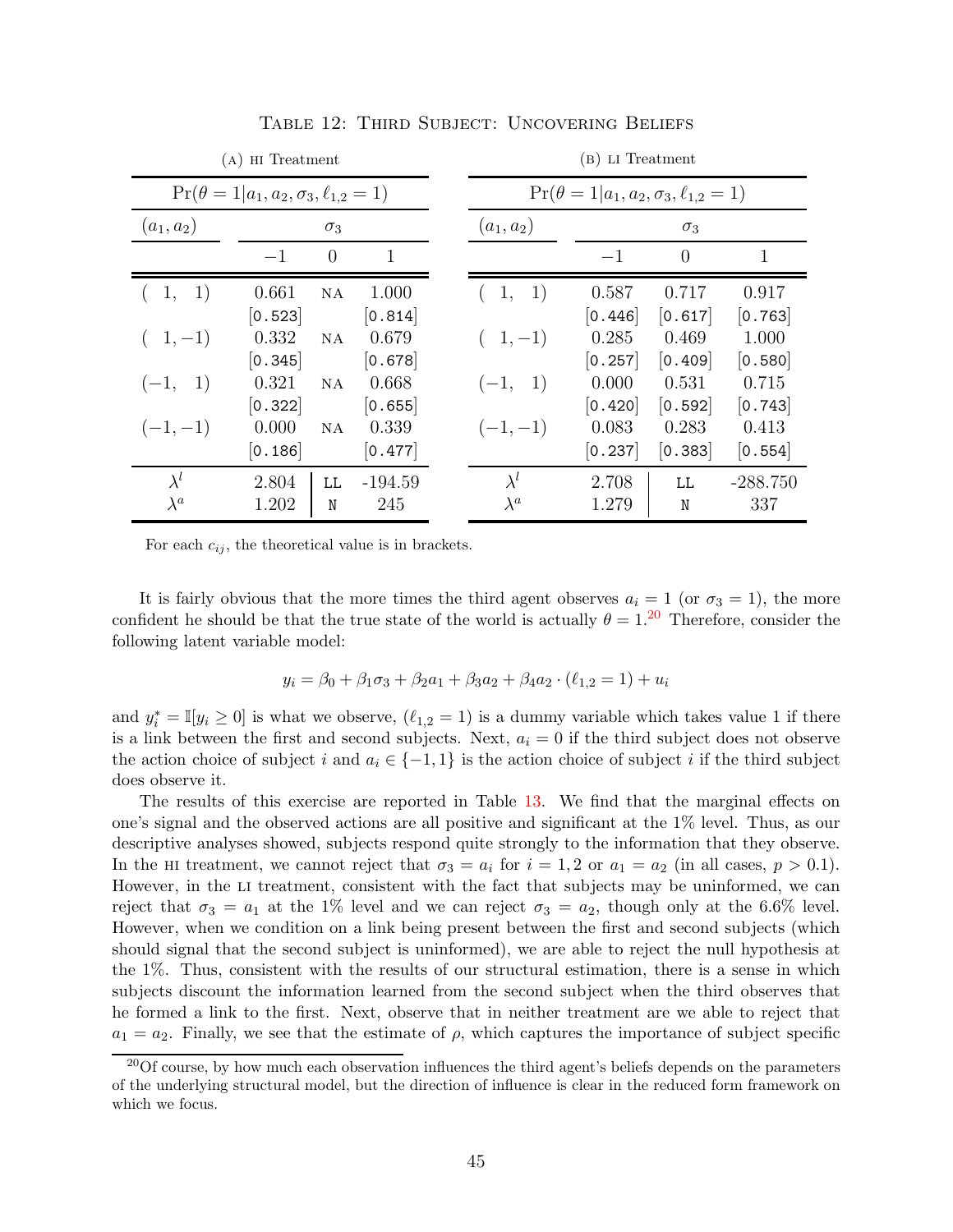TABLE 12: THIRD SUBJECT: UNCOVERING BELIEFS

(A) HI Treatment

| $\Pr(\theta = 1 \mid a_1, a_2, \sigma_3, \ell_{1,2} = 1)$ | | | |
|---|---|---|---|
| $(a_1, a_2)$ | $\sigma_3$ | | |
| | $-1$ | $0$ | $1$ |
| $(1, 1)$ | 0.661 | NA | 1.000 |
| | [0.523] | | [0.814] |
| $(1, -1)$ | 0.332 | NA | 0.679 |
| | [0.345] | | [0.678] |
| $(-1, 1)$ | 0.321 | NA | 0.668 |
| | [0.322] | | [0.655] |
| $(-1, -1)$ | 0.000 | NA | 0.339 |
| | [0.186] | | [0.477] |
| $\lambda^l$ | 2.804 | LL | -194.59 |
| $\lambda^a$ | 1.202 | N | 245 |

(B) LI Treatment

| $\Pr(\theta = 1 \mid a_1, a_2, \sigma_3, \ell_{1,2} = 1)$ | | | |
|---|---|---|---|
| $(a_1, a_2)$ | $\sigma_3$ | | |
| | $-1$ | $0$ | $1$ |
| $(1, 1)$ | 0.587 | 0.717 | 0.917 |
| | [0.446] | [0.617] | [0.763] |
| $(1, -1)$ | 0.285 | 0.469 | 1.000 |
| | [0.257] | [0.409] | [0.580] |
| $(-1, 1)$ | 0.000 | 0.531 | 0.715 |
| | [0.420] | [0.592] | [0.743] |
| $(-1, -1)$ | 0.083 | 0.283 | 0.413 |
| | [0.237] | [0.383] | [0.554] |
| $\lambda^l$ | 2.708 | LL | -288.750 |
| $\lambda^a$ | 1.279 | N | 337 |

For each $c_{ij}$, the theoretical value is in brackets.

It is fairly obvious that the more times the third agent observes $a_i = 1$ (or $\sigma_3 = 1$), the more confident he should be that the true state of the world is actually $\theta = 1$.[20] Therefore, consider the following latent variable model:

$$y_i = \beta_0 + \beta_1 \sigma_3 + \beta_2 a_1 + \beta_3 a_2 + \beta_4 a_2 \cdot (\ell_{1,2} = 1) + u_i$$

and $y_i^* = \mathbb{I}[y_i \geq 0]$ is what we observe, $(\ell_{1,2} = 1)$ is a dummy variable which takes value 1 if there is a link between the first and second subjects. Next, $a_i = 0$ if the third subject does not observe the action choice of subject $i$ and $a_i \in \{-1, 1\}$ is the action choice of subject $i$ if the third subject does observe it.

The results of this exercise are reported in Table 13. We find that the marginal effects on one's signal and the observed actions are all positive and significant at the 1% level. Thus, as our descriptive analyses showed, subjects respond quite strongly to the information that they observe. In the HI treatment, we cannot reject that $\sigma_3 = a_i$ for $i = 1, 2$ or $a_1 = a_2$ (in all cases, $p > 0.1$). However, in the LI treatment, consistent with the fact that subjects may be uninformed, we can reject that $\sigma_3 = a_1$ at the 1% level and we can reject $\sigma_3 = a_2$, though only at the 6.6% level. However, when we condition on a link being present between the first and second subjects (which should signal that the second subject is uninformed), we are able to reject the null hypothesis at the 1%. Thus, consistent with the results of our structural estimation, there is a sense in which subjects discount the information learned from the second subject when the third observes that he formed a link to the first. Next, observe that in neither treatment are we able to reject that $a_1 = a_2$. Finally, we see that the estimate of $\rho$, which captures the importance of subject specific

[20] Of course, by how much each observation influences the third agent's beliefs depends on the parameters of the underlying structural model, but the direction of influence is clear in the reduced form framework on which we focus.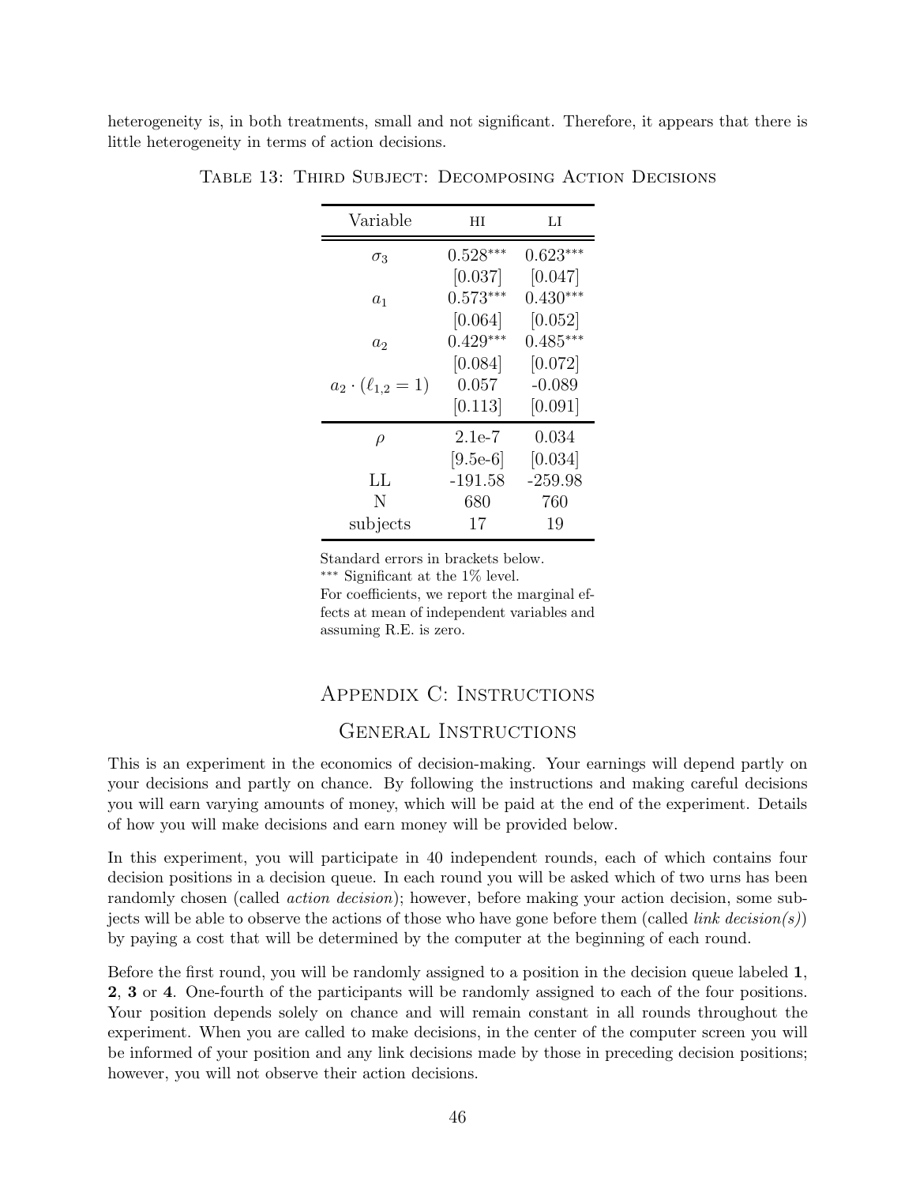heterogeneity is, in both treatments, small and not significant. Therefore, it appears that there is little heterogeneity in terms of action decisions.

Table 13: Third Subject: Decomposing Action Decisions

| Variable | HI | LI |
|---|---|---|
| $\sigma_3$ | $0.528^{***}$ | $0.623^{***}$ |
| | [0.037] | [0.047] |
| $a_1$ | $0.573^{***}$ | $0.430^{***}$ |
| | [0.064] | [0.052] |
| $a_2$ | $0.429^{***}$ | $0.485^{***}$ |
| | [0.084] | [0.072] |
| $a_2 \cdot (\ell_{1,2} = 1)$ | 0.057 | -0.089 |
| | [0.113] | [0.091] |
| $\rho$ | 2.1e-7 | 0.034 |
| | [9.5e-6] | [0.034] |
| LL | -191.58 | -259.98 |
| N | 680 | 760 |
| subjects | 17 | 19 |

Standard errors in brackets below.
*** Significant at the 1% level.
For coefficients, we report the marginal effects at mean of independent variables and assuming R.E. is zero.

# Appendix C: Instructions

## General Instructions

This is an experiment in the economics of decision-making. Your earnings will depend partly on your decisions and partly on chance. By following the instructions and making careful decisions you will earn varying amounts of money, which will be paid at the end of the experiment. Details of how you will make decisions and earn money will be provided below.

In this experiment, you will participate in 40 independent rounds, each of which contains four decision positions in a decision queue. In each round you will be asked which of two urns has been randomly chosen (called *action decision*); however, before making your action decision, some subjects will be able to observe the actions of those who have gone before them (called *link decision(s)*) by paying a cost that will be determined by the computer at the beginning of each round.

Before the first round, you will be randomly assigned to a position in the decision queue labeled **1**, **2**, **3** or **4**. One-fourth of the participants will be randomly assigned to each of the four positions. Your position depends solely on chance and will remain constant in all rounds throughout the experiment. When you are called to make decisions, in the center of the computer screen you will be informed of your position and any link decisions made by those in preceding decision positions; however, you will not observe their action decisions.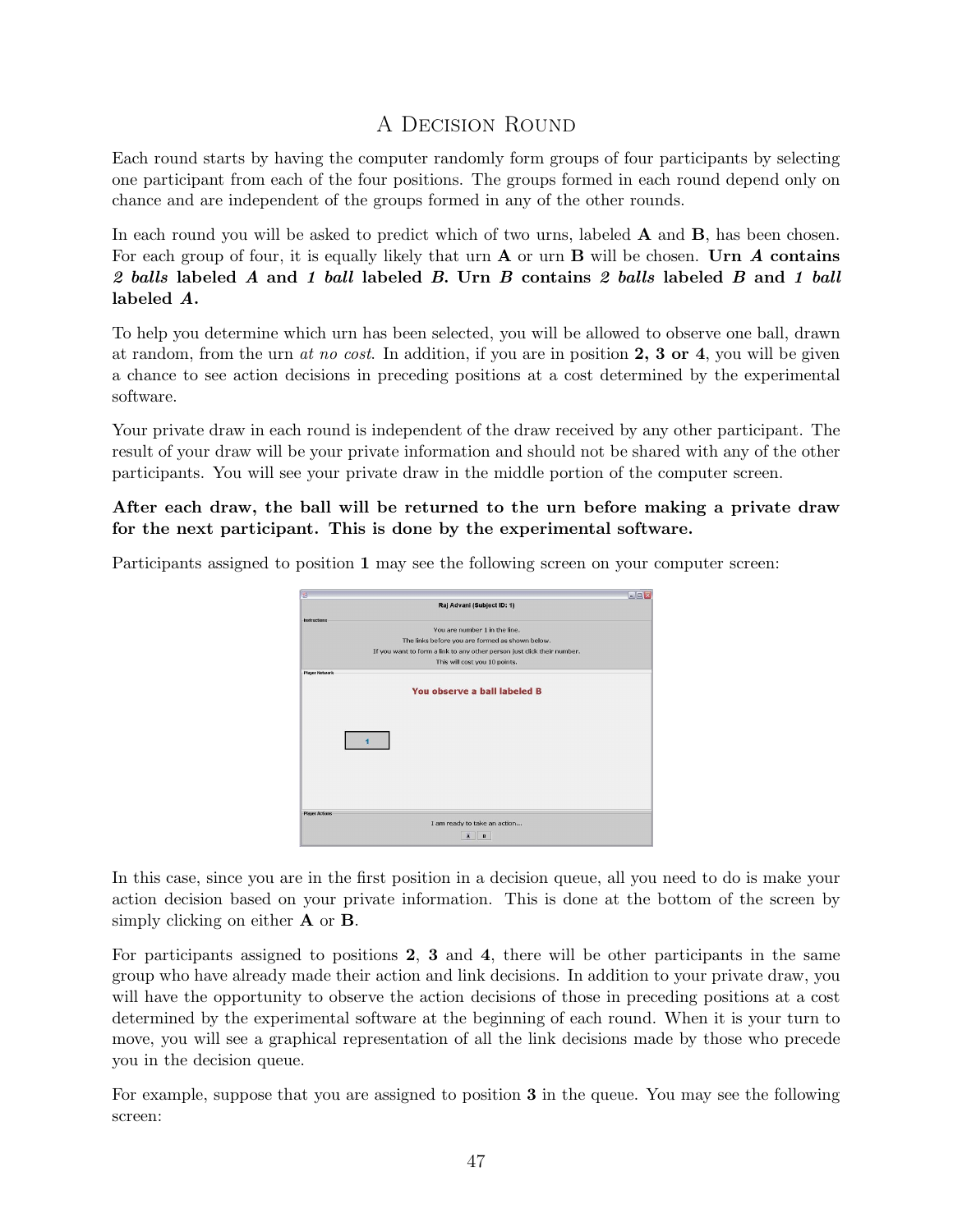## A Decision Round

Each round starts by having the computer randomly form groups of four participants by selecting one participant from each of the four positions. The groups formed in each round depend only on chance and are independent of the groups formed in any of the other rounds.

In each round you will be asked to predict which of two urns, labeled **A** and **B**, has been chosen. For each group of four, it is equally likely that urn **A** or urn **B** will be chosen. ***Urn A contains 2 balls labeled A and 1 ball labeled B. Urn B contains 2 balls labeled B and 1 ball labeled A.***

To help you determine which urn has been selected, you will be allowed to observe one ball, drawn at random, from the urn *at no cost*. In addition, if you are in position **2, 3 or 4**, you will be given a chance to see action decisions in preceding positions at a cost determined by the experimental software.

Your private draw in each round is independent of the draw received by any other participant. The result of your draw will be your private information and should not be shared with any of the other participants. You will see your private draw in the middle portion of the computer screen.

**After each draw, the ball will be returned to the urn before making a private draw for the next participant. This is done by the experimental software.**

Participants assigned to position **1** may see the following screen on your computer screen:

In this case, since you are in the first position in a decision queue, all you need to do is make your action decision based on your private information. This is done at the bottom of the screen by simply clicking on either **A** or **B**.

For participants assigned to positions **2**, **3** and **4**, there will be other participants in the same group who have already made their action and link decisions. In addition to your private draw, you will have the opportunity to observe the action decisions of those in preceding positions at a cost determined by the experimental software at the beginning of each round. When it is your turn to move, you will see a graphical representation of all the link decisions made by those who precede you in the decision queue.

For example, suppose that you are assigned to position **3** in the queue. You may see the following screen: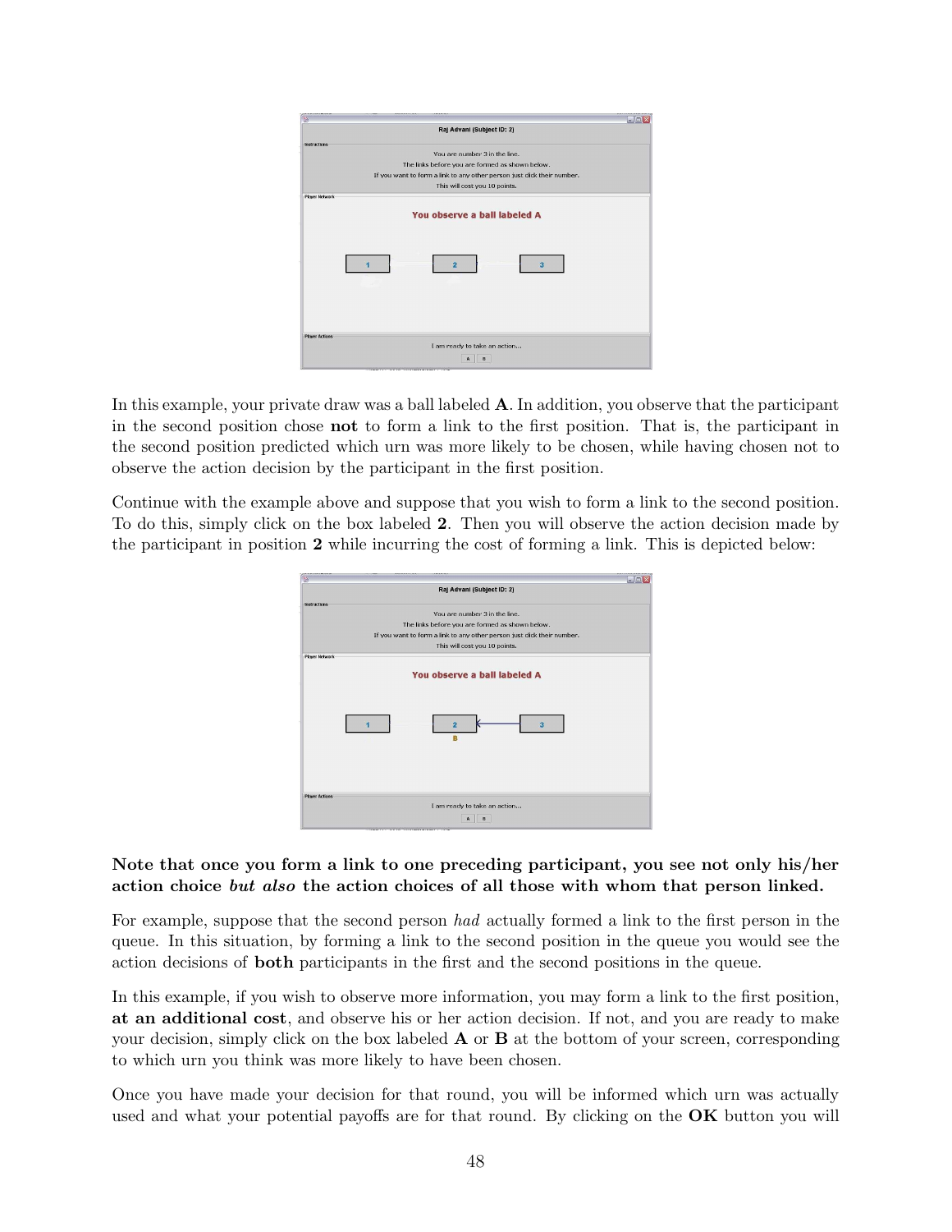In this example, your private draw was a ball labeled **A**. In addition, you observe that the participant in the second position chose **not** to form a link to the first position. That is, the participant in the second position predicted which urn was more likely to be chosen, while having chosen not to observe the action decision by the participant in the first position.

Continue with the example above and suppose that you wish to form a link to the second position. To do this, simply click on the box labeled **2**. Then you will observe the action decision made by the participant in position **2** while incurring the cost of forming a link. This is depicted below:

**Note that once you form a link to one preceding participant, you see not only his/her action choice *but also* the action choices of all those with whom that person linked.**

For example, suppose that the second person *had* actually formed a link to the first person in the queue. In this situation, by forming a link to the second position in the queue you would see the action decisions of **both** participants in the first and the second positions in the queue.

In this example, if you wish to observe more information, you may form a link to the first position, **at an additional cost**, and observe his or her action decision. If not, and you are ready to make your decision, simply click on the box labeled **A** or **B** at the bottom of your screen, corresponding to which urn you think was more likely to have been chosen.

Once you have made your decision for that round, you will be informed which urn was actually used and what your potential payoffs are for that round. By clicking on the **OK** button you will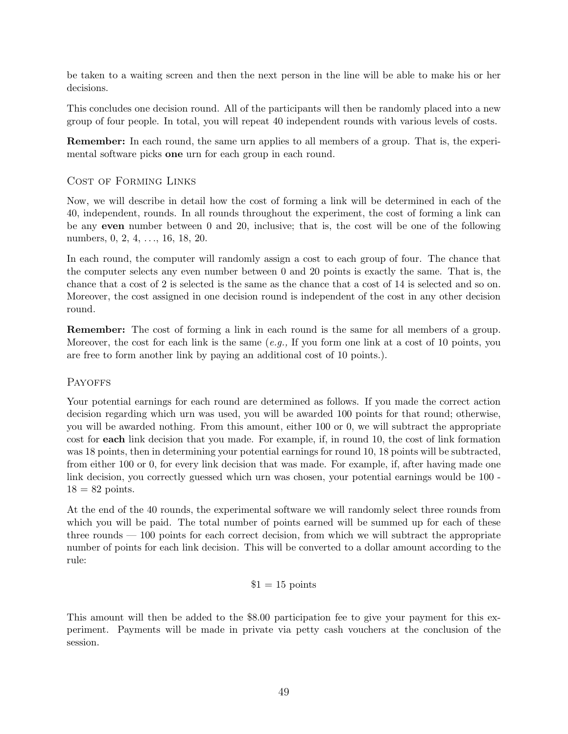be taken to a waiting screen and then the next person in the line will be able to make his or her decisions.

This concludes one decision round. All of the participants will then be randomly placed into a new group of four people. In total, you will repeat 40 independent rounds with various levels of costs.

**Remember:** In each round, the same urn applies to all members of a group. That is, the experimental software picks **one** urn for each group in each round.

### Cost of Forming Links

Now, we will describe in detail how the cost of forming a link will be determined in each of the 40, independent, rounds. In all rounds throughout the experiment, the cost of forming a link can be any **even** number between 0 and 20, inclusive; that is, the cost will be one of the following numbers, 0, 2, 4, ..., 16, 18, 20.

In each round, the computer will randomly assign a cost to each group of four. The chance that the computer selects any even number between 0 and 20 points is exactly the same. That is, the chance that a cost of 2 is selected is the same as the chance that a cost of 14 is selected and so on. Moreover, the cost assigned in one decision round is independent of the cost in any other decision round.

**Remember:** The cost of forming a link in each round is the same for all members of a group. Moreover, the cost for each link is the same (*e.g.,* If you form one link at a cost of 10 points, you are free to form another link by paying an additional cost of 10 points.).

### Payoffs

Your potential earnings for each round are determined as follows. If you made the correct action decision regarding which urn was used, you will be awarded 100 points for that round; otherwise, you will be awarded nothing. From this amount, either 100 or 0, we will subtract the appropriate cost for **each** link decision that you made. For example, if, in round 10, the cost of link formation was 18 points, then in determining your potential earnings for round 10, 18 points will be subtracted, from either 100 or 0, for every link decision that was made. For example, if, after having made one link decision, you correctly guessed which urn was chosen, your potential earnings would be 100 - 18 = 82 points.

At the end of the 40 rounds, the experimental software we will randomly select three rounds from which you will be paid. The total number of points earned will be summed up for each of these three rounds — 100 points for each correct decision, from which we will subtract the appropriate number of points for each link decision. This will be converted to a dollar amount according to the rule:

$$\$1 = 15 \text{ points}$$

This amount will then be added to the $8.00 participation fee to give your payment for this experiment. Payments will be made in private via petty cash vouchers at the conclusion of the session.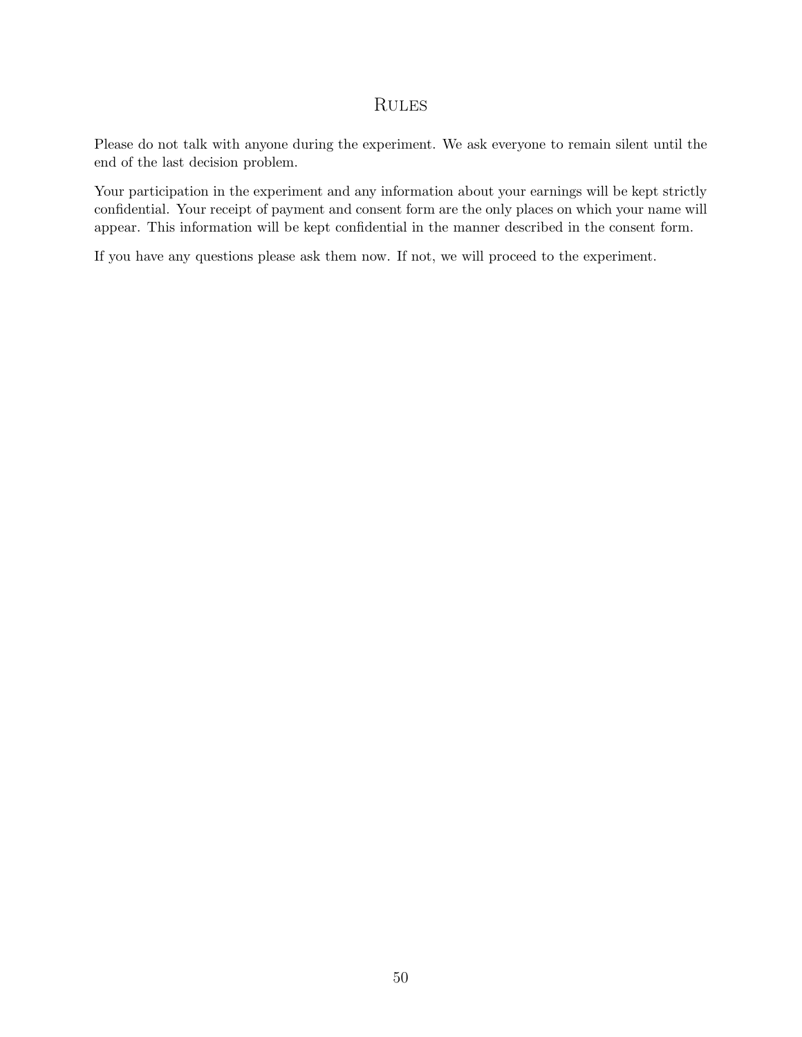## Rules

Please do not talk with anyone during the experiment. We ask everyone to remain silent until the end of the last decision problem.

Your participation in the experiment and any information about your earnings will be kept strictly confidential. Your receipt of payment and consent form are the only places on which your name will appear. This information will be kept confidential in the manner described in the consent form.

If you have any questions please ask them now. If not, we will proceed to the experiment.